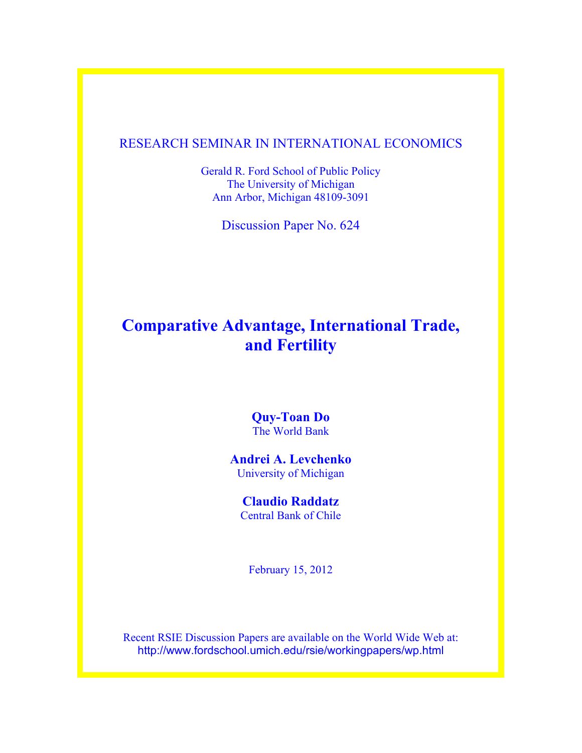RESEARCH SEMINAR IN INTERNATIONAL ECONOMICS

Gerald R. Ford School of Public Policy
The University of Michigan
Ann Arbor, Michigan 48109-3091

Discussion Paper No. 624

# Comparative Advantage, International Trade, and Fertility

**Quy-Toan Do**
The World Bank

**Andrei A. Levchenko**
University of Michigan

**Claudio Raddatz**
Central Bank of Chile

February 15, 2012

Recent RSIE Discussion Papers are available on the World Wide Web at:
http://www.fordschool.umich.edu/rsie/workingpapers/wp.html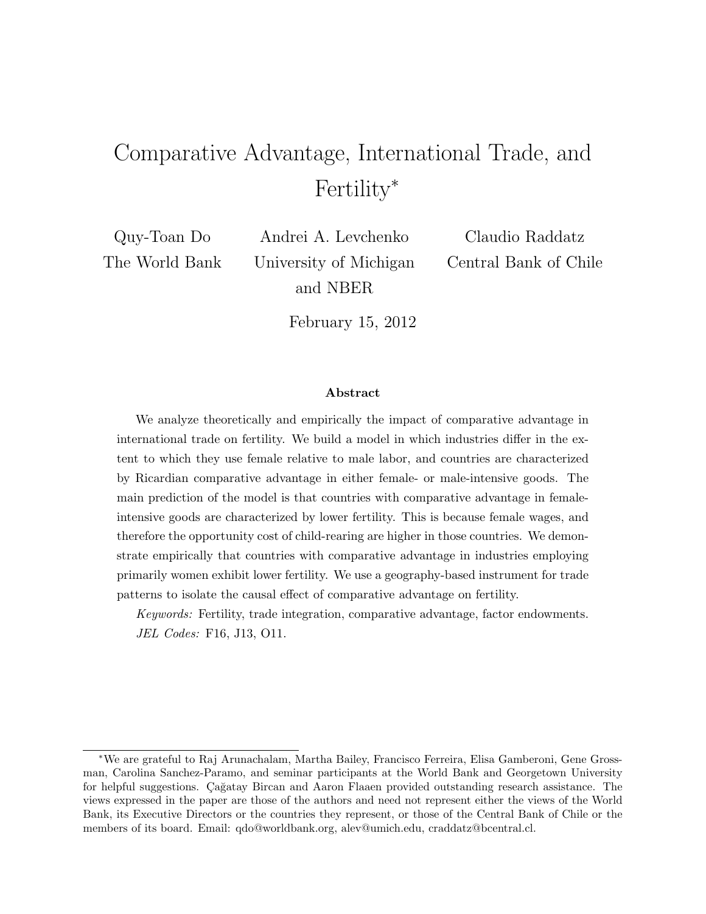# Comparative Advantage, International Trade, and Fertility*

Quy-Toan Do
The World Bank

Andrei A. Levchenko
University of Michigan and NBER

Claudio Raddatz
Central Bank of Chile

February 15, 2012

### Abstract

We analyze theoretically and empirically the impact of comparative advantage in international trade on fertility. We build a model in which industries differ in the extent to which they use female relative to male labor, and countries are characterized by Ricardian comparative advantage in either female- or male-intensive goods. The main prediction of the model is that countries with comparative advantage in female-intensive goods are characterized by lower fertility. This is because female wages, and therefore the opportunity cost of child-rearing are higher in those countries. We demonstrate empirically that countries with comparative advantage in industries employing primarily women exhibit lower fertility. We use a geography-based instrument for trade patterns to isolate the causal effect of comparative advantage on fertility.

*Keywords:* Fertility, trade integration, comparative advantage, factor endowments.
*JEL Codes:* F16, J13, O11.

*We are grateful to Raj Arunachalam, Martha Bailey, Francisco Ferreira, Elisa Gamberoni, Gene Grossman, Carolina Sanchez-Paramo, and seminar participants at the World Bank and Georgetown University for helpful suggestions. Çağatay Bircan and Aaron Flaaen provided outstanding research assistance. The views expressed in the paper are those of the authors and need not represent either the views of the World Bank, its Executive Directors or the countries they represent, or those of the Central Bank of Chile or the members of its board. Email: qdo@worldbank.org, alev@umich.edu, craddatz@bcentral.cl.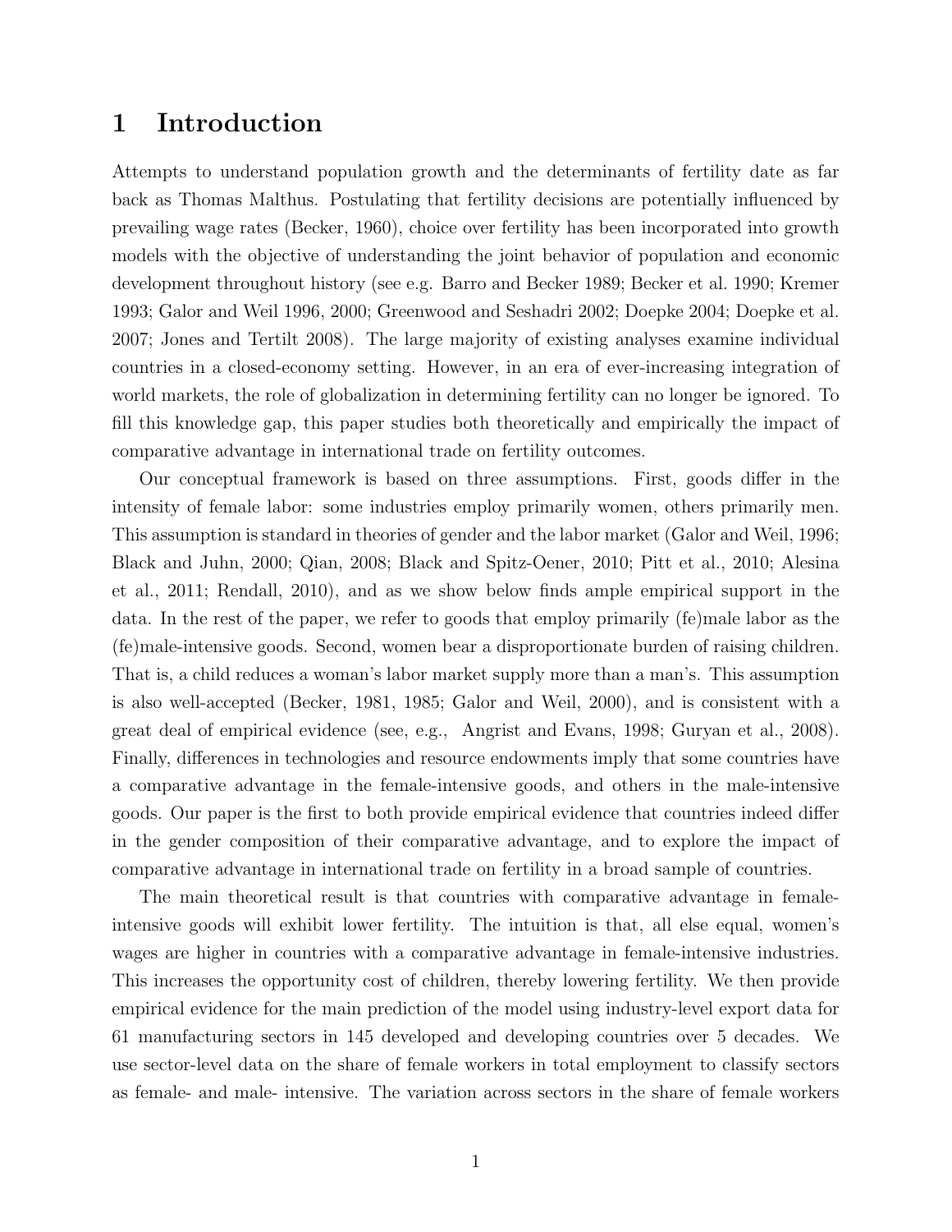# 1 Introduction

Attempts to understand population growth and the determinants of fertility date as far back as Thomas Malthus. Postulating that fertility decisions are potentially influenced by prevailing wage rates (Becker, 1960), choice over fertility has been incorporated into growth models with the objective of understanding the joint behavior of population and economic development throughout history (see e.g. Barro and Becker 1989; Becker et al. 1990; Kremer 1993; Galor and Weil 1996, 2000; Greenwood and Seshadri 2002; Doepke 2004; Doepke et al. 2007; Jones and Tertilt 2008). The large majority of existing analyses examine individual countries in a closed-economy setting. However, in an era of ever-increasing integration of world markets, the role of globalization in determining fertility can no longer be ignored. To fill this knowledge gap, this paper studies both theoretically and empirically the impact of comparative advantage in international trade on fertility outcomes.

Our conceptual framework is based on three assumptions. First, goods differ in the intensity of female labor: some industries employ primarily women, others primarily men. This assumption is standard in theories of gender and the labor market (Galor and Weil, 1996; Black and Juhn, 2000; Qian, 2008; Black and Spitz-Oener, 2010; Pitt et al., 2010; Alesina et al., 2011; Rendall, 2010), and as we show below finds ample empirical support in the data. In the rest of the paper, we refer to goods that employ primarily (fe)male labor as the (fe)male-intensive goods. Second, women bear a disproportionate burden of raising children. That is, a child reduces a woman's labor market supply more than a man's. This assumption is also well-accepted (Becker, 1981, 1985; Galor and Weil, 2000), and is consistent with a great deal of empirical evidence (see, e.g., Angrist and Evans, 1998; Guryan et al., 2008). Finally, differences in technologies and resource endowments imply that some countries have a comparative advantage in the female-intensive goods, and others in the male-intensive goods. Our paper is the first to both provide empirical evidence that countries indeed differ in the gender composition of their comparative advantage, and to explore the impact of comparative advantage in international trade on fertility in a broad sample of countries.

The main theoretical result is that countries with comparative advantage in female-intensive goods will exhibit lower fertility. The intuition is that, all else equal, women's wages are higher in countries with a comparative advantage in female-intensive industries. This increases the opportunity cost of children, thereby lowering fertility. We then provide empirical evidence for the main prediction of the model using industry-level export data for 61 manufacturing sectors in 145 developed and developing countries over 5 decades. We use sector-level data on the share of female workers in total employment to classify sectors as female- and male- intensive. The variation across sectors in the share of female workers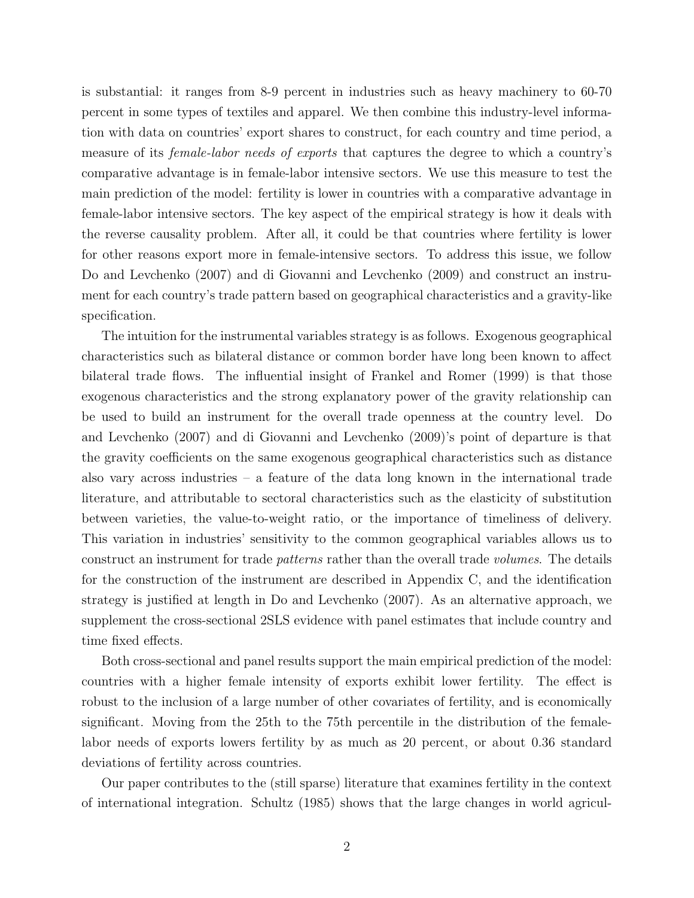is substantial: it ranges from 8-9 percent in industries such as heavy machinery to 60-70 percent in some types of textiles and apparel. We then combine this industry-level information with data on countries' export shares to construct, for each country and time period, a measure of its *female-labor needs of exports* that captures the degree to which a country's comparative advantage is in female-labor intensive sectors. We use this measure to test the main prediction of the model: fertility is lower in countries with a comparative advantage in female-labor intensive sectors. The key aspect of the empirical strategy is how it deals with the reverse causality problem. After all, it could be that countries where fertility is lower for other reasons export more in female-intensive sectors. To address this issue, we follow Do and Levchenko (2007) and di Giovanni and Levchenko (2009) and construct an instrument for each country's trade pattern based on geographical characteristics and a gravity-like specification.

The intuition for the instrumental variables strategy is as follows. Exogenous geographical characteristics such as bilateral distance or common border have long been known to affect bilateral trade flows. The influential insight of Frankel and Romer (1999) is that those exogenous characteristics and the strong explanatory power of the gravity relationship can be used to build an instrument for the overall trade openness at the country level. Do and Levchenko (2007) and di Giovanni and Levchenko (2009)'s point of departure is that the gravity coefficients on the same exogenous geographical characteristics such as distance also vary across industries – a feature of the data long known in the international trade literature, and attributable to sectoral characteristics such as the elasticity of substitution between varieties, the value-to-weight ratio, or the importance of timeliness of delivery. This variation in industries' sensitivity to the common geographical variables allows us to construct an instrument for trade *patterns* rather than the overall trade *volumes*. The details for the construction of the instrument are described in Appendix C, and the identification strategy is justified at length in Do and Levchenko (2007). As an alternative approach, we supplement the cross-sectional 2SLS evidence with panel estimates that include country and time fixed effects.

Both cross-sectional and panel results support the main empirical prediction of the model: countries with a higher female intensity of exports exhibit lower fertility. The effect is robust to the inclusion of a large number of other covariates of fertility, and is economically significant. Moving from the 25th to the 75th percentile in the distribution of the female-labor needs of exports lowers fertility by as much as 20 percent, or about 0.36 standard deviations of fertility across countries.

Our paper contributes to the (still sparse) literature that examines fertility in the context of international integration. Schultz (1985) shows that the large changes in world agricul-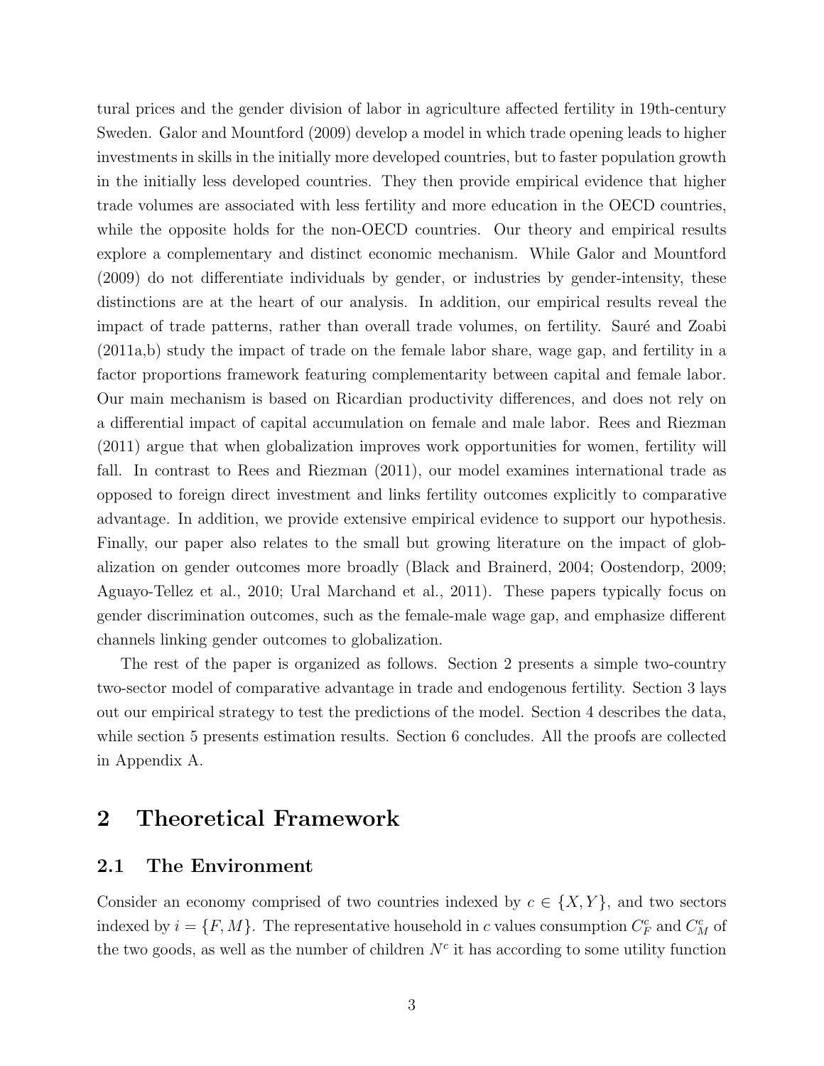tural prices and the gender division of labor in agriculture affected fertility in 19th-century Sweden. Galor and Mountford (2009) develop a model in which trade opening leads to higher investments in skills in the initially more developed countries, but to faster population growth in the initially less developed countries. They then provide empirical evidence that higher trade volumes are associated with less fertility and more education in the OECD countries, while the opposite holds for the non-OECD countries. Our theory and empirical results explore a complementary and distinct economic mechanism. While Galor and Mountford (2009) do not differentiate individuals by gender, or industries by gender-intensity, these distinctions are at the heart of our analysis. In addition, our empirical results reveal the impact of trade patterns, rather than overall trade volumes, on fertility. Sauré and Zoabi (2011a,b) study the impact of trade on the female labor share, wage gap, and fertility in a factor proportions framework featuring complementarity between capital and female labor. Our main mechanism is based on Ricardian productivity differences, and does not rely on a differential impact of capital accumulation on female and male labor. Rees and Riezman (2011) argue that when globalization improves work opportunities for women, fertility will fall. In contrast to Rees and Riezman (2011), our model examines international trade as opposed to foreign direct investment and links fertility outcomes explicitly to comparative advantage. In addition, we provide extensive empirical evidence to support our hypothesis. Finally, our paper also relates to the small but growing literature on the impact of globalization on gender outcomes more broadly (Black and Brainerd, 2004; Oostendorp, 2009; Aguayo-Tellez et al., 2010; Ural Marchand et al., 2011). These papers typically focus on gender discrimination outcomes, such as the female-male wage gap, and emphasize different channels linking gender outcomes to globalization.

The rest of the paper is organized as follows. Section 2 presents a simple two-country two-sector model of comparative advantage in trade and endogenous fertility. Section 3 lays out our empirical strategy to test the predictions of the model. Section 4 describes the data, while section 5 presents estimation results. Section 6 concludes. All the proofs are collected in Appendix A.

# 2 Theoretical Framework

## 2.1 The Environment

Consider an economy comprised of two countries indexed by $c \in \{X, Y\}$, and two sectors indexed by $i = \{F, M\}$. The representative household in $c$ values consumption $C_F^c$ and $C_M^c$ of the two goods, as well as the number of children $N^c$ it has according to some utility function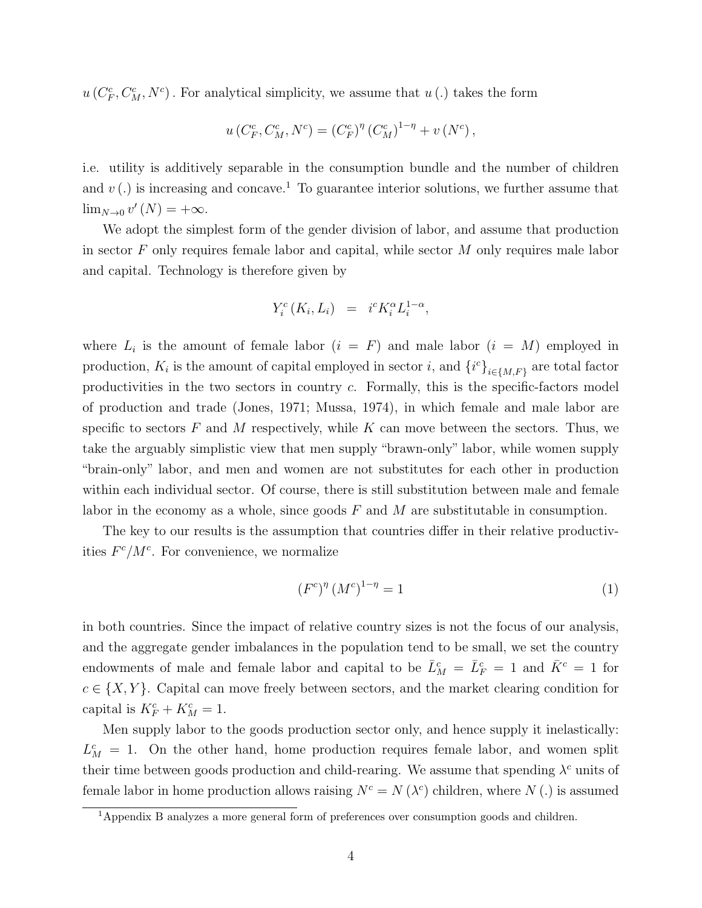$u\left(C_F^c, C_M^c, N^c\right)$. For analytical simplicity, we assume that $u\left(.\right)$ takes the form

$$u\left(C_F^c, C_M^c, N^c\right) = \left(C_F^c\right)^{\eta}\left(C_M^c\right)^{1-\eta} + v\left(N^c\right),$$

i.e. utility is additively separable in the consumption bundle and the number of children and $v\left(.\right)$ is increasing and concave.[1] To guarantee interior solutions, we further assume that $\lim_{N\to 0} v'\left(N\right) = +\infty$.

We adopt the simplest form of the gender division of labor, and assume that production in sector $F$ only requires female labor and capital, while sector $M$ only requires male labor and capital. Technology is therefore given by

$$Y_i^c\left(K_i, L_i\right) = i^c K_i^{\alpha} L_i^{1-\alpha},$$

where $L_i$ is the amount of female labor ($i = F$) and male labor ($i = M$) employed in production, $K_i$ is the amount of capital employed in sector $i$, and $\left\{i^c\right\}_{i\in\{M,F\}}$ are total factor productivities in the two sectors in country $c$. Formally, this is the specific-factors model of production and trade (Jones, 1971; Mussa, 1974), in which female and male labor are specific to sectors $F$ and $M$ respectively, while $K$ can move between the sectors. Thus, we take the arguably simplistic view that men supply "brawn-only" labor, while women supply "brain-only" labor, and men and women are not substitutes for each other in production within each individual sector. Of course, there is still substitution between male and female labor in the economy as a whole, since goods $F$ and $M$ are substitutable in consumption.

The key to our results is the assumption that countries differ in their relative productivities $F^c/M^c$. For convenience, we normalize

$$\left(F^c\right)^{\eta}\left(M^c\right)^{1-\eta} = 1 \tag{1}$$

in both countries. Since the impact of relative country sizes is not the focus of our analysis, and the aggregate gender imbalances in the population tend to be small, we set the country endowments of male and female labor and capital to be $\bar{L}_M^c = \bar{L}_F^c = 1$ and $\bar{K}^c = 1$ for $c \in \{X, Y\}$. Capital can move freely between sectors, and the market clearing condition for capital is $K_F^c + K_M^c = 1$.

Men supply labor to the goods production sector only, and hence supply it inelastically: $L_M^c = 1$. On the other hand, home production requires female labor, and women split their time between goods production and child-rearing. We assume that spending $\lambda^c$ units of female labor in home production allows raising $N^c = N\left(\lambda^c\right)$ children, where $N\left(.\right)$ is assumed

[1] Appendix B analyzes a more general form of preferences over consumption goods and children.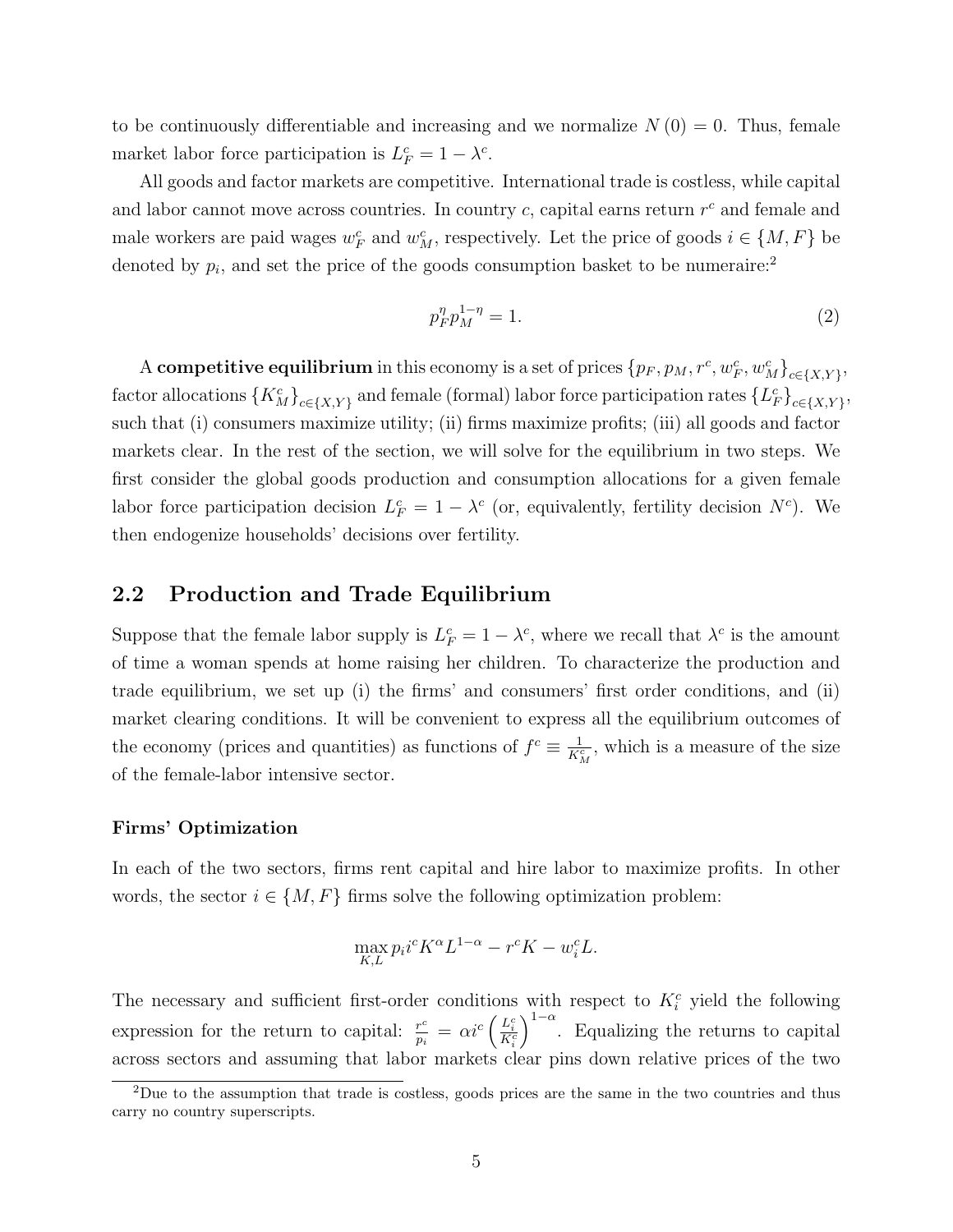to be continuously differentiable and increasing and we normalize $N(0) = 0$. Thus, female market labor force participation is $L_F^c = 1 - \lambda^c$.

All goods and factor markets are competitive. International trade is costless, while capital and labor cannot move across countries. In country $c$, capital earns return $r^c$ and female and male workers are paid wages $w_F^c$ and $w_M^c$, respectively. Let the price of goods $i \in \{M, F\}$ be denoted by $p_i$, and set the price of the goods consumption basket to be numeraire:[2]

$$p_F^{\eta} p_M^{1-\eta} = 1. \tag{2}$$

A **competitive equilibrium** in this economy is a set of prices $\{p_F, p_M, r^c, w_F^c, w_M^c\}_{c\in\{X,Y\}}$, factor allocations $\{K_M^c\}_{c\in\{X,Y\}}$ and female (formal) labor force participation rates $\{L_F^c\}_{c\in\{X,Y\}}$, such that (i) consumers maximize utility; (ii) firms maximize profits; (iii) all goods and factor markets clear. In the rest of the section, we will solve for the equilibrium in two steps. We first consider the global goods production and consumption allocations for a given female labor force participation decision $L_F^c = 1 - \lambda^c$ (or, equivalently, fertility decision $N^c$). We then endogenize households' decisions over fertility.

## 2.2 Production and Trade Equilibrium

Suppose that the female labor supply is $L_F^c = 1 - \lambda^c$, where we recall that $\lambda^c$ is the amount of time a woman spends at home raising her children. To characterize the production and trade equilibrium, we set up (i) the firms' and consumers' first order conditions, and (ii) market clearing conditions. It will be convenient to express all the equilibrium outcomes of the economy (prices and quantities) as functions of $f^c \equiv \frac{1}{K_M^c}$, which is a measure of the size of the female-labor intensive sector.

#### Firms' Optimization

In each of the two sectors, firms rent capital and hire labor to maximize profits. In other words, the sector $i \in \{M, F\}$ firms solve the following optimization problem:

$$\max_{K,L} p_i i^c K^{\alpha} L^{1-\alpha} - r^c K - w_i^c L.$$

The necessary and sufficient first-order conditions with respect to $K_i^c$ yield the following expression for the return to capital: $\frac{r^c}{p_i} = \alpha i^c \left(\frac{L_i^c}{K_i^c}\right)^{1-\alpha}$. Equalizing the returns to capital across sectors and assuming that labor markets clear pins down relative prices of the two

[2] Due to the assumption that trade is costless, goods prices are the same in the two countries and thus carry no country superscripts.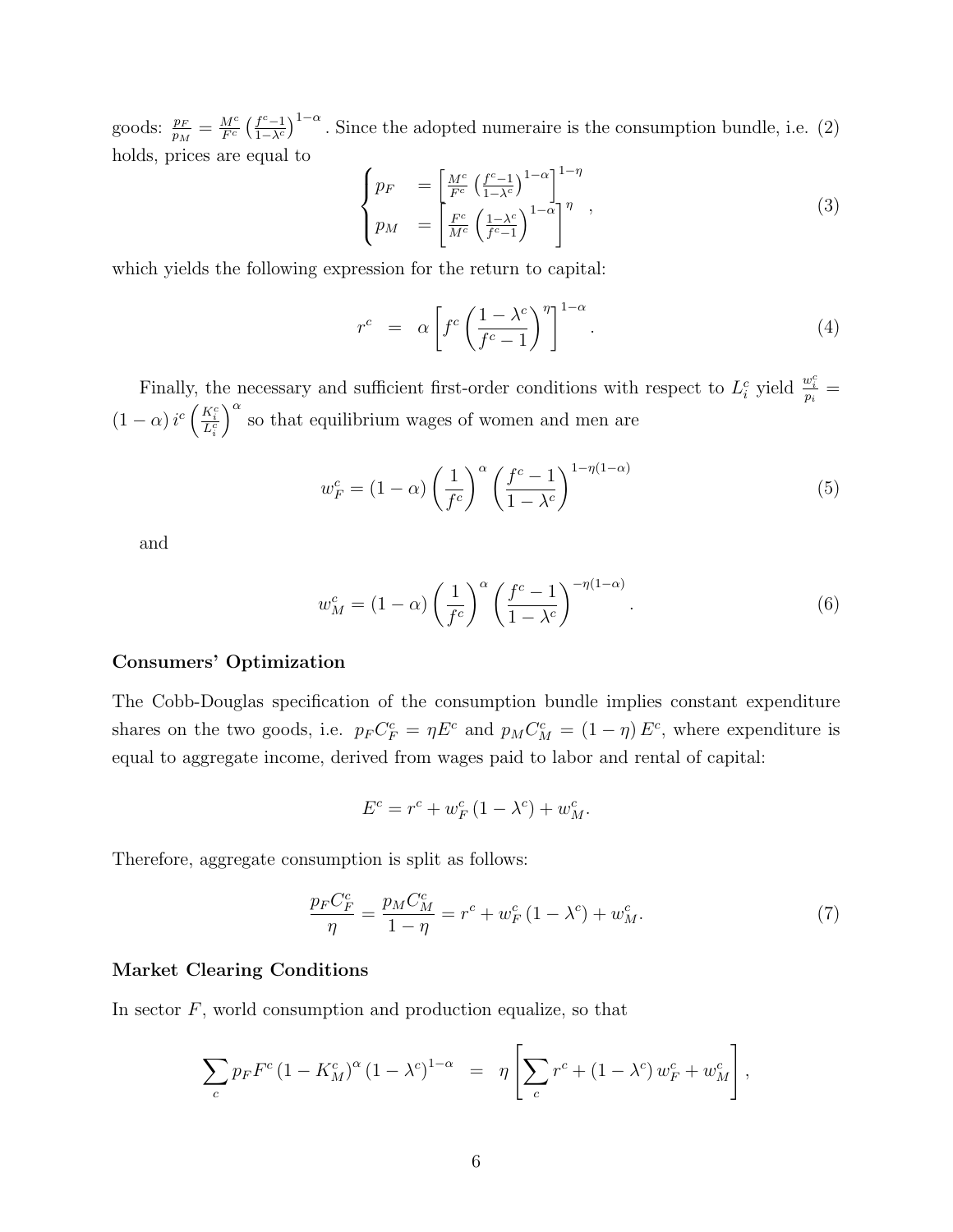goods: $\frac{p_F}{p_M} = \frac{M^c}{F^c}\left(\frac{f^c-1}{1-\lambda^c}\right)^{1-\alpha}$. Since the adopted numeraire is the consumption bundle, i.e. (2) holds, prices are equal to

$$
\begin{cases} p_F &= \left[\frac{M^c}{F^c}\left(\frac{f^c-1}{1-\lambda^c}\right)^{1-\alpha}\right]^{1-\eta} \\ p_M &= \left[\frac{F^c}{M^c}\left(\frac{1-\lambda^c}{f^c-1}\right)^{1-\alpha}\right]^{\eta} \end{cases}, \tag{3}
$$

which yields the following expression for the return to capital:

$$
r^c \;=\; \alpha\left[f^c\left(\frac{1-\lambda^c}{f^c-1}\right)^{\eta}\right]^{1-\alpha}. \tag{4}
$$

Finally, the necessary and sufficient first-order conditions with respect to $L_i^c$ yield $\frac{w_i^c}{p_i} = (1-\alpha)\, i^c \left(\frac{K_i^c}{L_i^c}\right)^{\alpha}$ so that equilibrium wages of women and men are

$$
w_F^c = (1-\alpha)\left(\frac{1}{f^c}\right)^{\alpha}\left(\frac{f^c-1}{1-\lambda^c}\right)^{1-\eta(1-\alpha)} \tag{5}
$$

and

$$
w_M^c = (1-\alpha)\left(\frac{1}{f^c}\right)^{\alpha}\left(\frac{f^c-1}{1-\lambda^c}\right)^{-\eta(1-\alpha)}. \tag{6}
$$

**Consumers' Optimization**

The Cobb-Douglas specification of the consumption bundle implies constant expenditure shares on the two goods, i.e. $p_F C_F^c = \eta E^c$ and $p_M C_M^c = (1-\eta)\, E^c$, where expenditure is equal to aggregate income, derived from wages paid to labor and rental of capital:

$$
E^c = r^c + w_F^c\,(1-\lambda^c) + w_M^c.
$$

Therefore, aggregate consumption is split as follows:

$$
\frac{p_F C_F^c}{\eta} = \frac{p_M C_M^c}{1-\eta} = r^c + w_F^c\,(1-\lambda^c) + w_M^c. \tag{7}
$$

**Market Clearing Conditions**

In sector $F$, world consumption and production equalize, so that

$$
\sum_c p_F F^c\,(1-K_M^c)^{\alpha}\,(1-\lambda^c)^{1-\alpha} \;=\; \eta\left[\sum_c r^c + (1-\lambda^c)\, w_F^c + w_M^c\right],
$$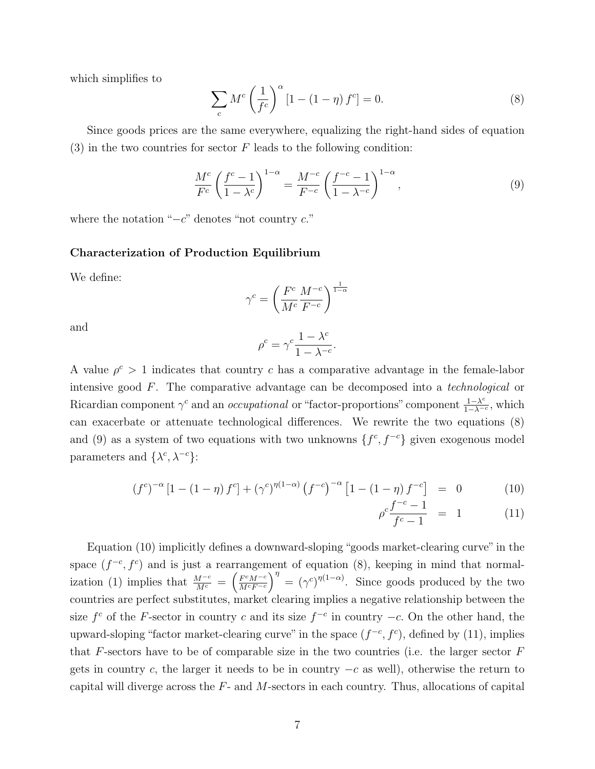which simplifies to

$$\sum_c M^c \left(\frac{1}{f^c}\right)^\alpha [1 - (1-\eta) f^c] = 0. \tag{8}$$

Since goods prices are the same everywhere, equalizing the right-hand sides of equation (3) in the two countries for sector $F$ leads to the following condition:

$$\frac{M^c}{F^c}\left(\frac{f^c - 1}{1-\lambda^c}\right)^{1-\alpha} = \frac{M^{-c}}{F^{-c}}\left(\frac{f^{-c} - 1}{1-\lambda^{-c}}\right)^{1-\alpha}, \tag{9}$$

where the notation "$-c$" denotes "not country $c$."

**Characterization of Production Equilibrium**

We define:

$$\gamma^c = \left(\frac{F^c}{M^c}\frac{M^{-c}}{F^{-c}}\right)^{\frac{1}{1-\alpha}}$$

and

$$\rho^c = \gamma^c \frac{1-\lambda^c}{1-\lambda^{-c}}.$$

A value $\rho^c > 1$ indicates that country $c$ has a comparative advantage in the female-labor intensive good $F$. The comparative advantage can be decomposed into a *technological* or Ricardian component $\gamma^c$ and an *occupational* or "factor-proportions" component $\frac{1-\lambda^c}{1-\lambda^{-c}}$, which can exacerbate or attenuate technological differences. We rewrite the two equations (8) and (9) as a system of two equations with two unknowns $\{f^c, f^{-c}\}$ given exogenous model parameters and $\{\lambda^c, \lambda^{-c}\}$:

$$(f^c)^{-\alpha}[1-(1-\eta) f^c] + (\gamma^c)^{\eta(1-\alpha)}\left(f^{-c}\right)^{-\alpha}\left[1-(1-\eta) f^{-c}\right] = 0 \tag{10}$$

$$\rho^c \frac{f^{-c} - 1}{f^c - 1} = 1 \tag{11}$$

Equation (10) implicitly defines a downward-sloping "goods market-clearing curve" in the space $(f^{-c}, f^c)$ and is just a rearrangement of equation (8), keeping in mind that normalization (1) implies that $\frac{M^{-c}}{M^c} = \left(\frac{F^c M^{-c}}{M^c F^{-c}}\right)^\eta = (\gamma^c)^{\eta(1-\alpha)}$. Since goods produced by the two countries are perfect substitutes, market clearing implies a negative relationship between the size $f^c$ of the $F$-sector in country $c$ and its size $f^{-c}$ in country $-c$. On the other hand, the upward-sloping "factor market-clearing curve" in the space $(f^{-c}, f^c)$, defined by (11), implies that $F$-sectors have to be of comparable size in the two countries (i.e. the larger sector $F$ gets in country $c$, the larger it needs to be in country $-c$ as well), otherwise the return to capital will diverge across the $F$- and $M$-sectors in each country. Thus, allocations of capital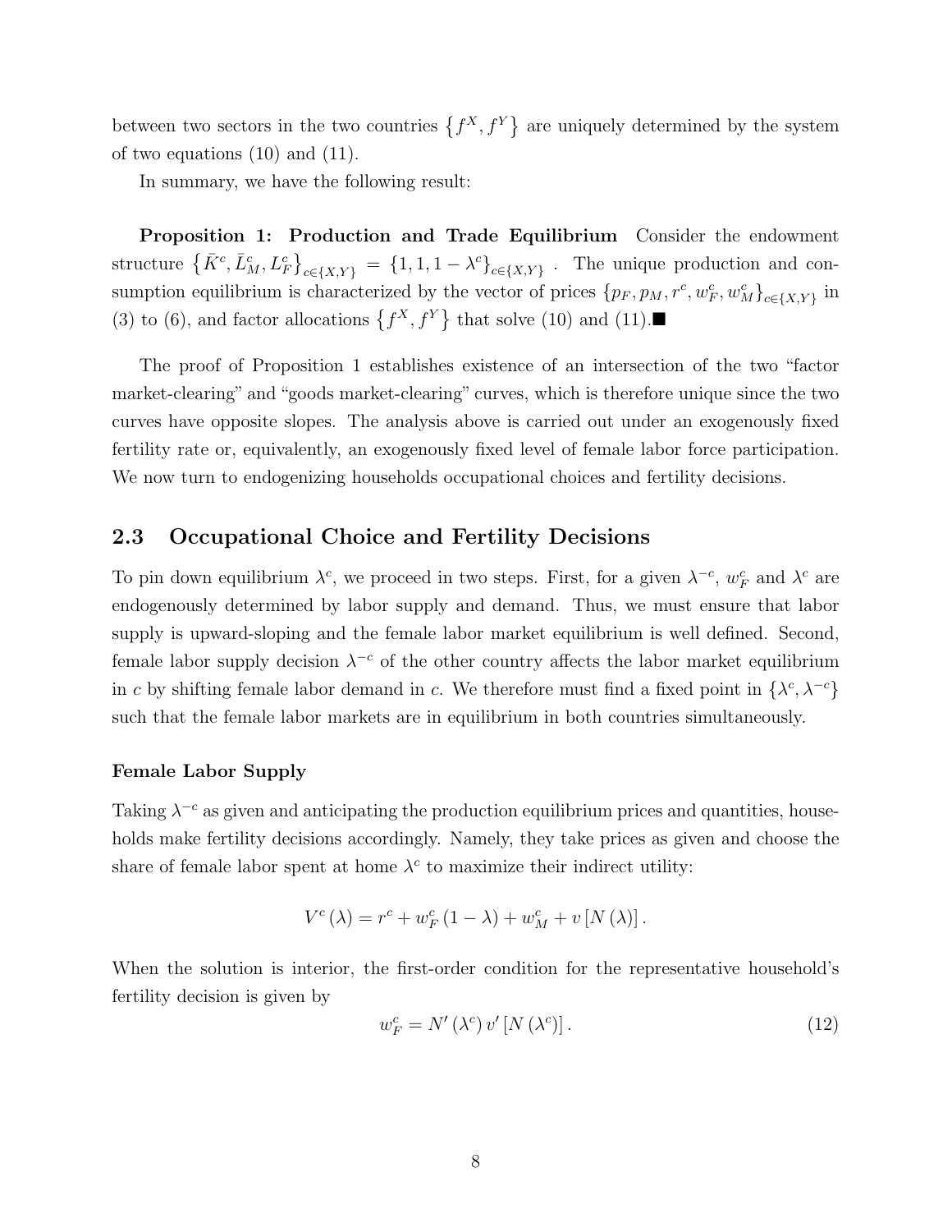between two sectors in the two countries $\left\{f^X, f^Y\right\}$ are uniquely determined by the system of two equations (10) and (11).

In summary, we have the following result:

**Proposition 1: Production and Trade Equilibrium** Consider the endowment structure $\left\{\bar{K}^c, \bar{L}_M^c, L_F^c\right\}_{c\in\{X,Y\}} = \left\{1, 1, 1-\lambda^c\right\}_{c\in\{X,Y\}}$. The unique production and consumption equilibrium is characterized by the vector of prices $\left\{p_F, p_M, r^c, w_F^c, w_M^c\right\}_{c\in\{X,Y\}}$ in (3) to (6), and factor allocations $\left\{f^X, f^Y\right\}$ that solve (10) and (11).■

The proof of Proposition 1 establishes existence of an intersection of the two "factor market-clearing" and "goods market-clearing" curves, which is therefore unique since the two curves have opposite slopes. The analysis above is carried out under an exogenously fixed fertility rate or, equivalently, an exogenously fixed level of female labor force participation. We now turn to endogenizing households occupational choices and fertility decisions.

## 2.3 Occupational Choice and Fertility Decisions

To pin down equilibrium $\lambda^c$, we proceed in two steps. First, for a given $\lambda^{-c}$, $w_F^c$ and $\lambda^c$ are endogenously determined by labor supply and demand. Thus, we must ensure that labor supply is upward-sloping and the female labor market equilibrium is well defined. Second, female labor supply decision $\lambda^{-c}$ of the other country affects the labor market equilibrium in $c$ by shifting female labor demand in $c$. We therefore must find a fixed point in $\{\lambda^c, \lambda^{-c}\}$ such that the female labor markets are in equilibrium in both countries simultaneously.

### Female Labor Supply

Taking $\lambda^{-c}$ as given and anticipating the production equilibrium prices and quantities, households make fertility decisions accordingly. Namely, they take prices as given and choose the share of female labor spent at home $\lambda^c$ to maximize their indirect utility:

$$V^c(\lambda) = r^c + w_F^c(1-\lambda) + w_M^c + v\left[N(\lambda)\right].$$

When the solution is interior, the first-order condition for the representative household's fertility decision is given by

$$w_F^c = N'(\lambda^c)\, v'\left[N(\lambda^c)\right]. \tag{12}$$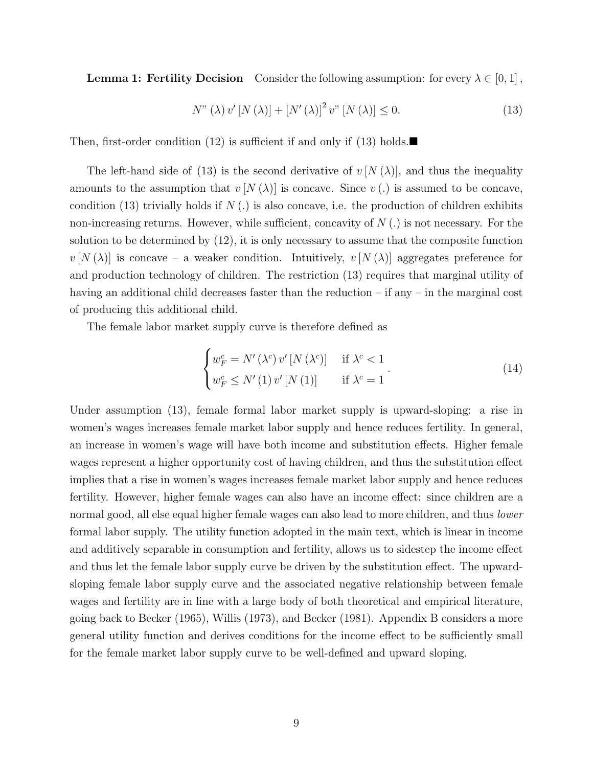**Lemma 1: Fertility Decision** Consider the following assumption: for every $\lambda \in [0, 1]$,

$$N''(\lambda) v'[N(\lambda)] + [N'(\lambda)]^2 v''[N(\lambda)] \leq 0. \tag{13}$$

Then, first-order condition (12) is sufficient if and only if (13) holds.■

The left-hand side of (13) is the second derivative of $v[N(\lambda)]$, and thus the inequality amounts to the assumption that $v[N(\lambda)]$ is concave. Since $v(.)$ is assumed to be concave, condition (13) trivially holds if $N(.)$ is also concave, i.e. the production of children exhibits non-increasing returns. However, while sufficient, concavity of $N(.)$ is not necessary. For the solution to be determined by (12), it is only necessary to assume that the composite function $v[N(\lambda)]$ is concave – a weaker condition. Intuitively, $v[N(\lambda)]$ aggregates preference for and production technology of children. The restriction (13) requires that marginal utility of having an additional child decreases faster than the reduction – if any – in the marginal cost of producing this additional child.

The female labor market supply curve is therefore defined as

$$\begin{cases} w_F^c = N'(\lambda^c) v'[N(\lambda^c)] & \text{if } \lambda^c < 1 \\ w_F^c \leq N'(1) v'[N(1)] & \text{if } \lambda^c = 1 \end{cases}. \tag{14}$$

Under assumption (13), female formal labor market supply is upward-sloping: a rise in women's wages increases female market labor supply and hence reduces fertility. In general, an increase in women's wage will have both income and substitution effects. Higher female wages represent a higher opportunity cost of having children, and thus the substitution effect implies that a rise in women's wages increases female market labor supply and hence reduces fertility. However, higher female wages can also have an income effect: since children are a normal good, all else equal higher female wages can also lead to more children, and thus *lower* formal labor supply. The utility function adopted in the main text, which is linear in income and additively separable in consumption and fertility, allows us to sidestep the income effect and thus let the female labor supply curve be driven by the substitution effect. The upward-sloping female labor supply curve and the associated negative relationship between female wages and fertility are in line with a large body of both theoretical and empirical literature, going back to Becker (1965), Willis (1973), and Becker (1981). Appendix B considers a more general utility function and derives conditions for the income effect to be sufficiently small for the female market labor supply curve to be well-defined and upward sloping.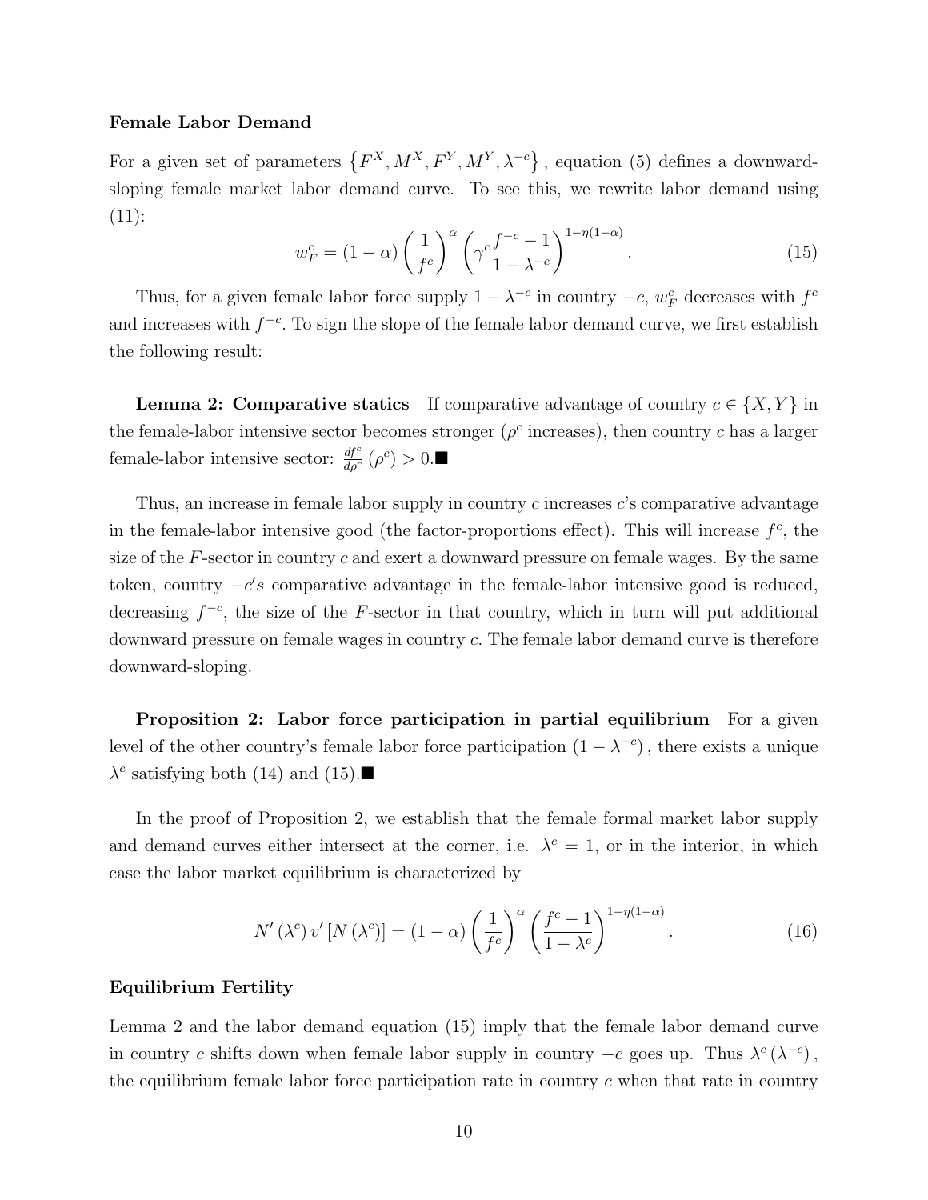**Female Labor Demand**

For a given set of parameters $\left\{F^X, M^X, F^Y, M^Y, \lambda^{-c}\right\}$, equation (5) defines a downward-sloping female market labor demand curve. To see this, we rewrite labor demand using (11):

$$w_F^c = (1-\alpha)\left(\frac{1}{f^c}\right)^{\alpha}\left(\gamma^c \frac{f^{-c}-1}{1-\lambda^{-c}}\right)^{1-\eta(1-\alpha)}. \tag{15}$$

Thus, for a given female labor force supply $1-\lambda^{-c}$ in country $-c$, $w_F^c$ decreases with $f^c$ and increases with $f^{-c}$. To sign the slope of the female labor demand curve, we first establish the following result:

**Lemma 2: Comparative statics** If comparative advantage of country $c \in \{X, Y\}$ in the female-labor intensive sector becomes stronger ($\rho^c$ increases), then country $c$ has a larger female-labor intensive sector: $\frac{df^c}{d\rho^c}(\rho^c) > 0$.■

Thus, an increase in female labor supply in country $c$ increases $c$'s comparative advantage in the female-labor intensive good (the factor-proportions effect). This will increase $f^c$, the size of the $F$-sector in country $c$ and exert a downward pressure on female wages. By the same token, country $-c's$ comparative advantage in the female-labor intensive good is reduced, decreasing $f^{-c}$, the size of the $F$-sector in that country, which in turn will put additional downward pressure on female wages in country $c$. The female labor demand curve is therefore downward-sloping.

**Proposition 2: Labor force participation in partial equilibrium** For a given level of the other country's female labor force participation $(1-\lambda^{-c})$, there exists a unique $\lambda^c$ satisfying both (14) and (15).■

In the proof of Proposition 2, we establish that the female formal market labor supply and demand curves either intersect at the corner, i.e. $\lambda^c = 1$, or in the interior, in which case the labor market equilibrium is characterized by

$$N'(\lambda^c)\, v'[N(\lambda^c)] = (1-\alpha)\left(\frac{1}{f^c}\right)^{\alpha}\left(\frac{f^c-1}{1-\lambda^c}\right)^{1-\eta(1-\alpha)}. \tag{16}$$

**Equilibrium Fertility**

Lemma 2 and the labor demand equation (15) imply that the female labor demand curve in country $c$ shifts down when female labor supply in country $-c$ goes up. Thus $\lambda^c(\lambda^{-c})$, the equilibrium female labor force participation rate in country $c$ when that rate in country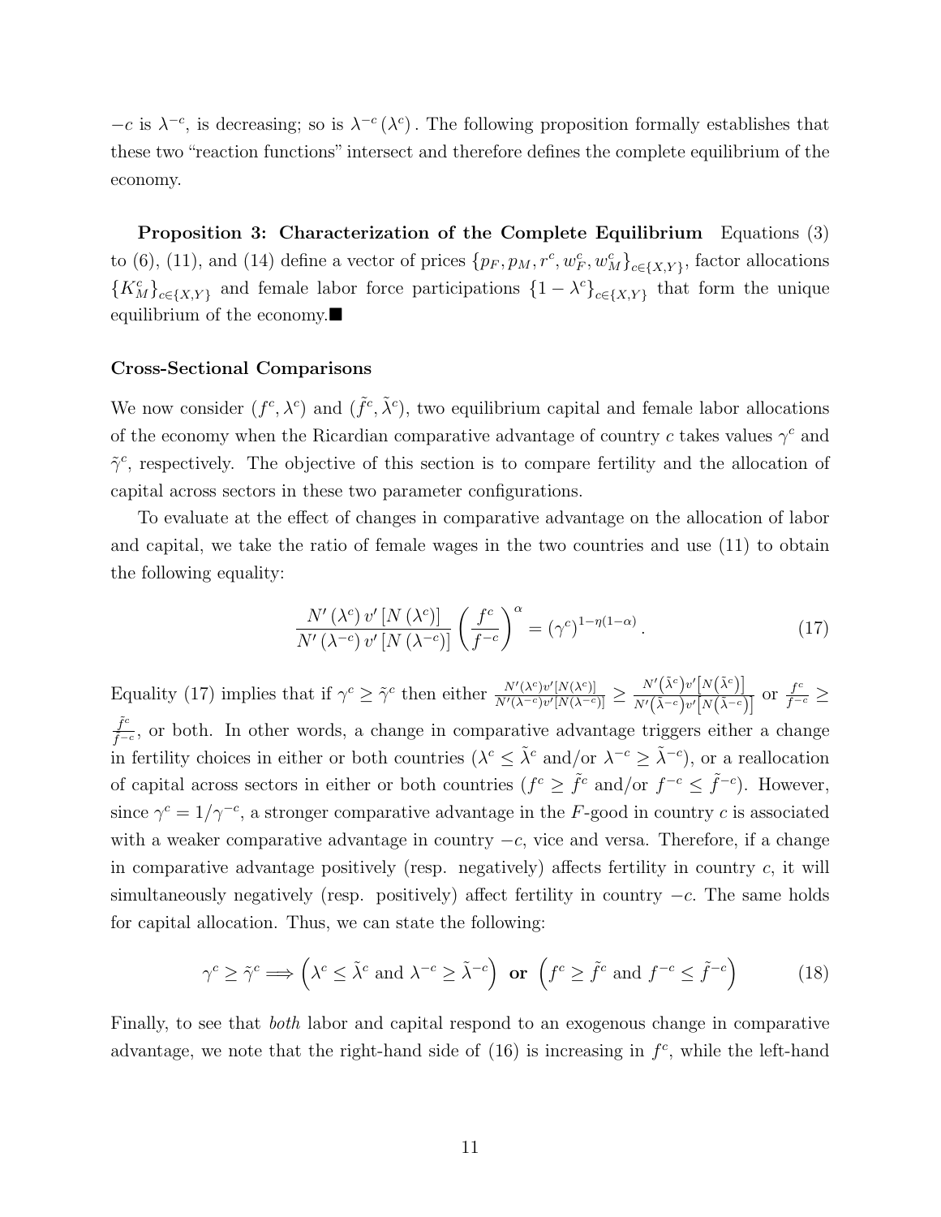$-c$ is $\lambda^{-c}$, is decreasing; so is $\lambda^{-c}(\lambda^c)$. The following proposition formally establishes that these two "reaction functions" intersect and therefore defines the complete equilibrium of the economy.

**Proposition 3: Characterization of the Complete Equilibrium** Equations (3) to (6), (11), and (14) define a vector of prices $\{p_F, p_M, r^c, w_F^c, w_M^c\}_{c\in\{X,Y\}}$, factor allocations $\{K_M^c\}_{c\in\{X,Y\}}$ and female labor force participations $\{1-\lambda^c\}_{c\in\{X,Y\}}$ that form the unique equilibrium of the economy.■

**Cross-Sectional Comparisons**

We now consider $(f^c, \lambda^c)$ and $(\tilde{f}^c, \tilde{\lambda}^c)$, two equilibrium capital and female labor allocations of the economy when the Ricardian comparative advantage of country $c$ takes values $\gamma^c$ and $\tilde{\gamma}^c$, respectively. The objective of this section is to compare fertility and the allocation of capital across sectors in these two parameter configurations.

To evaluate at the effect of changes in comparative advantage on the allocation of labor and capital, we take the ratio of female wages in the two countries and use (11) to obtain the following equality:

$$\frac{N'(\lambda^c)\, v'[N(\lambda^c)]}{N'(\lambda^{-c})\, v'[N(\lambda^{-c})]} \left(\frac{f^c}{f^{-c}}\right)^{\alpha} = (\gamma^c)^{1-\eta(1-\alpha)}. \tag{17}$$

Equality (17) implies that if $\gamma^c \geq \tilde{\gamma}^c$ then either $\frac{N'(\lambda^c)v'[N(\lambda^c)]}{N'(\lambda^{-c})v'[N(\lambda^{-c})]} \geq \frac{N'(\tilde{\lambda}^c)v'[N(\tilde{\lambda}^c)]}{N'(\tilde{\lambda}^{-c})v'[N(\tilde{\lambda}^{-c})]}$ or $\frac{f^c}{f^{-c}} \geq \frac{\tilde{f}^c}{\tilde{f}^{-c}}$, or both. In other words, a change in comparative advantage triggers either a change in fertility choices in either or both countries ($\lambda^c \leq \tilde{\lambda}^c$ and/or $\lambda^{-c} \geq \tilde{\lambda}^{-c}$), or a reallocation of capital across sectors in either or both countries ($f^c \geq \tilde{f}^c$ and/or $f^{-c} \leq \tilde{f}^{-c}$). However, since $\gamma^c = 1/\gamma^{-c}$, a stronger comparative advantage in the $F$-good in country $c$ is associated with a weaker comparative advantage in country $-c$, vice and versa. Therefore, if a change in comparative advantage positively (resp. negatively) affects fertility in country $c$, it will simultaneously negatively (resp. positively) affect fertility in country $-c$. The same holds for capital allocation. Thus, we can state the following:

$$\gamma^c \geq \tilde{\gamma}^c \Longrightarrow \left(\lambda^c \leq \tilde{\lambda}^c \text{ and } \lambda^{-c} \geq \tilde{\lambda}^{-c}\right) \ \textbf{or}\ \left(f^c \geq \tilde{f}^c \text{ and } f^{-c} \leq \tilde{f}^{-c}\right) \tag{18}$$

Finally, to see that *both* labor and capital respond to an exogenous change in comparative advantage, we note that the right-hand side of (16) is increasing in $f^c$, while the left-hand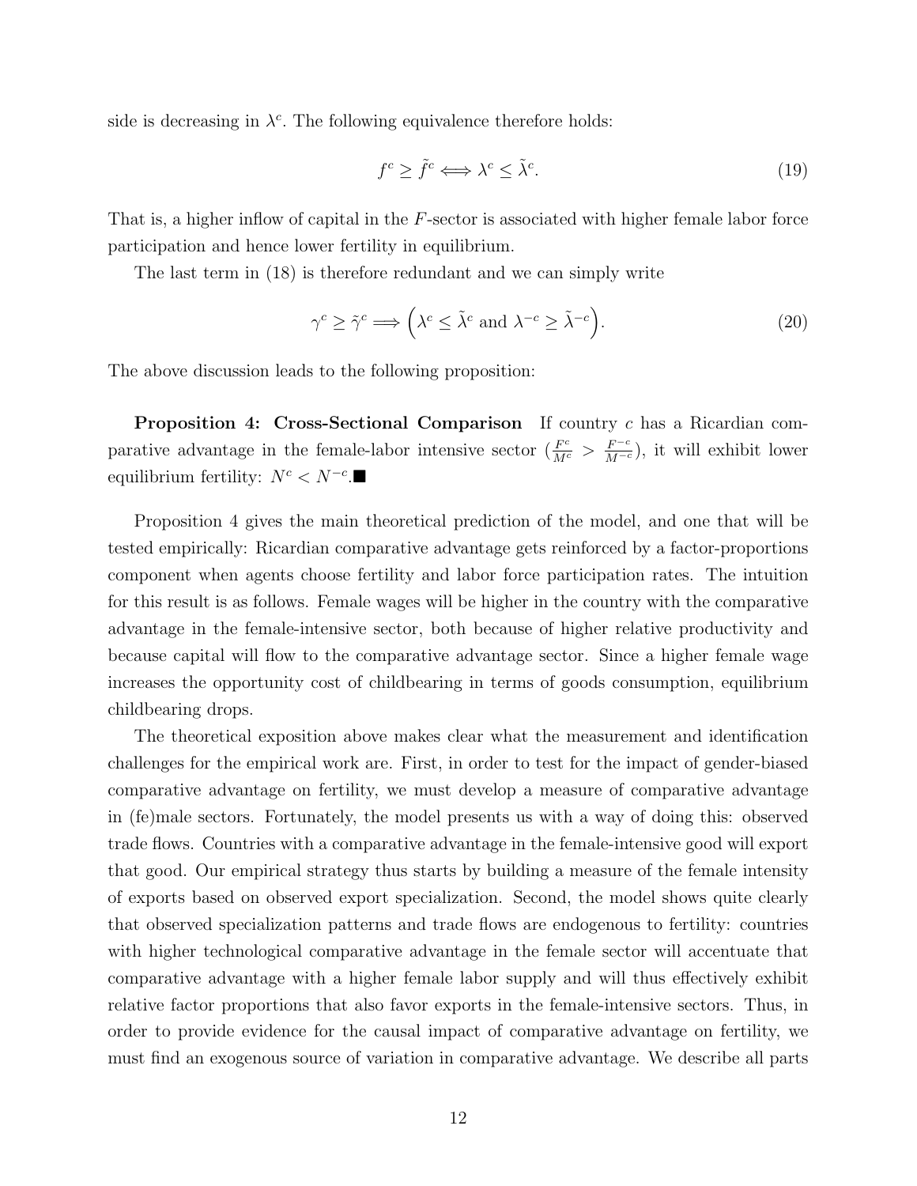side is decreasing in $\lambda^c$. The following equivalence therefore holds:

$$f^c \geq \tilde{f}^c \Longleftrightarrow \lambda^c \leq \tilde{\lambda}^c. \tag{19}$$

That is, a higher inflow of capital in the $F$-sector is associated with higher female labor force participation and hence lower fertility in equilibrium.

The last term in (18) is therefore redundant and we can simply write

$$\gamma^c \geq \tilde{\gamma}^c \Longrightarrow \left(\lambda^c \leq \tilde{\lambda}^c \text{ and } \lambda^{-c} \geq \tilde{\lambda}^{-c}\right). \tag{20}$$

The above discussion leads to the following proposition:

**Proposition 4: Cross-Sectional Comparison** If country $c$ has a Ricardian comparative advantage in the female-labor intensive sector ($\frac{F^c}{M^c} > \frac{F^{-c}}{M^{-c}}$), it will exhibit lower equilibrium fertility: $N^c < N^{-c}$.■

Proposition 4 gives the main theoretical prediction of the model, and one that will be tested empirically: Ricardian comparative advantage gets reinforced by a factor-proportions component when agents choose fertility and labor force participation rates. The intuition for this result is as follows. Female wages will be higher in the country with the comparative advantage in the female-intensive sector, both because of higher relative productivity and because capital will flow to the comparative advantage sector. Since a higher female wage increases the opportunity cost of childbearing in terms of goods consumption, equilibrium childbearing drops.

The theoretical exposition above makes clear what the measurement and identification challenges for the empirical work are. First, in order to test for the impact of gender-biased comparative advantage on fertility, we must develop a measure of comparative advantage in (fe)male sectors. Fortunately, the model presents us with a way of doing this: observed trade flows. Countries with a comparative advantage in the female-intensive good will export that good. Our empirical strategy thus starts by building a measure of the female intensity of exports based on observed export specialization. Second, the model shows quite clearly that observed specialization patterns and trade flows are endogenous to fertility: countries with higher technological comparative advantage in the female sector will accentuate that comparative advantage with a higher female labor supply and will thus effectively exhibit relative factor proportions that also favor exports in the female-intensive sectors. Thus, in order to provide evidence for the causal impact of comparative advantage on fertility, we must find an exogenous source of variation in comparative advantage. We describe all parts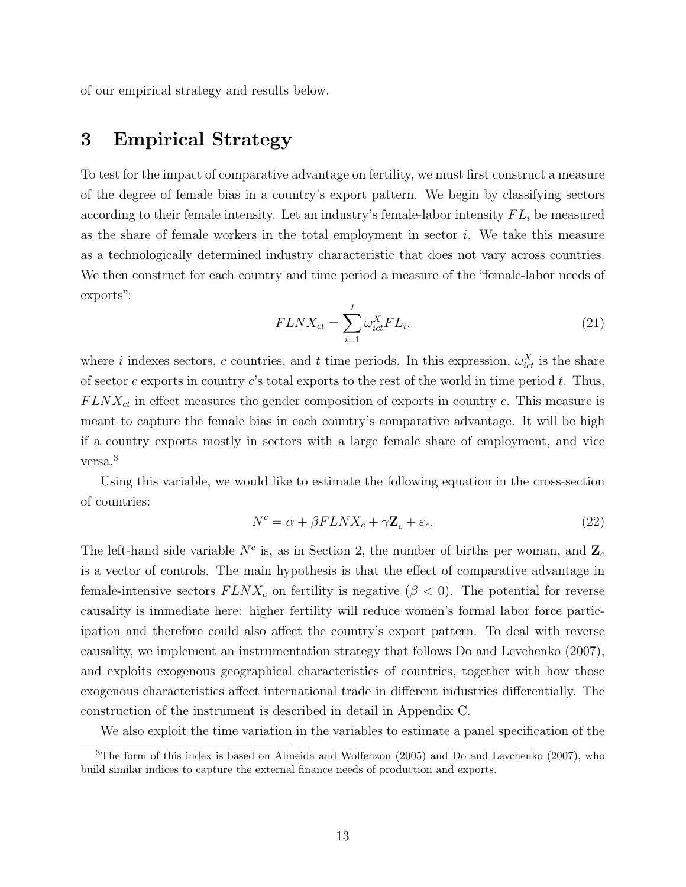of our empirical strategy and results below.

# 3 Empirical Strategy

To test for the impact of comparative advantage on fertility, we must first construct a measure of the degree of female bias in a country's export pattern. We begin by classifying sectors according to their female intensity. Let an industry's female-labor intensity $FL_i$ be measured as the share of female workers in the total employment in sector $i$. We take this measure as a technologically determined industry characteristic that does not vary across countries. We then construct for each country and time period a measure of the "female-labor needs of exports":

$$FLNX_{ct} = \sum_{i=1}^{I} \omega_{ict}^{X} FL_i, \tag{21}$$

where $i$ indexes sectors, $c$ countries, and $t$ time periods. In this expression, $\omega_{ict}^{X}$ is the share of sector $c$ exports in country $c$'s total exports to the rest of the world in time period $t$. Thus, $FLNX_{ct}$ in effect measures the gender composition of exports in country $c$. This measure is meant to capture the female bias in each country's comparative advantage. It will be high if a country exports mostly in sectors with a large female share of employment, and vice versa.[3]

Using this variable, we would like to estimate the following equation in the cross-section of countries:

$$N^c = \alpha + \beta FLNX_c + \gamma \mathbf{Z}_c + \varepsilon_c. \tag{22}$$

The left-hand side variable $N^c$ is, as in Section 2, the number of births per woman, and $\mathbf{Z}_c$ is a vector of controls. The main hypothesis is that the effect of comparative advantage in female-intensive sectors $FLNX_c$ on fertility is negative ($\beta < 0$). The potential for reverse causality is immediate here: higher fertility will reduce women's formal labor force participation and therefore could also affect the country's export pattern. To deal with reverse causality, we implement an instrumentation strategy that follows Do and Levchenko (2007), and exploits exogenous geographical characteristics of countries, together with how those exogenous characteristics affect international trade in different industries differentially. The construction of the instrument is described in detail in Appendix C.

We also exploit the time variation in the variables to estimate a panel specification of the

[3] The form of this index is based on Almeida and Wolfenzon (2005) and Do and Levchenko (2007), who build similar indices to capture the external finance needs of production and exports.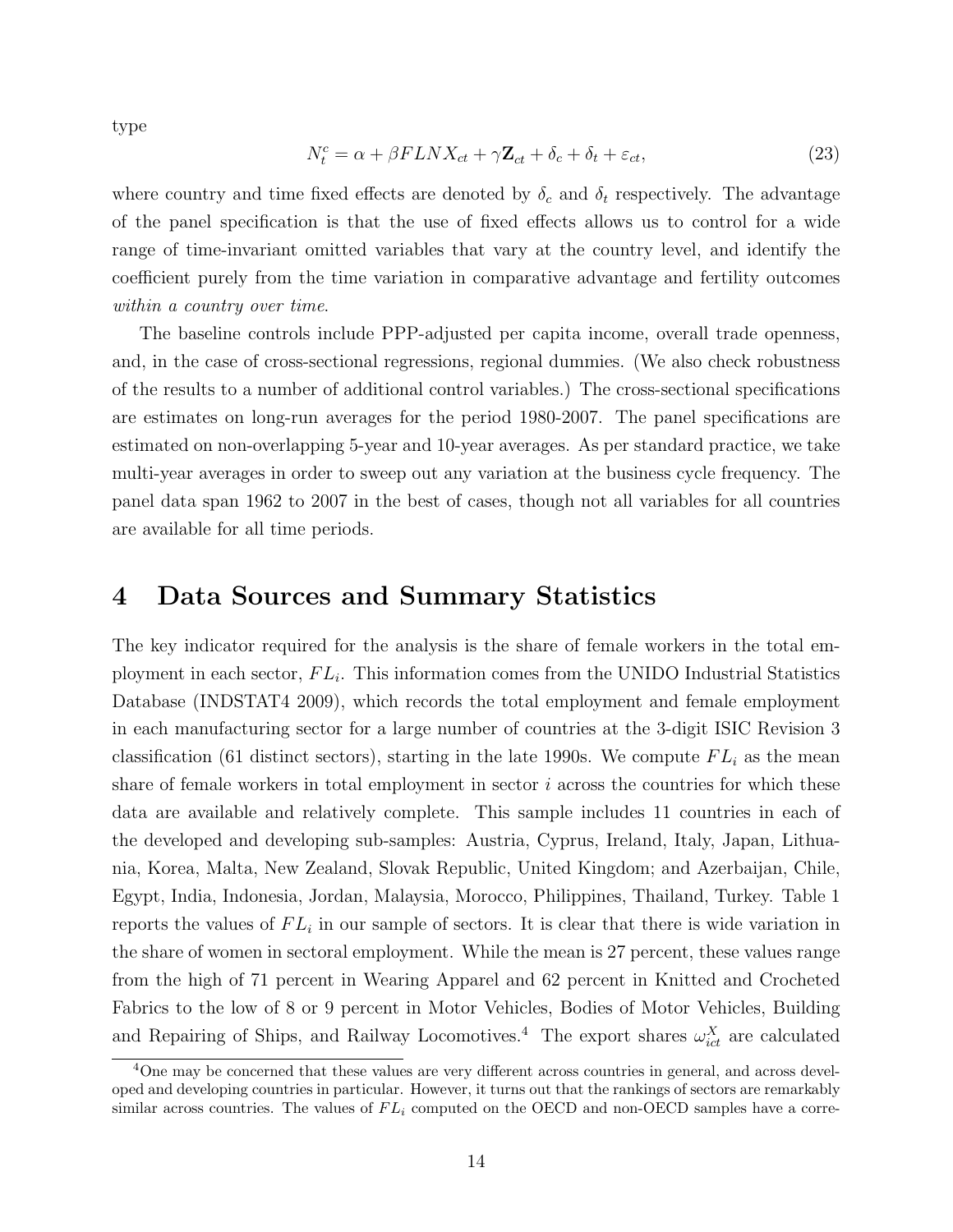type

$$N_t^c = \alpha + \beta FLNX_{ct} + \gamma \mathbf{Z}_{ct} + \delta_c + \delta_t + \varepsilon_{ct}, \tag{23}$$

where country and time fixed effects are denoted by $\delta_c$ and $\delta_t$ respectively. The advantage of the panel specification is that the use of fixed effects allows us to control for a wide range of time-invariant omitted variables that vary at the country level, and identify the coefficient purely from the time variation in comparative advantage and fertility outcomes *within a country over time*.

The baseline controls include PPP-adjusted per capita income, overall trade openness, and, in the case of cross-sectional regressions, regional dummies. (We also check robustness of the results to a number of additional control variables.) The cross-sectional specifications are estimates on long-run averages for the period 1980-2007. The panel specifications are estimated on non-overlapping 5-year and 10-year averages. As per standard practice, we take multi-year averages in order to sweep out any variation at the business cycle frequency. The panel data span 1962 to 2007 in the best of cases, though not all variables for all countries are available for all time periods.

# 4 Data Sources and Summary Statistics

The key indicator required for the analysis is the share of female workers in the total employment in each sector, $FL_i$. This information comes from the UNIDO Industrial Statistics Database (INDSTAT4 2009), which records the total employment and female employment in each manufacturing sector for a large number of countries at the 3-digit ISIC Revision 3 classification (61 distinct sectors), starting in the late 1990s. We compute $FL_i$ as the mean share of female workers in total employment in sector $i$ across the countries for which these data are available and relatively complete. This sample includes 11 countries in each of the developed and developing sub-samples: Austria, Cyprus, Ireland, Italy, Japan, Lithuania, Korea, Malta, New Zealand, Slovak Republic, United Kingdom; and Azerbaijan, Chile, Egypt, India, Indonesia, Jordan, Malaysia, Morocco, Philippines, Thailand, Turkey. Table 1 reports the values of $FL_i$ in our sample of sectors. It is clear that there is wide variation in the share of women in sectoral employment. While the mean is 27 percent, these values range from the high of 71 percent in Wearing Apparel and 62 percent in Knitted and Crocheted Fabrics to the low of 8 or 9 percent in Motor Vehicles, Bodies of Motor Vehicles, Building and Repairing of Ships, and Railway Locomotives.[4] The export shares $\omega_{ict}^X$ are calculated

[4] One may be concerned that these values are very different across countries in general, and across developed and developing countries in particular. However, it turns out that the rankings of sectors are remarkably similar across countries. The values of $FL_i$ computed on the OECD and non-OECD samples have a corre-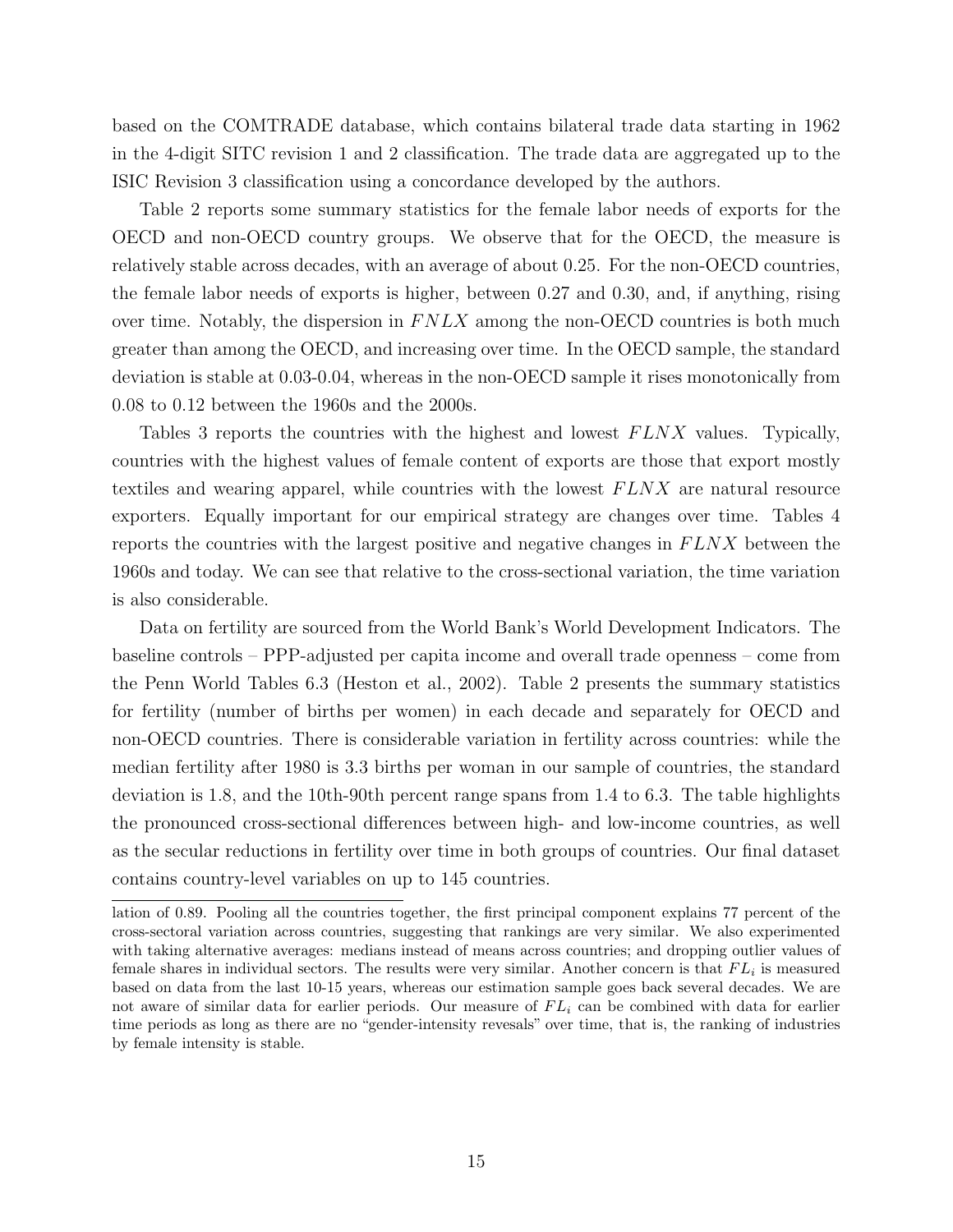based on the COMTRADE database, which contains bilateral trade data starting in 1962 in the 4-digit SITC revision 1 and 2 classification. The trade data are aggregated up to the ISIC Revision 3 classification using a concordance developed by the authors.

Table 2 reports some summary statistics for the female labor needs of exports for the OECD and non-OECD country groups. We observe that for the OECD, the measure is relatively stable across decades, with an average of about 0.25. For the non-OECD countries, the female labor needs of exports is higher, between 0.27 and 0.30, and, if anything, rising over time. Notably, the dispersion in $FNLX$ among the non-OECD countries is both much greater than among the OECD, and increasing over time. In the OECD sample, the standard deviation is stable at 0.03-0.04, whereas in the non-OECD sample it rises monotonically from 0.08 to 0.12 between the 1960s and the 2000s.

Tables 3 reports the countries with the highest and lowest $FLNX$ values. Typically, countries with the highest values of female content of exports are those that export mostly textiles and wearing apparel, while countries with the lowest $FLNX$ are natural resource exporters. Equally important for our empirical strategy are changes over time. Tables 4 reports the countries with the largest positive and negative changes in $FLNX$ between the 1960s and today. We can see that relative to the cross-sectional variation, the time variation is also considerable.

Data on fertility are sourced from the World Bank's World Development Indicators. The baseline controls – PPP-adjusted per capita income and overall trade openness – come from the Penn World Tables 6.3 (Heston et al., 2002). Table 2 presents the summary statistics for fertility (number of births per women) in each decade and separately for OECD and non-OECD countries. There is considerable variation in fertility across countries: while the median fertility after 1980 is 3.3 births per woman in our sample of countries, the standard deviation is 1.8, and the 10th-90th percent range spans from 1.4 to 6.3. The table highlights the pronounced cross-sectional differences between high- and low-income countries, as well as the secular reductions in fertility over time in both groups of countries. Our final dataset contains country-level variables on up to 145 countries.

lation of 0.89. Pooling all the countries together, the first principal component explains 77 percent of the cross-sectoral variation across countries, suggesting that rankings are very similar. We also experimented with taking alternative averages: medians instead of means across countries; and dropping outlier values of female shares in individual sectors. The results were very similar. Another concern is that $FL_i$ is measured based on data from the last 10-15 years, whereas our estimation sample goes back several decades. We are not aware of similar data for earlier periods. Our measure of $FL_i$ can be combined with data for earlier time periods as long as there are no "gender-intensity revesals" over time, that is, the ranking of industries by female intensity is stable.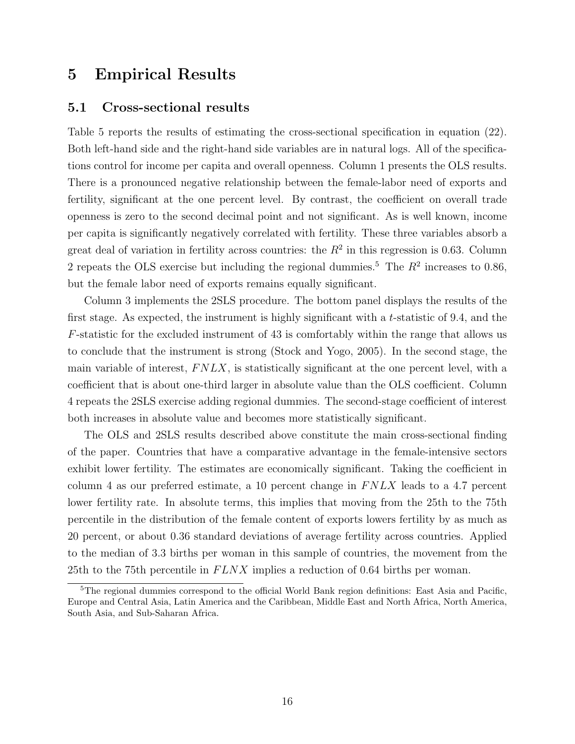# 5 Empirical Results

## 5.1 Cross-sectional results

Table 5 reports the results of estimating the cross-sectional specification in equation (22). Both left-hand side and the right-hand side variables are in natural logs. All of the specifications control for income per capita and overall openness. Column 1 presents the OLS results. There is a pronounced negative relationship between the female-labor need of exports and fertility, significant at the one percent level. By contrast, the coefficient on overall trade openness is zero to the second decimal point and not significant. As is well known, income per capita is significantly negatively correlated with fertility. These three variables absorb a great deal of variation in fertility across countries: the $R^2$ in this regression is 0.63. Column 2 repeats the OLS exercise but including the regional dummies.[5] The $R^2$ increases to 0.86, but the female labor need of exports remains equally significant.

Column 3 implements the 2SLS procedure. The bottom panel displays the results of the first stage. As expected, the instrument is highly significant with a $t$-statistic of 9.4, and the $F$-statistic for the excluded instrument of 43 is comfortably within the range that allows us to conclude that the instrument is strong (Stock and Yogo, 2005). In the second stage, the main variable of interest, $FNLX$, is statistically significant at the one percent level, with a coefficient that is about one-third larger in absolute value than the OLS coefficient. Column 4 repeats the 2SLS exercise adding regional dummies. The second-stage coefficient of interest both increases in absolute value and becomes more statistically significant.

The OLS and 2SLS results described above constitute the main cross-sectional finding of the paper. Countries that have a comparative advantage in the female-intensive sectors exhibit lower fertility. The estimates are economically significant. Taking the coefficient in column 4 as our preferred estimate, a 10 percent change in $FNLX$ leads to a 4.7 percent lower fertility rate. In absolute terms, this implies that moving from the 25th to the 75th percentile in the distribution of the female content of exports lowers fertility by as much as 20 percent, or about 0.36 standard deviations of average fertility across countries. Applied to the median of 3.3 births per woman in this sample of countries, the movement from the 25th to the 75th percentile in $FLNX$ implies a reduction of 0.64 births per woman.

[5] The regional dummies correspond to the official World Bank region definitions: East Asia and Pacific, Europe and Central Asia, Latin America and the Caribbean, Middle East and North Africa, North America, South Asia, and Sub-Saharan Africa.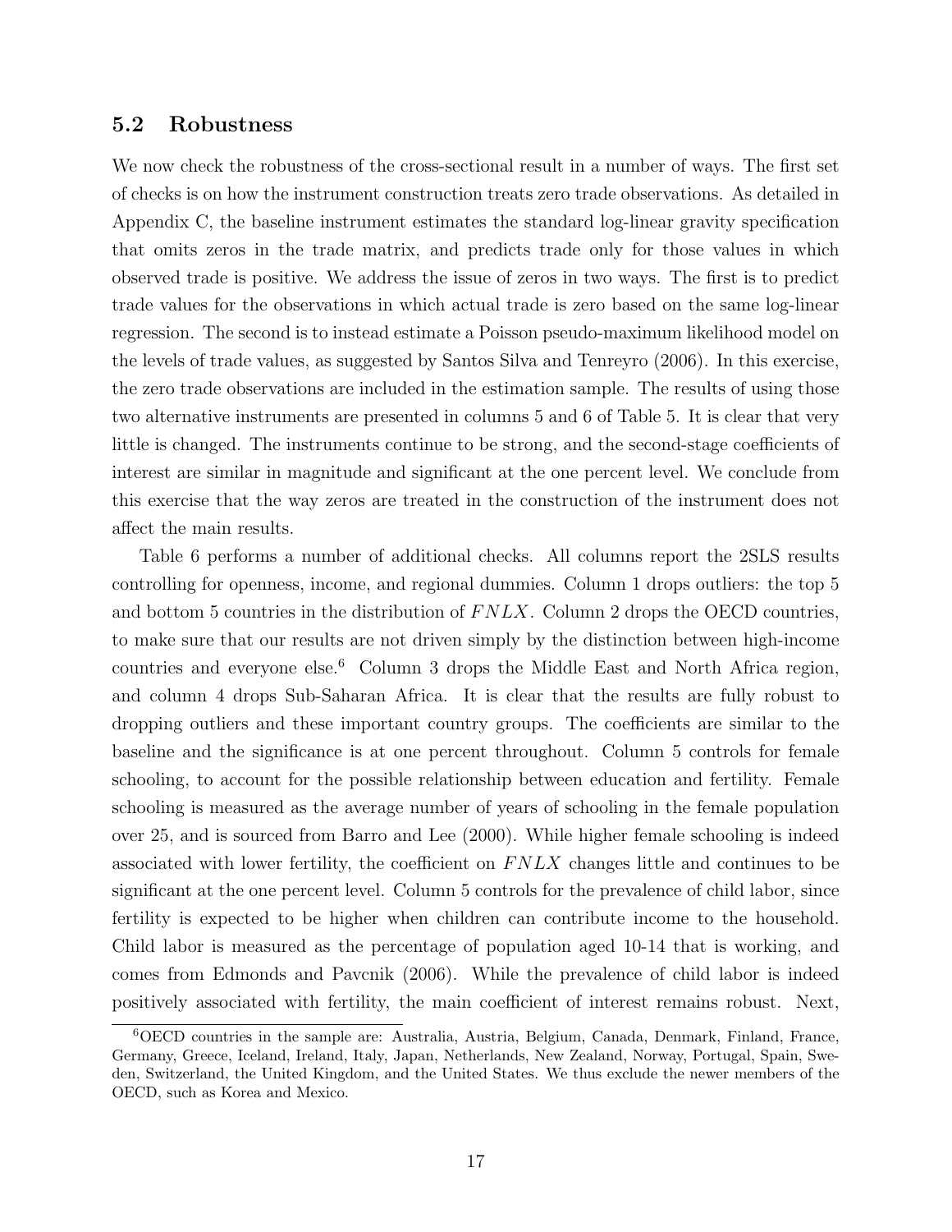### 5.2 Robustness

We now check the robustness of the cross-sectional result in a number of ways. The first set of checks is on how the instrument construction treats zero trade observations. As detailed in Appendix C, the baseline instrument estimates the standard log-linear gravity specification that omits zeros in the trade matrix, and predicts trade only for those values in which observed trade is positive. We address the issue of zeros in two ways. The first is to predict trade values for the observations in which actual trade is zero based on the same log-linear regression. The second is to instead estimate a Poisson pseudo-maximum likelihood model on the levels of trade values, as suggested by Santos Silva and Tenreyro (2006). In this exercise, the zero trade observations are included in the estimation sample. The results of using those two alternative instruments are presented in columns 5 and 6 of Table 5. It is clear that very little is changed. The instruments continue to be strong, and the second-stage coefficients of interest are similar in magnitude and significant at the one percent level. We conclude from this exercise that the way zeros are treated in the construction of the instrument does not affect the main results.

Table 6 performs a number of additional checks. All columns report the 2SLS results controlling for openness, income, and regional dummies. Column 1 drops outliers: the top 5 and bottom 5 countries in the distribution of $FNLX$. Column 2 drops the OECD countries, to make sure that our results are not driven simply by the distinction between high-income countries and everyone else.[6] Column 3 drops the Middle East and North Africa region, and column 4 drops Sub-Saharan Africa. It is clear that the results are fully robust to dropping outliers and these important country groups. The coefficients are similar to the baseline and the significance is at one percent throughout. Column 5 controls for female schooling, to account for the possible relationship between education and fertility. Female schooling is measured as the average number of years of schooling in the female population over 25, and is sourced from Barro and Lee (2000). While higher female schooling is indeed associated with lower fertility, the coefficient on $FNLX$ changes little and continues to be significant at the one percent level. Column 5 controls for the prevalence of child labor, since fertility is expected to be higher when children can contribute income to the household. Child labor is measured as the percentage of population aged 10-14 that is working, and comes from Edmonds and Pavcnik (2006). While the prevalence of child labor is indeed positively associated with fertility, the main coefficient of interest remains robust. Next,

[6] OECD countries in the sample are: Australia, Austria, Belgium, Canada, Denmark, Finland, France, Germany, Greece, Iceland, Ireland, Italy, Japan, Netherlands, New Zealand, Norway, Portugal, Spain, Sweden, Switzerland, the United Kingdom, and the United States. We thus exclude the newer members of the OECD, such as Korea and Mexico.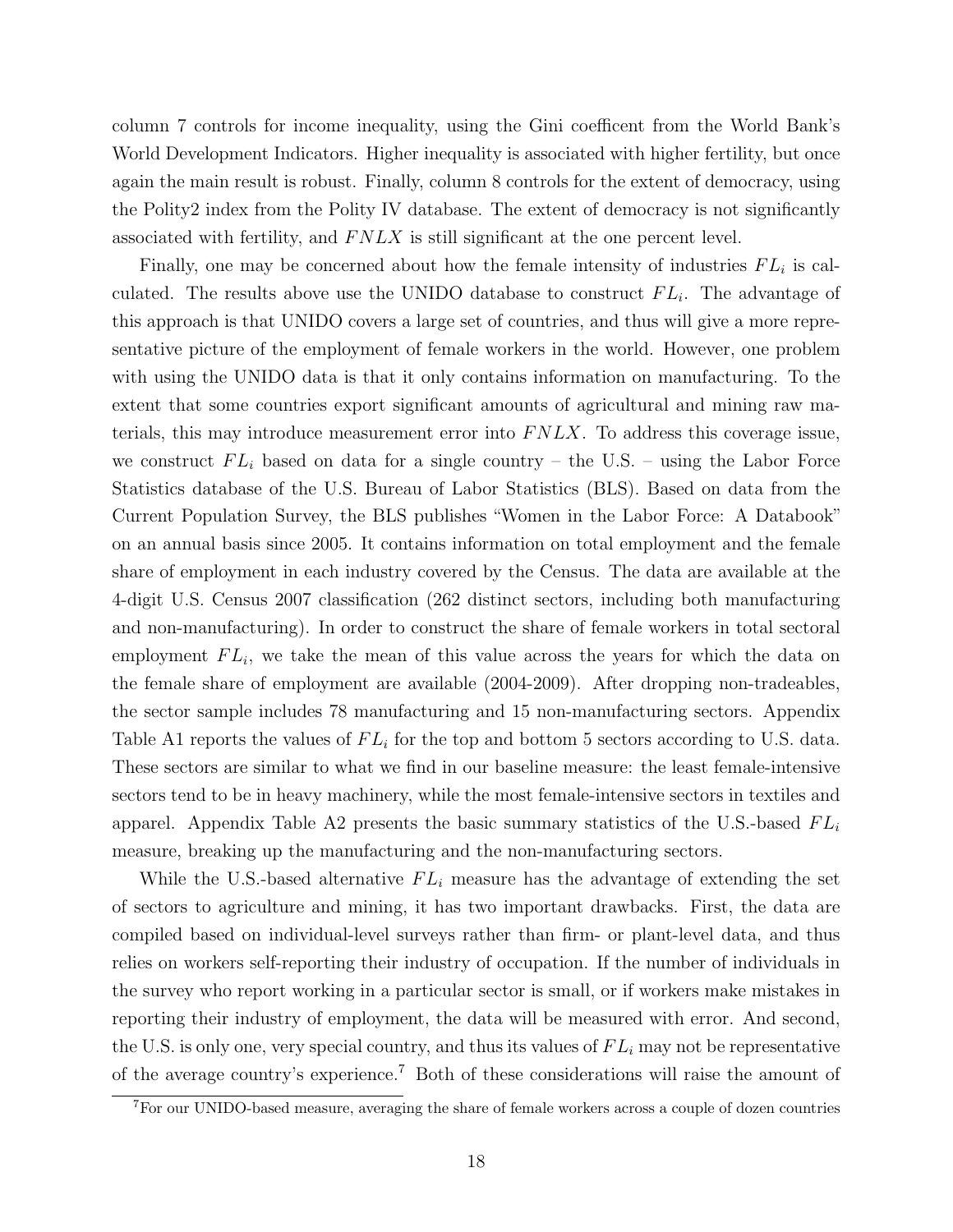column 7 controls for income inequality, using the Gini coefficent from the World Bank's World Development Indicators. Higher inequality is associated with higher fertility, but once again the main result is robust. Finally, column 8 controls for the extent of democracy, using the Polity2 index from the Polity IV database. The extent of democracy is not significantly associated with fertility, and $FNLX$ is still significant at the one percent level.

Finally, one may be concerned about how the female intensity of industries $FL_i$ is calculated. The results above use the UNIDO database to construct $FL_i$. The advantage of this approach is that UNIDO covers a large set of countries, and thus will give a more representative picture of the employment of female workers in the world. However, one problem with using the UNIDO data is that it only contains information on manufacturing. To the extent that some countries export significant amounts of agricultural and mining raw materials, this may introduce measurement error into $FNLX$. To address this coverage issue, we construct $FL_i$ based on data for a single country – the U.S. – using the Labor Force Statistics database of the U.S. Bureau of Labor Statistics (BLS). Based on data from the Current Population Survey, the BLS publishes "Women in the Labor Force: A Databook" on an annual basis since 2005. It contains information on total employment and the female share of employment in each industry covered by the Census. The data are available at the 4-digit U.S. Census 2007 classification (262 distinct sectors, including both manufacturing and non-manufacturing). In order to construct the share of female workers in total sectoral employment $FL_i$, we take the mean of this value across the years for which the data on the female share of employment are available (2004-2009). After dropping non-tradeables, the sector sample includes 78 manufacturing and 15 non-manufacturing sectors. Appendix Table A1 reports the values of $FL_i$ for the top and bottom 5 sectors according to U.S. data. These sectors are similar to what we find in our baseline measure: the least female-intensive sectors tend to be in heavy machinery, while the most female-intensive sectors in textiles and apparel. Appendix Table A2 presents the basic summary statistics of the U.S.-based $FL_i$ measure, breaking up the manufacturing and the non-manufacturing sectors.

While the U.S.-based alternative $FL_i$ measure has the advantage of extending the set of sectors to agriculture and mining, it has two important drawbacks. First, the data are compiled based on individual-level surveys rather than firm- or plant-level data, and thus relies on workers self-reporting their industry of occupation. If the number of individuals in the survey who report working in a particular sector is small, or if workers make mistakes in reporting their industry of employment, the data will be measured with error. And second, the U.S. is only one, very special country, and thus its values of $FL_i$ may not be representative of the average country's experience.[7] Both of these considerations will raise the amount of

[7]For our UNIDO-based measure, averaging the share of female workers across a couple of dozen countries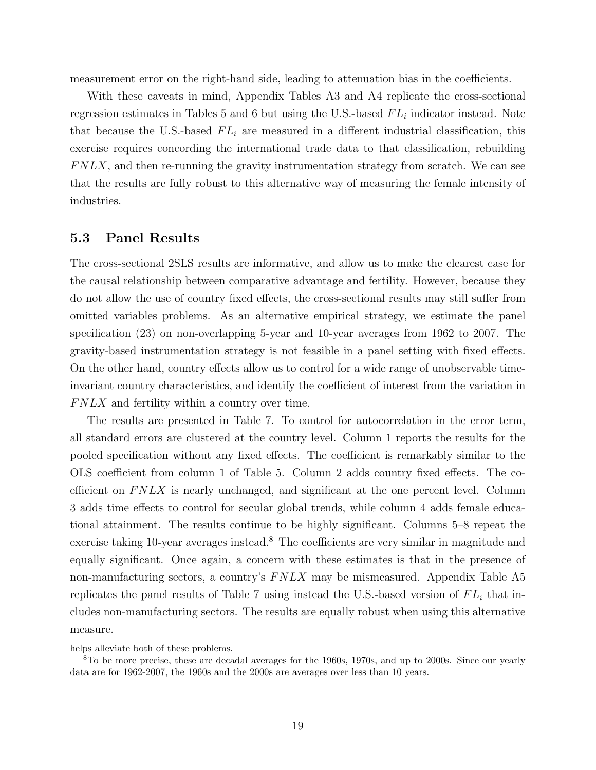measurement error on the right-hand side, leading to attenuation bias in the coefficients.

With these caveats in mind, Appendix Tables A3 and A4 replicate the cross-sectional regression estimates in Tables 5 and 6 but using the U.S.-based $FL_i$ indicator instead. Note that because the U.S.-based $FL_i$ are measured in a different industrial classification, this exercise requires concording the international trade data to that classification, rebuilding $FNLX$, and then re-running the gravity instrumentation strategy from scratch. We can see that the results are fully robust to this alternative way of measuring the female intensity of industries.

## 5.3 Panel Results

The cross-sectional 2SLS results are informative, and allow us to make the clearest case for the causal relationship between comparative advantage and fertility. However, because they do not allow the use of country fixed effects, the cross-sectional results may still suffer from omitted variables problems. As an alternative empirical strategy, we estimate the panel specification (23) on non-overlapping 5-year and 10-year averages from 1962 to 2007. The gravity-based instrumentation strategy is not feasible in a panel setting with fixed effects. On the other hand, country effects allow us to control for a wide range of unobservable time-invariant country characteristics, and identify the coefficient of interest from the variation in $FNLX$ and fertility within a country over time.

The results are presented in Table 7. To control for autocorrelation in the error term, all standard errors are clustered at the country level. Column 1 reports the results for the pooled specification without any fixed effects. The coefficient is remarkably similar to the OLS coefficient from column 1 of Table 5. Column 2 adds country fixed effects. The coefficient on $FNLX$ is nearly unchanged, and significant at the one percent level. Column 3 adds time effects to control for secular global trends, while column 4 adds female educational attainment. The results continue to be highly significant. Columns 5–8 repeat the exercise taking 10-year averages instead.[8] The coefficients are very similar in magnitude and equally significant. Once again, a concern with these estimates is that in the presence of non-manufacturing sectors, a country's $FNLX$ may be mismeasured. Appendix Table A5 replicates the panel results of Table 7 using instead the U.S.-based version of $FL_i$ that includes non-manufacturing sectors. The results are equally robust when using this alternative measure.

helps alleviate both of these problems.

[8] To be more precise, these are decadal averages for the 1960s, 1970s, and up to 2000s. Since our yearly data are for 1962-2007, the 1960s and the 2000s are averages over less than 10 years.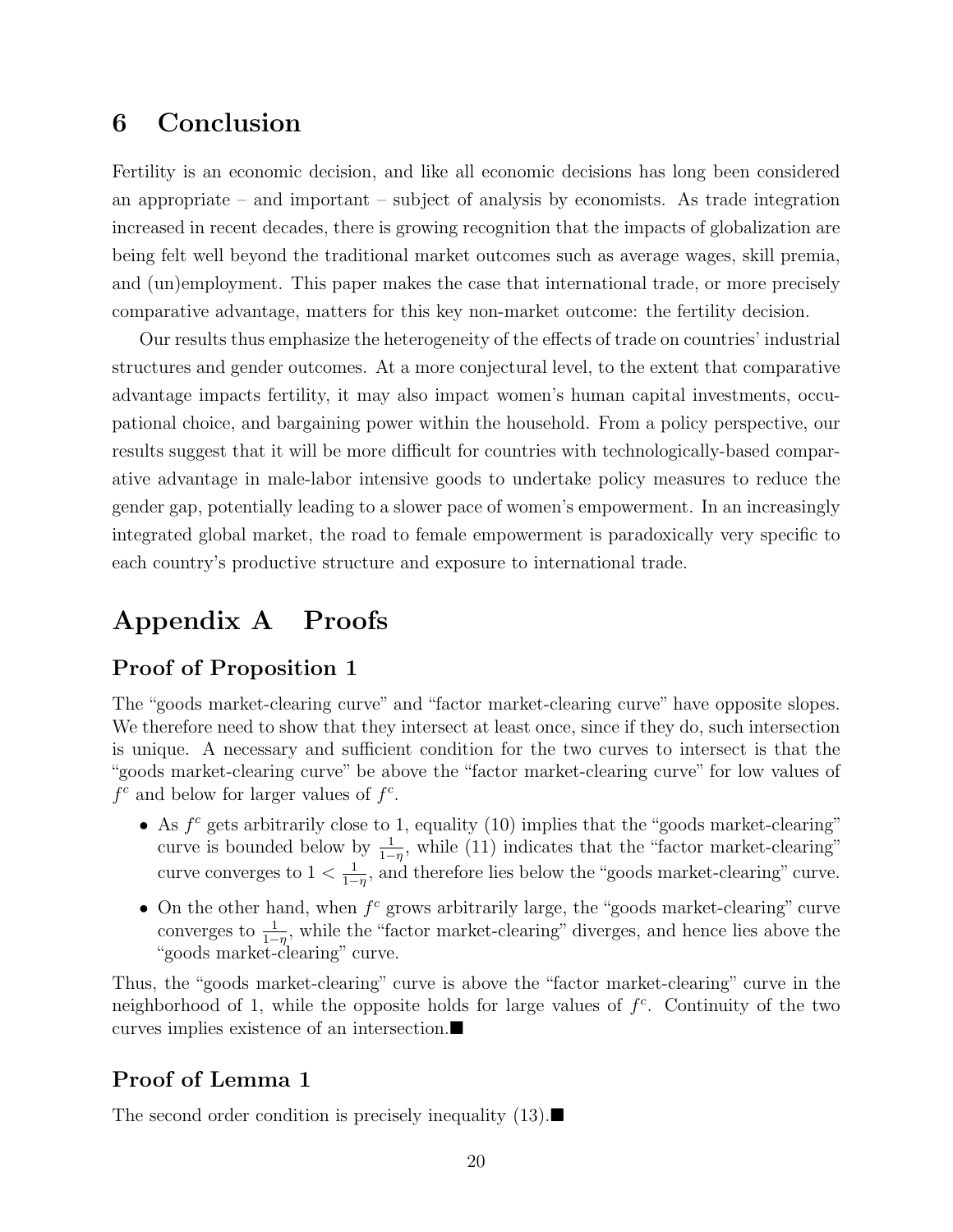# 6 Conclusion

Fertility is an economic decision, and like all economic decisions has long been considered an appropriate – and important – subject of analysis by economists. As trade integration increased in recent decades, there is growing recognition that the impacts of globalization are being felt well beyond the traditional market outcomes such as average wages, skill premia, and (un)employment. This paper makes the case that international trade, or more precisely comparative advantage, matters for this key non-market outcome: the fertility decision.

Our results thus emphasize the heterogeneity of the effects of trade on countries' industrial structures and gender outcomes. At a more conjectural level, to the extent that comparative advantage impacts fertility, it may also impact women's human capital investments, occupational choice, and bargaining power within the household. From a policy perspective, our results suggest that it will be more difficult for countries with technologically-based comparative advantage in male-labor intensive goods to undertake policy measures to reduce the gender gap, potentially leading to a slower pace of women's empowerment. In an increasingly integrated global market, the road to female empowerment is paradoxically very specific to each country's productive structure and exposure to international trade.

# Appendix A Proofs

## Proof of Proposition 1

The "goods market-clearing curve" and "factor market-clearing curve" have opposite slopes. We therefore need to show that they intersect at least once, since if they do, such intersection is unique. A necessary and sufficient condition for the two curves to intersect is that the "goods market-clearing curve" be above the "factor market-clearing curve" for low values of $f^c$ and below for larger values of $f^c$.

- As $f^c$ gets arbitrarily close to 1, equality (10) implies that the "goods market-clearing" curve is bounded below by $\frac{1}{1-\eta}$, while (11) indicates that the "factor market-clearing" curve converges to $1 < \frac{1}{1-\eta}$, and therefore lies below the "goods market-clearing" curve.
- On the other hand, when $f^c$ grows arbitrarily large, the "goods market-clearing" curve converges to $\frac{1}{1-\eta}$, while the "factor market-clearing" diverges, and hence lies above the "goods market-clearing" curve.

Thus, the "goods market-clearing" curve is above the "factor market-clearing" curve in the neighborhood of 1, while the opposite holds for large values of $f^c$. Continuity of the two curves implies existence of an intersection.■

## Proof of Lemma 1

The second order condition is precisely inequality (13).■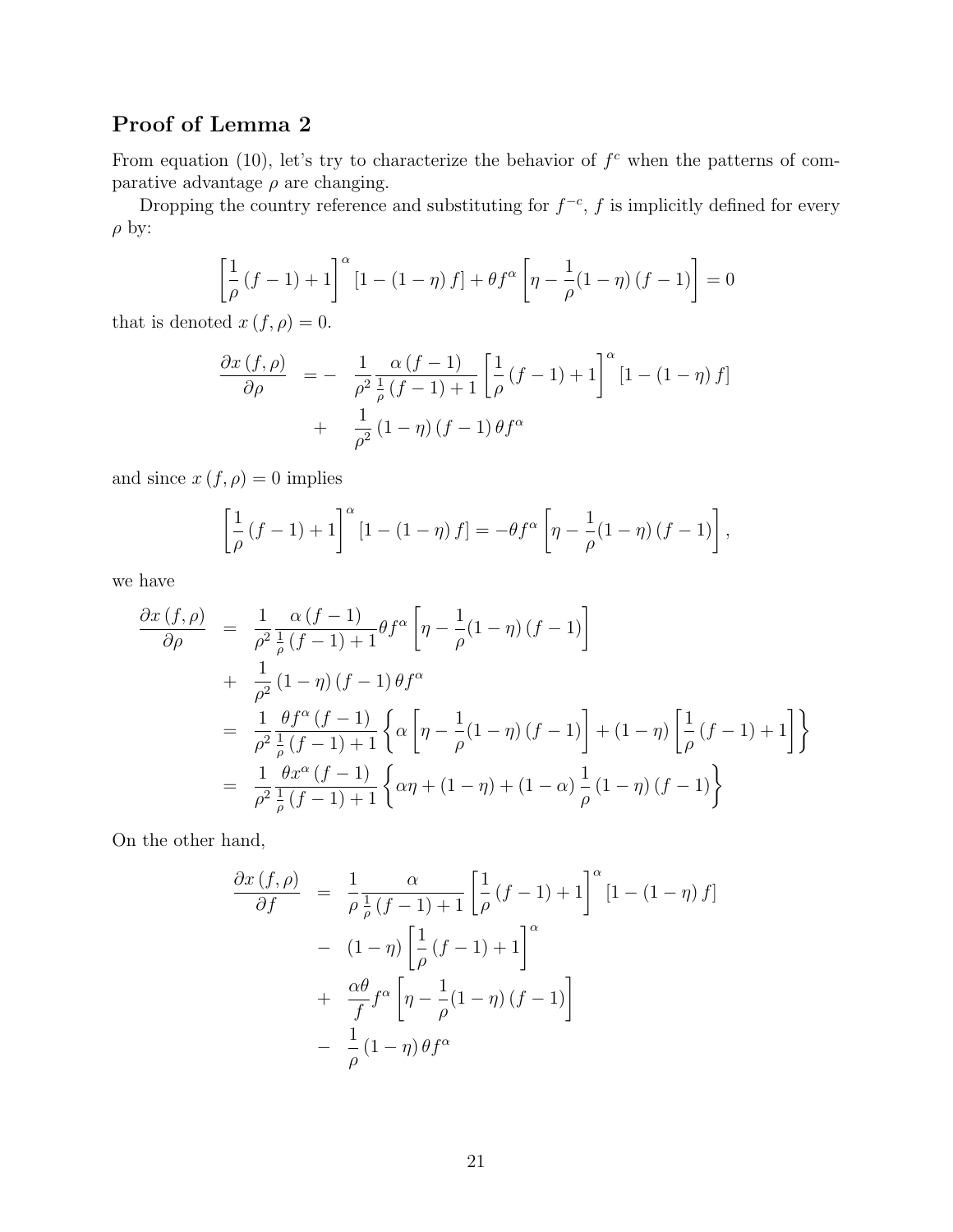## Proof of Lemma 2

From equation (10), let's try to characterize the behavior of $f^c$ when the patterns of comparative advantage $\rho$ are changing.

Dropping the country reference and substituting for $f^{-c}$, $f$ is implicitly defined for every $\rho$ by:

$$\left[\frac{1}{\rho}(f-1)+1\right]^{\alpha}[1-(1-\eta)f]+\theta f^{\alpha}\left[\eta-\frac{1}{\rho}(1-\eta)(f-1)\right]=0$$

that is denoted $x(f,\rho)=0$.

$$\begin{aligned}\frac{\partial x(f,\rho)}{\partial\rho} &= -\quad \frac{1}{\rho^2}\frac{\alpha(f-1)}{\frac{1}{\rho}(f-1)+1}\left[\frac{1}{\rho}(f-1)+1\right]^{\alpha}[1-(1-\eta)f] \\ &+ \quad \frac{1}{\rho^2}(1-\eta)(f-1)\theta f^{\alpha}\end{aligned}$$

and since $x(f,\rho)=0$ implies

$$\left[\frac{1}{\rho}(f-1)+1\right]^{\alpha}[1-(1-\eta)f]=-\theta f^{\alpha}\left[\eta-\frac{1}{\rho}(1-\eta)(f-1)\right],$$

we have

$$\begin{aligned}\frac{\partial x(f,\rho)}{\partial\rho} &= \frac{1}{\rho^2}\frac{\alpha(f-1)}{\frac{1}{\rho}(f-1)+1}\theta f^{\alpha}\left[\eta-\frac{1}{\rho}(1-\eta)(f-1)\right] \\ &+ \frac{1}{\rho^2}(1-\eta)(f-1)\theta f^{\alpha} \\ &= \frac{1}{\rho^2}\frac{\theta f^{\alpha}(f-1)}{\frac{1}{\rho}(f-1)+1}\left\{\alpha\left[\eta-\frac{1}{\rho}(1-\eta)(f-1)\right]+(1-\eta)\left[\frac{1}{\rho}(f-1)+1\right]\right\} \\ &= \frac{1}{\rho^2}\frac{\theta x^{\alpha}(f-1)}{\frac{1}{\rho}(f-1)+1}\left\{\alpha\eta+(1-\eta)+(1-\alpha)\frac{1}{\rho}(1-\eta)(f-1)\right\}\end{aligned}$$

On the other hand,

$$\begin{aligned}\frac{\partial x(f,\rho)}{\partial f} &= \frac{1}{\rho}\frac{\alpha}{\frac{1}{\rho}(f-1)+1}\left[\frac{1}{\rho}(f-1)+1\right]^{\alpha}[1-(1-\eta)f] \\ &- (1-\eta)\left[\frac{1}{\rho}(f-1)+1\right]^{\alpha} \\ &+ \frac{\alpha\theta}{f}f^{\alpha}\left[\eta-\frac{1}{\rho}(1-\eta)(f-1)\right] \\ &- \frac{1}{\rho}(1-\eta)\theta f^{\alpha}\end{aligned}$$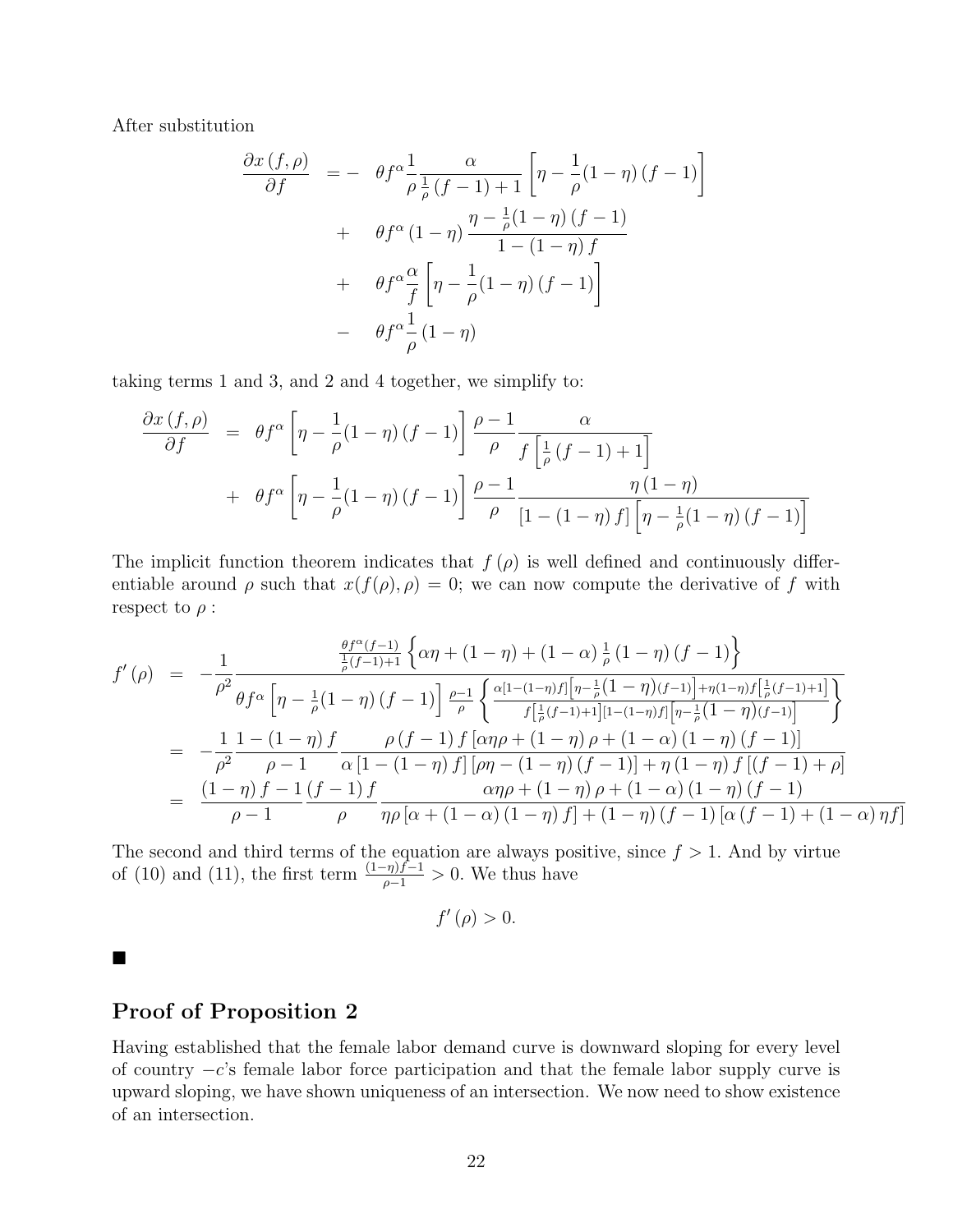After substitution

$$
\begin{aligned}
\frac{\partial x(f,\rho)}{\partial f} = & - \quad \theta f^{\alpha} \frac{1}{\rho} \frac{\alpha}{\frac{1}{\rho}(f-1)+1} \left[ \eta - \frac{1}{\rho}(1-\eta)(f-1) \right] \\
& + \quad \theta f^{\alpha} (1-\eta) \frac{\eta - \frac{1}{\rho}(1-\eta)(f-1)}{1-(1-\eta) f} \\
& + \quad \theta f^{\alpha} \frac{\alpha}{f} \left[ \eta - \frac{1}{\rho}(1-\eta)(f-1) \right] \\
& - \quad \theta f^{\alpha} \frac{1}{\rho} (1-\eta)
\end{aligned}
$$

taking terms 1 and 3, and 2 and 4 together, we simplify to:

$$
\begin{aligned}
\frac{\partial x(f,\rho)}{\partial f} = & \; \theta f^{\alpha} \left[ \eta - \frac{1}{\rho}(1-\eta)(f-1) \right] \frac{\rho - 1}{\rho} \frac{\alpha}{f \left[ \frac{1}{\rho}(f-1)+1 \right]} \\
& + \; \theta f^{\alpha} \left[ \eta - \frac{1}{\rho}(1-\eta)(f-1) \right] \frac{\rho - 1}{\rho} \frac{\eta (1-\eta)}{\left[ 1-(1-\eta) f \right] \left[ \eta - \frac{1}{\rho}(1-\eta)(f-1) \right]}
\end{aligned}
$$

The implicit function theorem indicates that $f(\rho)$ is well defined and continuously differentiable around $\rho$ such that $x(f(\rho),\rho) = 0$; we can now compute the derivative of $f$ with respect to $\rho$ :

$$
\begin{aligned}
f'(\rho) & = -\frac{1}{\rho^2} \frac{\frac{\theta f^{\alpha}(f-1)}{\frac{1}{\rho}(f-1)+1} \left\{ \alpha\eta + (1-\eta) + (1-\alpha)\frac{1}{\rho}(1-\eta)(f-1) \right\}}{\theta f^{\alpha} \left[ \eta - \frac{1}{\rho}(1-\eta)(f-1) \right] \frac{\rho-1}{\rho} \left\{ \frac{\alpha[1-(1-\eta)f]\left[\eta - \frac{1}{\rho}(1-\eta)(f-1)\right] + \eta(1-\eta) f \left[\frac{1}{\rho}(f-1)+1\right]}{f\left[\frac{1}{\rho}(f-1)+1\right][1-(1-\eta)f]\left[\eta - \frac{1}{\rho}(1-\eta)(f-1)\right]} \right\}} \\
& = -\frac{1}{\rho^2} \frac{1-(1-\eta) f}{\rho - 1} \frac{\rho (f-1) f \left[ \alpha\eta\rho + (1-\eta)\rho + (1-\alpha)(1-\eta)(f-1) \right]}{\alpha \left[ 1-(1-\eta) f \right] \left[ \rho\eta - (1-\eta)(f-1) \right] + \eta (1-\eta) f \left[ (f-1) + \rho \right]} \\
& = \frac{(1-\eta) f - 1}{\rho - 1} \frac{(f-1) f}{\rho} \frac{\alpha\eta\rho + (1-\eta)\rho + (1-\alpha)(1-\eta)(f-1)}{\eta\rho \left[ \alpha + (1-\alpha)(1-\eta) f \right] + (1-\eta)(f-1) \left[ \alpha (f-1) + (1-\alpha)\eta f \right]}
\end{aligned}
$$

The second and third terms of the equation are always positive, since $f > 1$. And by virtue of (10) and (11), the first term $\frac{(1-\eta)f-1}{\rho-1} > 0$. We thus have

$$
f'(\rho) > 0.
$$

■

## Proof of Proposition 2

Having established that the female labor demand curve is downward sloping for every level of country $-c$'s female labor force participation and that the female labor supply curve is upward sloping, we have shown uniqueness of an intersection. We now need to show existence of an intersection.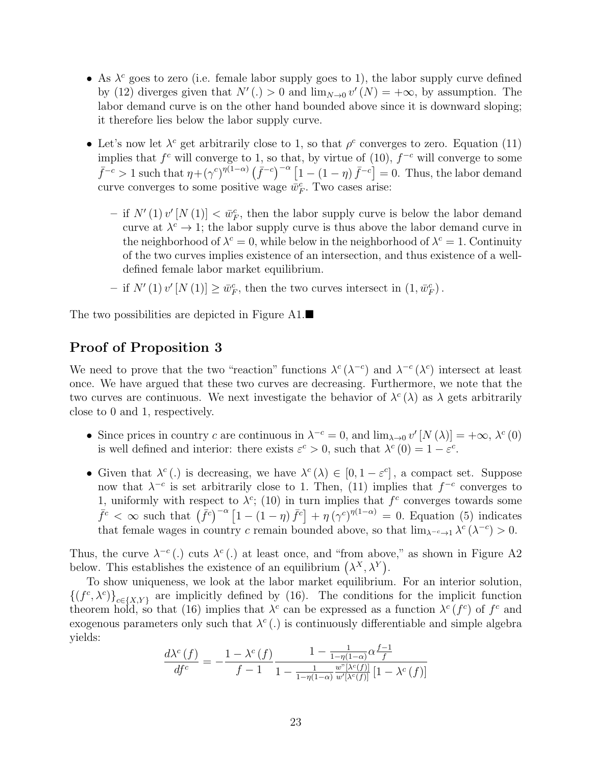- As $\lambda^c$ goes to zero (i.e. female labor supply goes to 1), the labor supply curve defined by (12) diverges given that $N'(.) > 0$ and $\lim_{N \to 0} v'(N) = +\infty$, by assumption. The labor demand curve is on the other hand bounded above since it is downward sloping; it therefore lies below the labor supply curve.
- Let's now let $\lambda^c$ get arbitrarily close to 1, so that $\rho^c$ converges to zero. Equation (11) implies that $f^c$ will converge to 1, so that, by virtue of (10), $f^{-c}$ will converge to some $\bar{f}^{-c} > 1$ such that $\eta + (\gamma^c)^{\eta(1-\alpha)} \left(\bar{f}^{-c}\right)^{-\alpha} \left[1 - (1-\eta) \bar{f}^{-c}\right] = 0$. Thus, the labor demand curve converges to some positive wage $\bar{w}_F^c$. Two cases arise:
  - if $N'(1) v'[N(1)] < \bar{w}_F^c$, then the labor supply curve is below the labor demand curve at $\lambda^c \to 1$; the labor supply curve is thus above the labor demand curve in the neighborhood of $\lambda^c = 0$, while below in the neighborhood of $\lambda^c = 1$. Continuity of the two curves implies existence of an intersection, and thus existence of a well-defined female labor market equilibrium.
  - if $N'(1) v'[N(1)] \geq \bar{w}_F^c$, then the two curves intersect in $(1, \bar{w}_F^c)$.

The two possibilities are depicted in Figure A1.■

## Proof of Proposition 3

We need to prove that the two "reaction" functions $\lambda^c(\lambda^{-c})$ and $\lambda^{-c}(\lambda^c)$ intersect at least once. We have argued that these two curves are decreasing. Furthermore, we note that the two curves are continuous. We next investigate the behavior of $\lambda^c(\lambda)$ as $\lambda$ gets arbitrarily close to 0 and 1, respectively.

- Since prices in country $c$ are continuous in $\lambda^{-c} = 0$, and $\lim_{\lambda \to 0} v'[N(\lambda)] = +\infty$, $\lambda^c(0)$ is well defined and interior: there exists $\varepsilon^c > 0$, such that $\lambda^c(0) = 1 - \varepsilon^c$.
- Given that $\lambda^c(.)$ is decreasing, we have $\lambda^c(\lambda) \in [0, 1-\varepsilon^c]$, a compact set. Suppose now that $\lambda^{-c}$ is set arbitrarily close to 1. Then, (11) implies that $f^{-c}$ converges to 1, uniformly with respect to $\lambda^c$; (10) in turn implies that $f^c$ converges towards some $\bar{f}^c < \infty$ such that $\left(\bar{f}^c\right)^{-\alpha} \left[1 - (1-\eta) \bar{f}^c\right] + \eta (\gamma^c)^{\eta(1-\alpha)} = 0$. Equation (5) indicates that female wages in country $c$ remain bounded above, so that $\lim_{\lambda^{-c} \to 1} \lambda^c(\lambda^{-c}) > 0$.

Thus, the curve $\lambda^{-c}(.)$ cuts $\lambda^c(.)$ at least once, and "from above," as shown in Figure A2 below. This establishes the existence of an equilibrium $\left(\lambda^X, \lambda^Y\right)$.

To show uniqueness, we look at the labor market equilibrium. For an interior solution, $\{(f^c, \lambda^c)\}_{c \in \{X,Y\}}$ are implicitly defined by (16). The conditions for the implicit function theorem hold, so that (16) implies that $\lambda^c$ can be expressed as a function $\lambda^c(f^c)$ of $f^c$ and exogenous parameters only such that $\lambda^c(.)$ is continuously differentiable and simple algebra yields:

$$\frac{d\lambda^c(f)}{df^c} = -\frac{1 - \lambda^c(f)}{f - 1} \frac{1 - \frac{1}{1-\eta(1-\alpha)} \alpha \frac{f-1}{f}}{1 - \frac{1}{1-\eta(1-\alpha)} \frac{w''[\lambda^c(f)]}{w'[\lambda^c(f)]} [1 - \lambda^c(f)]}$$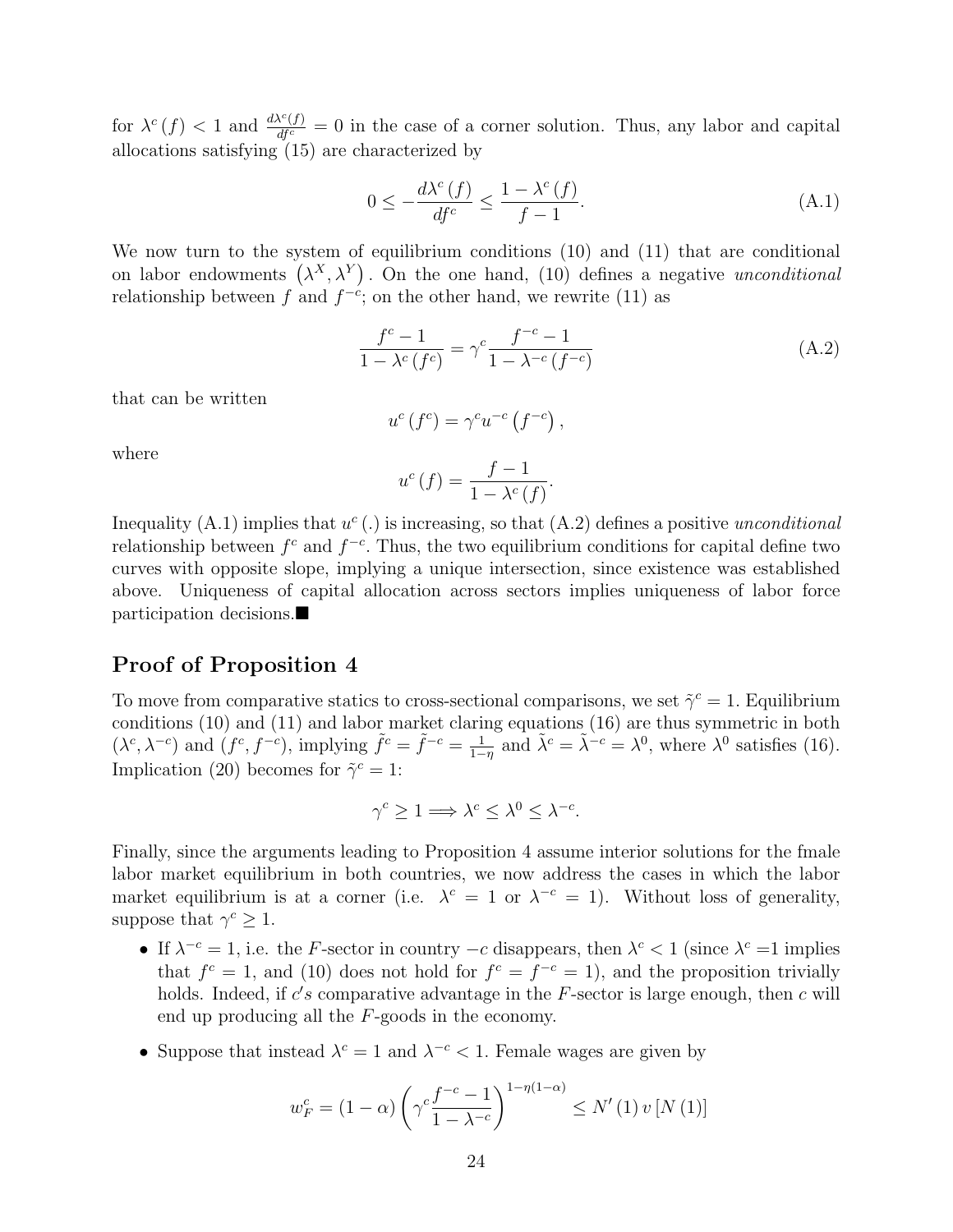for $\lambda^c(f) < 1$ and $\frac{d\lambda^c(f)}{df^c} = 0$ in the case of a corner solution. Thus, any labor and capital allocations satisfying (15) are characterized by

$$0 \leq -\frac{d\lambda^c(f)}{df^c} \leq \frac{1-\lambda^c(f)}{f-1}. \tag{A.1}$$

We now turn to the system of equilibrium conditions (10) and (11) that are conditional on labor endowments $(\lambda^X, \lambda^Y)$. On the one hand, (10) defines a negative *unconditional* relationship between $f$ and $f^{-c}$; on the other hand, we rewrite (11) as

$$\frac{f^c - 1}{1-\lambda^c(f^c)} = \gamma^c \frac{f^{-c}-1}{1-\lambda^{-c}(f^{-c})} \tag{A.2}$$

that can be written

$$u^c(f^c) = \gamma^c u^{-c}(f^{-c}),$$

where

$$u^c(f) = \frac{f-1}{1-\lambda^c(f)}.$$

Inequality (A.1) implies that $u^c(.)$ is increasing, so that (A.2) defines a positive *unconditional* relationship between $f^c$ and $f^{-c}$. Thus, the two equilibrium conditions for capital define two curves with opposite slope, implying a unique intersection, since existence was established above. Uniqueness of capital allocation across sectors implies uniqueness of labor force participation decisions.■

## Proof of Proposition 4

To move from comparative statics to cross-sectional comparisons, we set $\tilde{\gamma}^c = 1$. Equilibrium conditions (10) and (11) and labor market claring equations (16) are thus symmetric in both $(\lambda^c, \lambda^{-c})$ and $(f^c, f^{-c})$, implying $\tilde{f^c} = \tilde{f}^{-c} = \frac{1}{1-\eta}$ and $\tilde{\lambda}^c = \tilde{\lambda}^{-c} = \lambda^0$, where $\lambda^0$ satisfies (16). Implication (20) becomes for $\tilde{\gamma}^c = 1$:

$$\gamma^c \geq 1 \Longrightarrow \lambda^c \leq \lambda^0 \leq \lambda^{-c}.$$

Finally, since the arguments leading to Proposition 4 assume interior solutions for the fmale labor market equilibrium in both countries, we now address the cases in which the labor market equilibrium is at a corner (i.e. $\lambda^c = 1$ or $\lambda^{-c} = 1$). Without loss of generality, suppose that $\gamma^c \geq 1$.

- If $\lambda^{-c} = 1$, i.e. the $F$-sector in country $-c$ disappears, then $\lambda^c < 1$ (since $\lambda^c =1$ implies that $f^c = 1$, and (10) does not hold for $f^c = f^{-c} = 1$), and the proposition trivially holds. Indeed, if $c's$ comparative advantage in the $F$-sector is large enough, then $c$ will end up producing all the $F$-goods in the economy.
- Suppose that instead $\lambda^c = 1$ and $\lambda^{-c} < 1$. Female wages are given by

$$w_F^c = (1-\alpha)\left(\gamma^c \frac{f^{-c}-1}{1-\lambda^{-c}}\right)^{1-\eta(1-\alpha)} \leq N'(1)\, v\,[N(1)]$$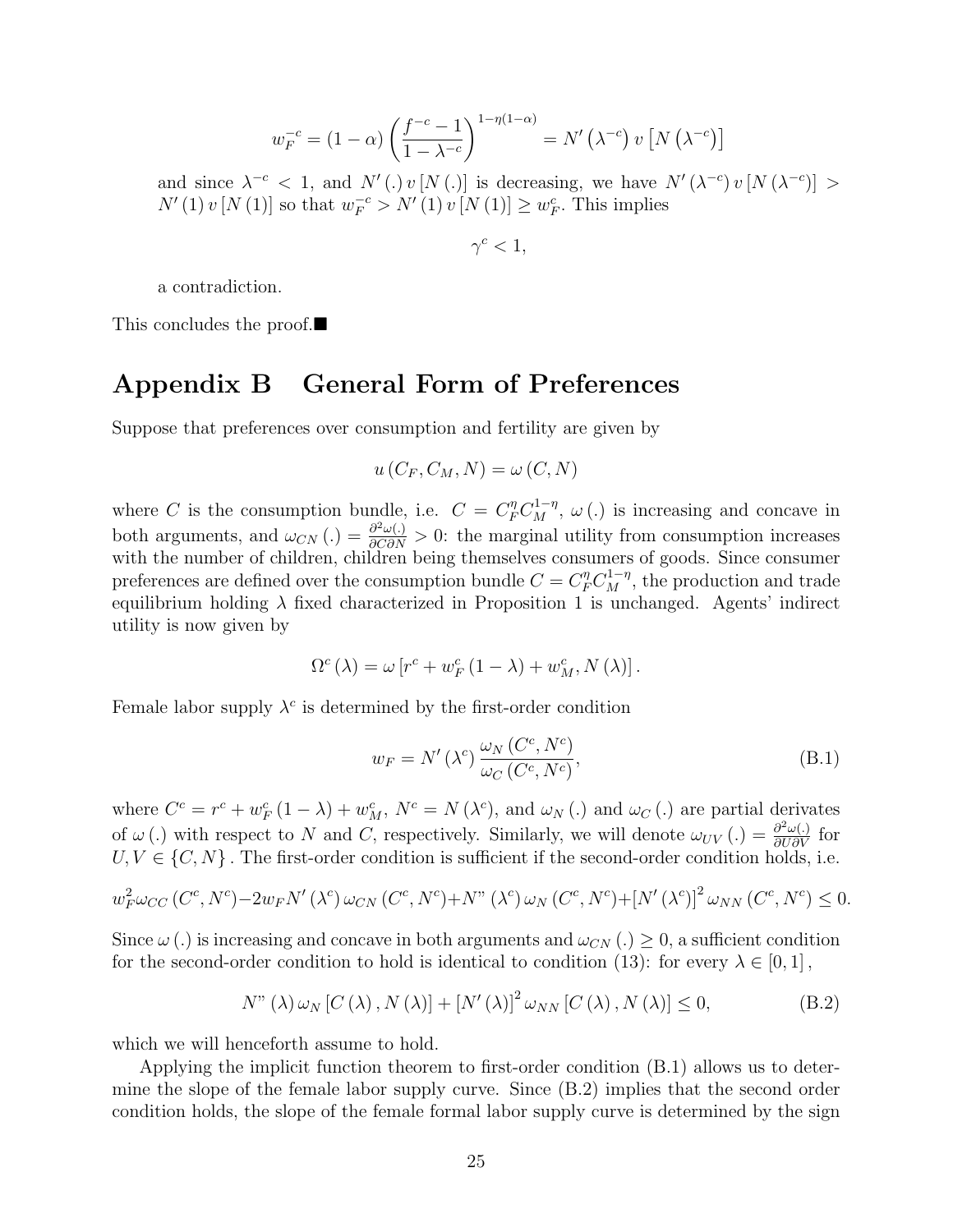$$w_F^{-c} = (1-\alpha)\left(\frac{f^{-c}-1}{1-\lambda^{-c}}\right)^{1-\eta(1-\alpha)} = N'\left(\lambda^{-c}\right) v\left[N\left(\lambda^{-c}\right)\right]$$

and since $\lambda^{-c} < 1$, and $N'(.)\, v[N(.)]$ is decreasing, we have $N'\left(\lambda^{-c}\right) v\left[N\left(\lambda^{-c}\right)\right] > N'(1)\, v[N(1)]$ so that $w_F^{-c} > N'(1)\, v[N(1)] \geq w_F^c$. This implies

$$\gamma^c < 1,$$

a contradiction.

This concludes the proof.■

# Appendix B General Form of Preferences

Suppose that preferences over consumption and fertility are given by

$$u(C_F, C_M, N) = \omega(C, N)$$

where $C$ is the consumption bundle, i.e. $C = C_F^{\eta} C_M^{1-\eta}$, $\omega(.)$ is increasing and concave in both arguments, and $\omega_{CN}(.) = \frac{\partial^2 \omega(.)}{\partial C \partial N} > 0$: the marginal utility from consumption increases with the number of children, children being themselves consumers of goods. Since consumer preferences are defined over the consumption bundle $C = C_F^{\eta} C_M^{1-\eta}$, the production and trade equilibrium holding $\lambda$ fixed characterized in Proposition 1 is unchanged. Agents' indirect utility is now given by

$$\Omega^c(\lambda) = \omega\left[r^c + w_F^c(1-\lambda) + w_M^c, N(\lambda)\right].$$

Female labor supply $\lambda^c$ is determined by the first-order condition

$$w_F = N'(\lambda^c)\frac{\omega_N(C^c, N^c)}{\omega_C(C^c, N^c)}, \tag{B.1}$$

where $C^c = r^c + w_F^c(1-\lambda) + w_M^c$, $N^c = N(\lambda^c)$, and $\omega_N(.)$ and $\omega_C(.)$ are partial derivates of $\omega(.)$ with respect to $N$ and $C$, respectively. Similarly, we will denote $\omega_{UV}(.) = \frac{\partial^2 \omega(.)}{\partial U \partial V}$ for $U, V \in \{C, N\}$. The first-order condition is sufficient if the second-order condition holds, i.e.

$$w_F^2 \omega_{CC}(C^c, N^c) - 2 w_F N'(\lambda^c)\, \omega_{CN}(C^c, N^c) + N''(\lambda^c)\, \omega_N(C^c, N^c) + \left[N'(\lambda^c)\right]^2 \omega_{NN}(C^c, N^c) \leq 0.$$

Since $\omega(.)$ is increasing and concave in both arguments and $\omega_{CN}(.) \geq 0$, a sufficient condition for the second-order condition to hold is identical to condition (13): for every $\lambda \in [0,1]$,

$$N''(\lambda)\, \omega_N[C(\lambda), N(\lambda)] + \left[N'(\lambda)\right]^2 \omega_{NN}[C(\lambda), N(\lambda)] \leq 0, \tag{B.2}$$

which we will henceforth assume to hold.

Applying the implicit function theorem to first-order condition (B.1) allows us to determine the slope of the female labor supply curve. Since (B.2) implies that the second order condition holds, the slope of the female formal labor supply curve is determined by the sign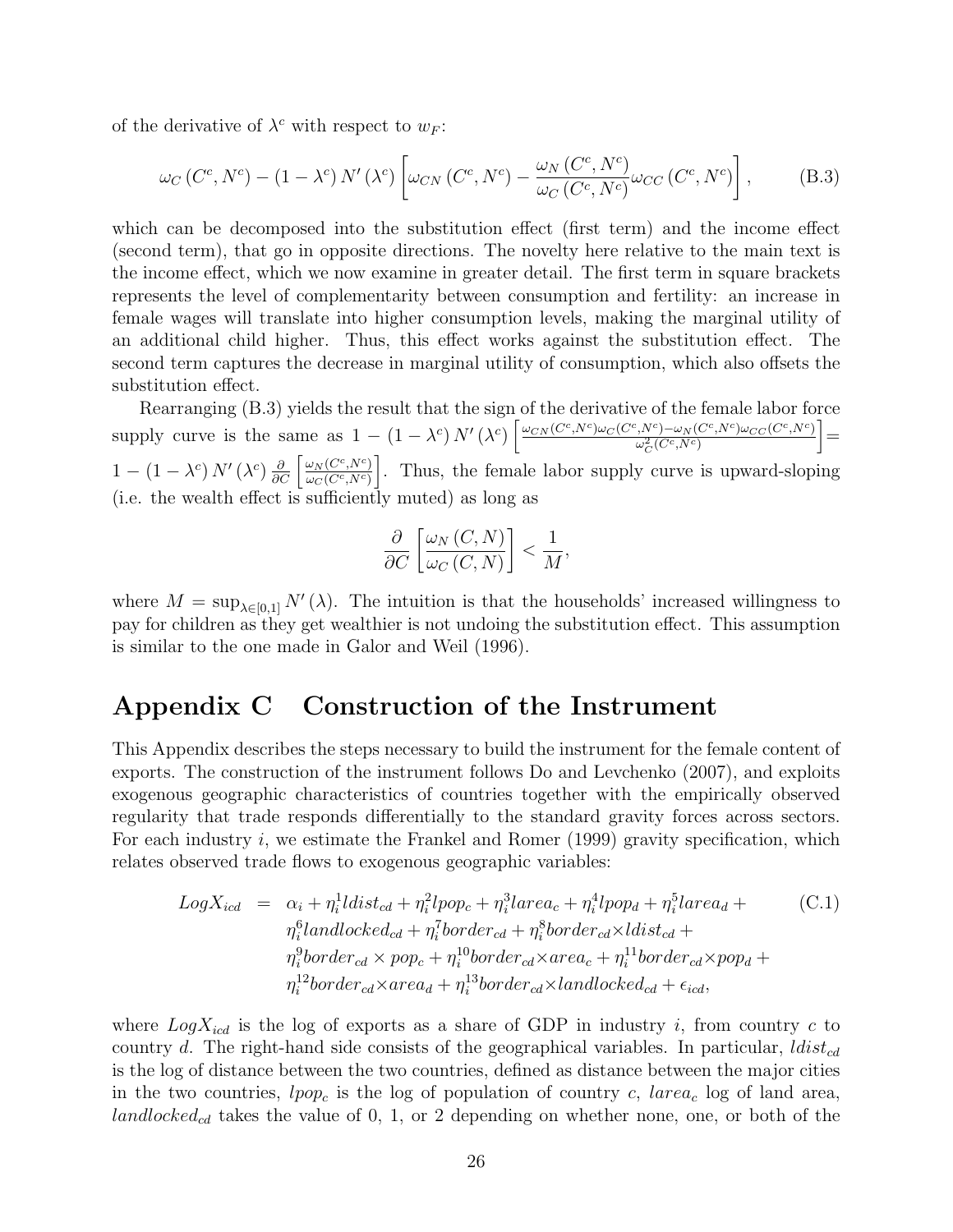of the derivative of $\lambda^c$ with respect to $w_F$:

$$\omega_C(C^c, N^c) - (1 - \lambda^c) N'(\lambda^c) \left[ \omega_{CN}(C^c, N^c) - \frac{\omega_N(C^c, N^c)}{\omega_C(C^c, N^c)} \omega_{CC}(C^c, N^c) \right], \tag{B.3}$$

which can be decomposed into the substitution effect (first term) and the income effect (second term), that go in opposite directions. The novelty here relative to the main text is the income effect, which we now examine in greater detail. The first term in square brackets represents the level of complementarity between consumption and fertility: an increase in female wages will translate into higher consumption levels, making the marginal utility of an additional child higher. Thus, this effect works against the substitution effect. The second term captures the decrease in marginal utility of consumption, which also offsets the substitution effect.

Rearranging (B.3) yields the result that the sign of the derivative of the female labor force supply curve is the same as $1 - (1 - \lambda^c) N'(\lambda^c) \left[ \frac{\omega_{CN}(C^c,N^c)\omega_C(C^c,N^c) - \omega_N(C^c,N^c)\omega_{CC}(C^c,N^c)}{\omega_C^2(C^c,N^c)} \right] = 1 - (1 - \lambda^c) N'(\lambda^c) \frac{\partial}{\partial C} \left[ \frac{\omega_N(C^c,N^c)}{\omega_C(C^c,N^c)} \right]$. Thus, the female labor supply curve is upward-sloping (i.e. the wealth effect is sufficiently muted) as long as

$$\frac{\partial}{\partial C} \left[ \frac{\omega_N(C, N)}{\omega_C(C, N)} \right] < \frac{1}{M},$$

where $M = \sup_{\lambda \in [0,1]} N'(\lambda)$. The intuition is that the households' increased willingness to pay for children as they get wealthier is not undoing the substitution effect. This assumption is similar to the one made in Galor and Weil (1996).

# Appendix C Construction of the Instrument

This Appendix describes the steps necessary to build the instrument for the female content of exports. The construction of the instrument follows Do and Levchenko (2007), and exploits exogenous geographic characteristics of countries together with the empirically observed regularity that trade responds differentially to the standard gravity forces across sectors. For each industry $i$, we estimate the Frankel and Romer (1999) gravity specification, which relates observed trade flows to exogenous geographic variables:

$$\begin{aligned} LogX_{icd} = \; & \alpha_i + \eta_i^1 ldist_{cd} + \eta_i^2 lpop_c + \eta_i^3 larea_c + \eta_i^4 lpop_d + \eta_i^5 larea_d + \\ & \eta_i^6 landlocked_{cd} + \eta_i^7 border_{cd} + \eta_i^8 border_{cd} \times ldist_{cd} + \\ & \eta_i^9 border_{cd} \times pop_c + \eta_i^{10} border_{cd} \times area_c + \eta_i^{11} border_{cd} \times pop_d + \\ & \eta_i^{12} border_{cd} \times area_d + \eta_i^{13} border_{cd} \times landlocked_{cd} + \epsilon_{icd}, \end{aligned} \tag{C.1}$$

where $LogX_{icd}$ is the log of exports as a share of GDP in industry $i$, from country $c$ to country $d$. The right-hand side consists of the geographical variables. In particular, $ldist_{cd}$ is the log of distance between the two countries, defined as distance between the major cities in the two countries, $lpop_c$ is the log of population of country $c$, $larea_c$ log of land area, $landlocked_{cd}$ takes the value of 0, 1, or 2 depending on whether none, one, or both of the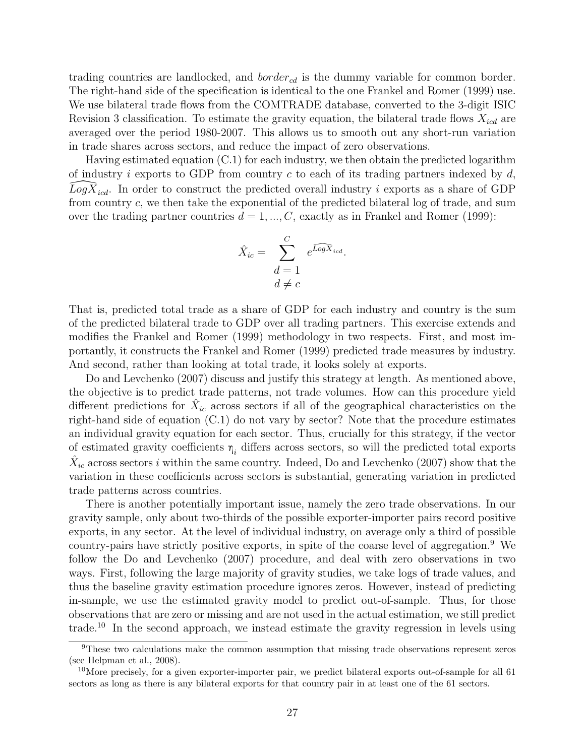trading countries are landlocked, and $border_{cd}$ is the dummy variable for common border. The right-hand side of the specification is identical to the one Frankel and Romer (1999) use. We use bilateral trade flows from the COMTRADE database, converted to the 3-digit ISIC Revision 3 classification. To estimate the gravity equation, the bilateral trade flows $X_{icd}$ are averaged over the period 1980-2007. This allows us to smooth out any short-run variation in trade shares across sectors, and reduce the impact of zero observations.

Having estimated equation (C.1) for each industry, we then obtain the predicted logarithm of industry $i$ exports to GDP from country $c$ to each of its trading partners indexed by $d$, $\widehat{LogX}_{icd}$. In order to construct the predicted overall industry $i$ exports as a share of GDP from country $c$, we then take the exponential of the predicted bilateral log of trade, and sum over the trading partner countries $d = 1, ..., C$, exactly as in Frankel and Romer (1999):

$$\hat{X}_{ic} = \sum_{\substack{d=1 \\ d \neq c}}^{C} e^{\widehat{LogX}_{icd}}.$$

That is, predicted total trade as a share of GDP for each industry and country is the sum of the predicted bilateral trade to GDP over all trading partners. This exercise extends and modifies the Frankel and Romer (1999) methodology in two respects. First, and most importantly, it constructs the Frankel and Romer (1999) predicted trade measures by industry. And second, rather than looking at total trade, it looks solely at exports.

Do and Levchenko (2007) discuss and justify this strategy at length. As mentioned above, the objective is to predict trade patterns, not trade volumes. How can this procedure yield different predictions for $\hat{X}_{ic}$ across sectors if all of the geographical characteristics on the right-hand side of equation (C.1) do not vary by sector? Note that the procedure estimates an individual gravity equation for each sector. Thus, crucially for this strategy, if the vector of estimated gravity coefficients $\eta_i$ differs across sectors, so will the predicted total exports $\hat{X}_{ic}$ across sectors $i$ within the same country. Indeed, Do and Levchenko (2007) show that the variation in these coefficients across sectors is substantial, generating variation in predicted trade patterns across countries.

There is another potentially important issue, namely the zero trade observations. In our gravity sample, only about two-thirds of the possible exporter-importer pairs record positive exports, in any sector. At the level of individual industry, on average only a third of possible country-pairs have strictly positive exports, in spite of the coarse level of aggregation.[9] We follow the Do and Levchenko (2007) procedure, and deal with zero observations in two ways. First, following the large majority of gravity studies, we take logs of trade values, and thus the baseline gravity estimation procedure ignores zeros. However, instead of predicting in-sample, we use the estimated gravity model to predict out-of-sample. Thus, for those observations that are zero or missing and are not used in the actual estimation, we still predict trade.[10] In the second approach, we instead estimate the gravity regression in levels using

[9] These two calculations make the common assumption that missing trade observations represent zeros (see Helpman et al., 2008).

[10] More precisely, for a given exporter-importer pair, we predict bilateral exports out-of-sample for all 61 sectors as long as there is any bilateral exports for that country pair in at least one of the 61 sectors.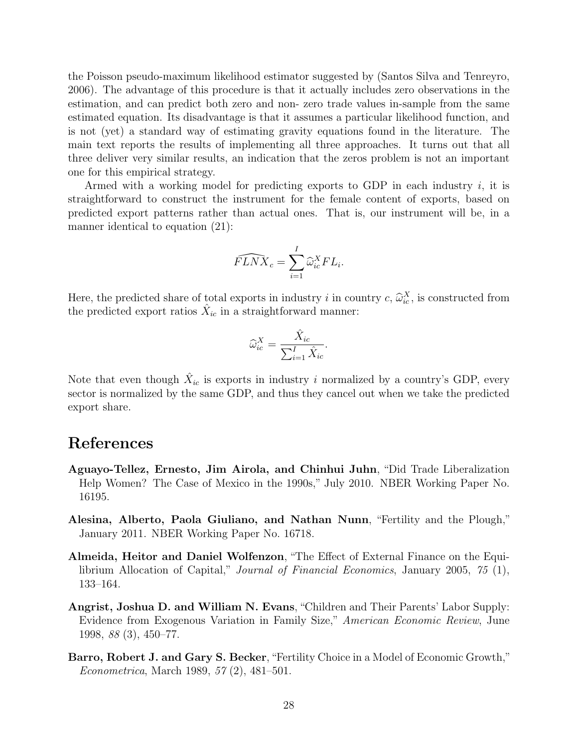the Poisson pseudo-maximum likelihood estimator suggested by (Santos Silva and Tenreyro, 2006). The advantage of this procedure is that it actually includes zero observations in the estimation, and can predict both zero and non- zero trade values in-sample from the same estimated equation. Its disadvantage is that it assumes a particular likelihood function, and is not (yet) a standard way of estimating gravity equations found in the literature. The main text reports the results of implementing all three approaches. It turns out that all three deliver very similar results, an indication that the zeros problem is not an important one for this empirical strategy.

Armed with a working model for predicting exports to GDP in each industry $i$, it is straightforward to construct the instrument for the female content of exports, based on predicted export patterns rather than actual ones. That is, our instrument will be, in a manner identical to equation (21):

$$\widehat{FLNX}_c = \sum_{i=1}^{I} \widehat{\omega}_{ic}^{X} FL_i.$$

Here, the predicted share of total exports in industry $i$ in country $c$, $\widehat{\omega}_{ic}^{X}$, is constructed from the predicted export ratios $\hat{X}_{ic}$ in a straightforward manner:

$$\widehat{\omega}_{ic}^{X} = \frac{\hat{X}_{ic}}{\sum_{i=1}^{I} \hat{X}_{ic}}.$$

Note that even though $\hat{X}_{ic}$ is exports in industry $i$ normalized by a country's GDP, every sector is normalized by the same GDP, and thus they cancel out when we take the predicted export share.

# References

**Aguayo-Tellez, Ernesto, Jim Airola, and Chinhui Juhn**, "Did Trade Liberalization Help Women? The Case of Mexico in the 1990s," July 2010. NBER Working Paper No. 16195.

**Alesina, Alberto, Paola Giuliano, and Nathan Nunn**, "Fertility and the Plough," January 2011. NBER Working Paper No. 16718.

**Almeida, Heitor and Daniel Wolfenzon**, "The Effect of External Finance on the Equilibrium Allocation of Capital," *Journal of Financial Economics*, January 2005, *75* (1), 133–164.

**Angrist, Joshua D. and William N. Evans**, "Children and Their Parents' Labor Supply: Evidence from Exogenous Variation in Family Size," *American Economic Review*, June 1998, *88* (3), 450–77.

**Barro, Robert J. and Gary S. Becker**, "Fertility Choice in a Model of Economic Growth," *Econometrica*, March 1989, *57* (2), 481–501.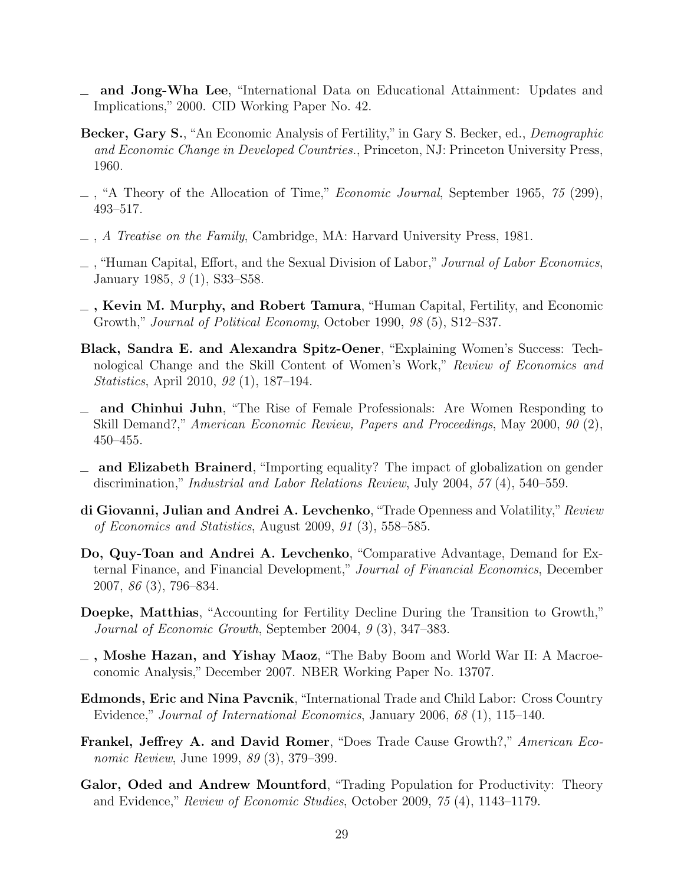— **and Jong-Wha Lee**, "International Data on Educational Attainment: Updates and Implications," 2000. CID Working Paper No. 42.

**Becker, Gary S.**, "An Economic Analysis of Fertility," in Gary S. Becker, ed., *Demographic and Economic Change in Developed Countries.*, Princeton, NJ: Princeton University Press, 1960.

— , "A Theory of the Allocation of Time," *Economic Journal*, September 1965, *75* (299), 493–517.

— , *A Treatise on the Family*, Cambridge, MA: Harvard University Press, 1981.

— , "Human Capital, Effort, and the Sexual Division of Labor," *Journal of Labor Economics*, January 1985, *3* (1), S33–S58.

— **, Kevin M. Murphy, and Robert Tamura**, "Human Capital, Fertility, and Economic Growth," *Journal of Political Economy*, October 1990, *98* (5), S12–S37.

**Black, Sandra E. and Alexandra Spitz-Oener**, "Explaining Women's Success: Technological Change and the Skill Content of Women's Work," *Review of Economics and Statistics*, April 2010, *92* (1), 187–194.

— **and Chinhui Juhn**, "The Rise of Female Professionals: Are Women Responding to Skill Demand?," *American Economic Review, Papers and Proceedings*, May 2000, *90* (2), 450–455.

— **and Elizabeth Brainerd**, "Importing equality? The impact of globalization on gender discrimination," *Industrial and Labor Relations Review*, July 2004, *57* (4), 540–559.

**di Giovanni, Julian and Andrei A. Levchenko**, "Trade Openness and Volatility," *Review of Economics and Statistics*, August 2009, *91* (3), 558–585.

**Do, Quy-Toan and Andrei A. Levchenko**, "Comparative Advantage, Demand for External Finance, and Financial Development," *Journal of Financial Economics*, December 2007, *86* (3), 796–834.

**Doepke, Matthias**, "Accounting for Fertility Decline During the Transition to Growth," *Journal of Economic Growth*, September 2004, *9* (3), 347–383.

— **, Moshe Hazan, and Yishay Maoz**, "The Baby Boom and World War II: A Macroeconomic Analysis," December 2007. NBER Working Paper No. 13707.

**Edmonds, Eric and Nina Pavcnik**, "International Trade and Child Labor: Cross Country Evidence," *Journal of International Economics*, January 2006, *68* (1), 115–140.

**Frankel, Jeffrey A. and David Romer**, "Does Trade Cause Growth?," *American Economic Review*, June 1999, *89* (3), 379–399.

**Galor, Oded and Andrew Mountford**, "Trading Population for Productivity: Theory and Evidence," *Review of Economic Studies*, October 2009, *75* (4), 1143–1179.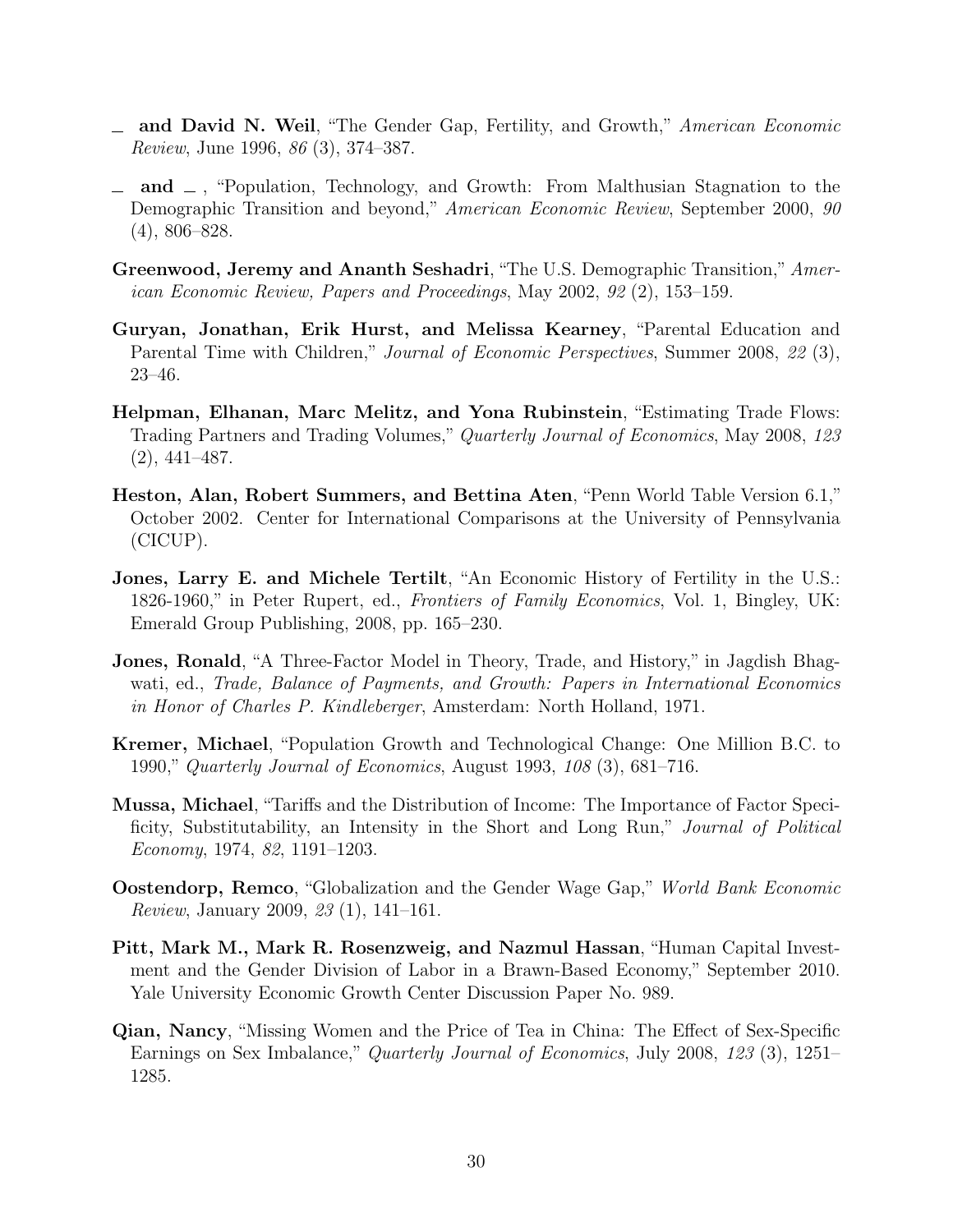— **and David N. Weil**, "The Gender Gap, Fertility, and Growth," *American Economic Review*, June 1996, *86* (3), 374–387.

— **and** — , "Population, Technology, and Growth: From Malthusian Stagnation to the Demographic Transition and beyond," *American Economic Review*, September 2000, *90* (4), 806–828.

**Greenwood, Jeremy and Ananth Seshadri**, "The U.S. Demographic Transition," *American Economic Review, Papers and Proceedings*, May 2002, *92* (2), 153–159.

**Guryan, Jonathan, Erik Hurst, and Melissa Kearney**, "Parental Education and Parental Time with Children," *Journal of Economic Perspectives*, Summer 2008, *22* (3), 23–46.

**Helpman, Elhanan, Marc Melitz, and Yona Rubinstein**, "Estimating Trade Flows: Trading Partners and Trading Volumes," *Quarterly Journal of Economics*, May 2008, *123* (2), 441–487.

**Heston, Alan, Robert Summers, and Bettina Aten**, "Penn World Table Version 6.1," October 2002. Center for International Comparisons at the University of Pennsylvania (CICUP).

**Jones, Larry E. and Michele Tertilt**, "An Economic History of Fertility in the U.S.: 1826-1960," in Peter Rupert, ed., *Frontiers of Family Economics*, Vol. 1, Bingley, UK: Emerald Group Publishing, 2008, pp. 165–230.

**Jones, Ronald**, "A Three-Factor Model in Theory, Trade, and History," in Jagdish Bhagwati, ed., *Trade, Balance of Payments, and Growth: Papers in International Economics in Honor of Charles P. Kindleberger*, Amsterdam: North Holland, 1971.

**Kremer, Michael**, "Population Growth and Technological Change: One Million B.C. to 1990," *Quarterly Journal of Economics*, August 1993, *108* (3), 681–716.

**Mussa, Michael**, "Tariffs and the Distribution of Income: The Importance of Factor Specificity, Substitutability, an Intensity in the Short and Long Run," *Journal of Political Economy*, 1974, *82*, 1191–1203.

**Oostendorp, Remco**, "Globalization and the Gender Wage Gap," *World Bank Economic Review*, January 2009, *23* (1), 141–161.

**Pitt, Mark M., Mark R. Rosenzweig, and Nazmul Hassan**, "Human Capital Investment and the Gender Division of Labor in a Brawn-Based Economy," September 2010. Yale University Economic Growth Center Discussion Paper No. 989.

**Qian, Nancy**, "Missing Women and the Price of Tea in China: The Effect of Sex-Specific Earnings on Sex Imbalance," *Quarterly Journal of Economics*, July 2008, *123* (3), 1251–1285.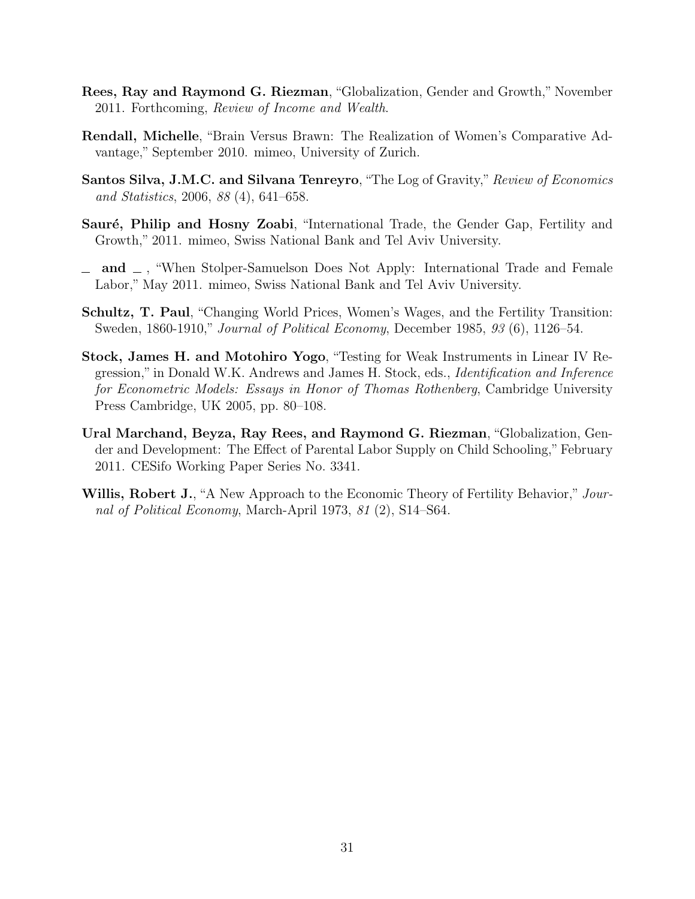**Rees, Ray and Raymond G. Riezman**, "Globalization, Gender and Growth," November 2011. Forthcoming, *Review of Income and Wealth*.

**Rendall, Michelle**, "Brain Versus Brawn: The Realization of Women's Comparative Advantage," September 2010. mimeo, University of Zurich.

**Santos Silva, J.M.C. and Silvana Tenreyro**, "The Log of Gravity," *Review of Economics and Statistics*, 2006, *88* (4), 641–658.

**Sauré, Philip and Hosny Zoabi**, "International Trade, the Gender Gap, Fertility and Growth," 2011. mimeo, Swiss National Bank and Tel Aviv University.

**\_ and \_** , "When Stolper-Samuelson Does Not Apply: International Trade and Female Labor," May 2011. mimeo, Swiss National Bank and Tel Aviv University.

**Schultz, T. Paul**, "Changing World Prices, Women's Wages, and the Fertility Transition: Sweden, 1860-1910," *Journal of Political Economy*, December 1985, *93* (6), 1126–54.

**Stock, James H. and Motohiro Yogo**, "Testing for Weak Instruments in Linear IV Regression," in Donald W.K. Andrews and James H. Stock, eds., *Identification and Inference for Econometric Models: Essays in Honor of Thomas Rothenberg*, Cambridge University Press Cambridge, UK 2005, pp. 80–108.

**Ural Marchand, Beyza, Ray Rees, and Raymond G. Riezman**, "Globalization, Gender and Development: The Effect of Parental Labor Supply on Child Schooling," February 2011. CESifo Working Paper Series No. 3341.

**Willis, Robert J.**, "A New Approach to the Economic Theory of Fertility Behavior," *Journal of Political Economy*, March-April 1973, *81* (2), S14–S64.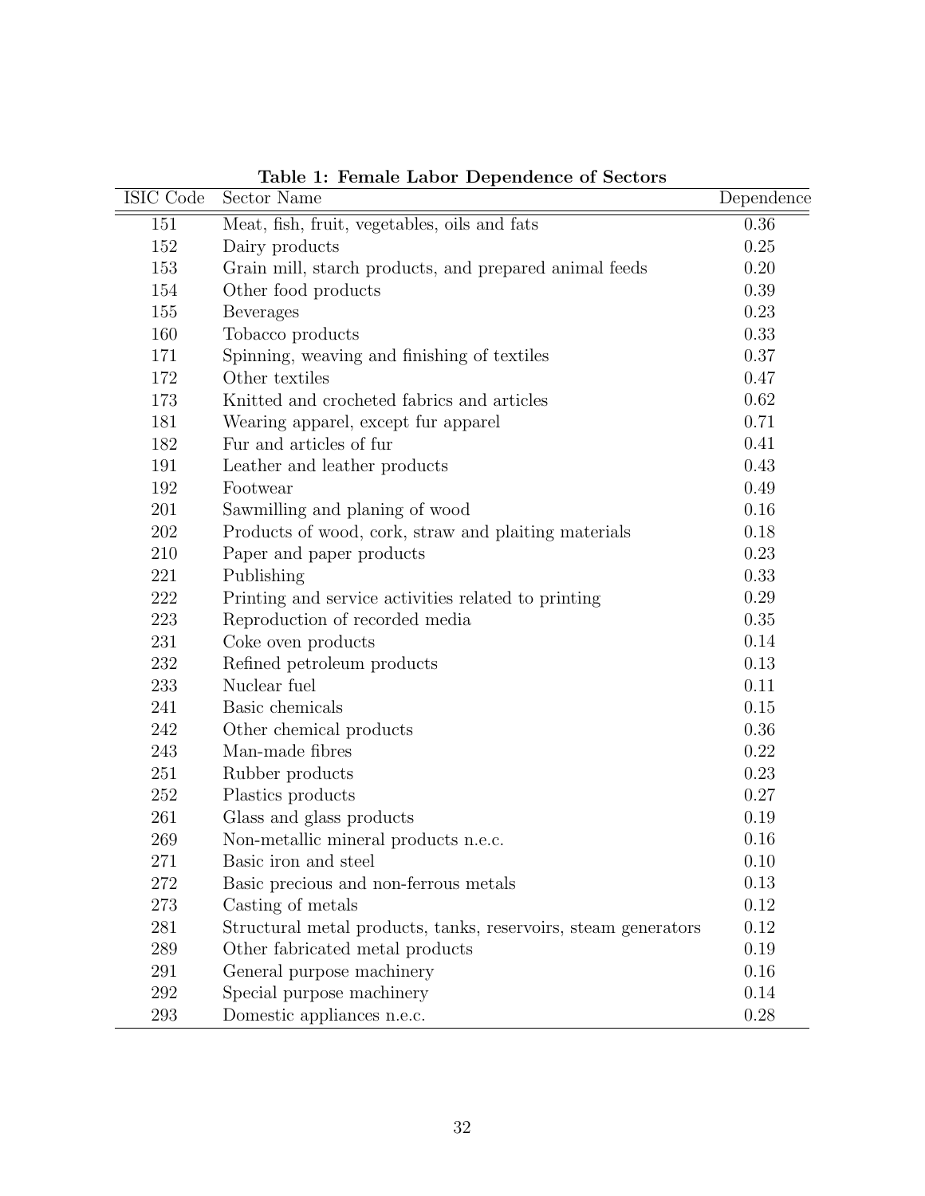**Table 1: Female Labor Dependence of Sectors**

| ISIC Code | Sector Name | Dependence |
|---|---|---|
| 151 | Meat, fish, fruit, vegetables, oils and fats | 0.36 |
| 152 | Dairy products | 0.25 |
| 153 | Grain mill, starch products, and prepared animal feeds | 0.20 |
| 154 | Other food products | 0.39 |
| 155 | Beverages | 0.23 |
| 160 | Tobacco products | 0.33 |
| 171 | Spinning, weaving and finishing of textiles | 0.37 |
| 172 | Other textiles | 0.47 |
| 173 | Knitted and crocheted fabrics and articles | 0.62 |
| 181 | Wearing apparel, except fur apparel | 0.71 |
| 182 | Fur and articles of fur | 0.41 |
| 191 | Leather and leather products | 0.43 |
| 192 | Footwear | 0.49 |
| 201 | Sawmilling and planing of wood | 0.16 |
| 202 | Products of wood, cork, straw and plaiting materials | 0.18 |
| 210 | Paper and paper products | 0.23 |
| 221 | Publishing | 0.33 |
| 222 | Printing and service activities related to printing | 0.29 |
| 223 | Reproduction of recorded media | 0.35 |
| 231 | Coke oven products | 0.14 |
| 232 | Refined petroleum products | 0.13 |
| 233 | Nuclear fuel | 0.11 |
| 241 | Basic chemicals | 0.15 |
| 242 | Other chemical products | 0.36 |
| 243 | Man-made fibres | 0.22 |
| 251 | Rubber products | 0.23 |
| 252 | Plastics products | 0.27 |
| 261 | Glass and glass products | 0.19 |
| 269 | Non-metallic mineral products n.e.c. | 0.16 |
| 271 | Basic iron and steel | 0.10 |
| 272 | Basic precious and non-ferrous metals | 0.13 |
| 273 | Casting of metals | 0.12 |
| 281 | Structural metal products, tanks, reservoirs, steam generators | 0.12 |
| 289 | Other fabricated metal products | 0.19 |
| 291 | General purpose machinery | 0.16 |
| 292 | Special purpose machinery | 0.14 |
| 293 | Domestic appliances n.e.c. | 0.28 |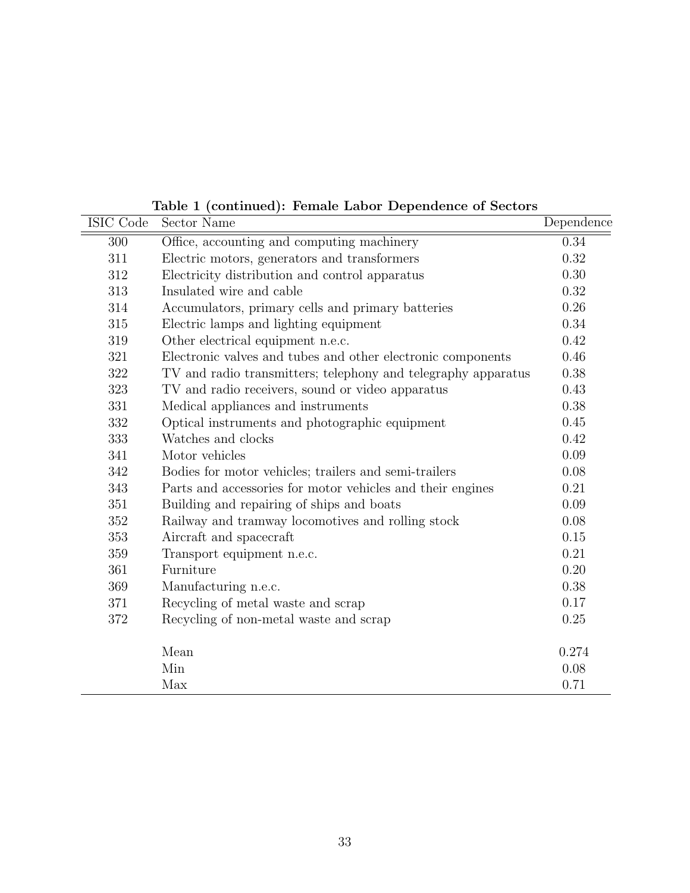**Table 1 (continued): Female Labor Dependence of Sectors**

| ISIC Code | Sector Name | Dependence |
|---|---|---|
| 300 | Office, accounting and computing machinery | 0.34 |
| 311 | Electric motors, generators and transformers | 0.32 |
| 312 | Electricity distribution and control apparatus | 0.30 |
| 313 | Insulated wire and cable | 0.32 |
| 314 | Accumulators, primary cells and primary batteries | 0.26 |
| 315 | Electric lamps and lighting equipment | 0.34 |
| 319 | Other electrical equipment n.e.c. | 0.42 |
| 321 | Electronic valves and tubes and other electronic components | 0.46 |
| 322 | TV and radio transmitters; telephony and telegraphy apparatus | 0.38 |
| 323 | TV and radio receivers, sound or video apparatus | 0.43 |
| 331 | Medical appliances and instruments | 0.38 |
| 332 | Optical instruments and photographic equipment | 0.45 |
| 333 | Watches and clocks | 0.42 |
| 341 | Motor vehicles | 0.09 |
| 342 | Bodies for motor vehicles; trailers and semi-trailers | 0.08 |
| 343 | Parts and accessories for motor vehicles and their engines | 0.21 |
| 351 | Building and repairing of ships and boats | 0.09 |
| 352 | Railway and tramway locomotives and rolling stock | 0.08 |
| 353 | Aircraft and spacecraft | 0.15 |
| 359 | Transport equipment n.e.c. | 0.21 |
| 361 | Furniture | 0.20 |
| 369 | Manufacturing n.e.c. | 0.38 |
| 371 | Recycling of metal waste and scrap | 0.17 |
| 372 | Recycling of non-metal waste and scrap | 0.25 |
| | Mean | 0.274 |
| | Min | 0.08 |
| | Max | 0.71 |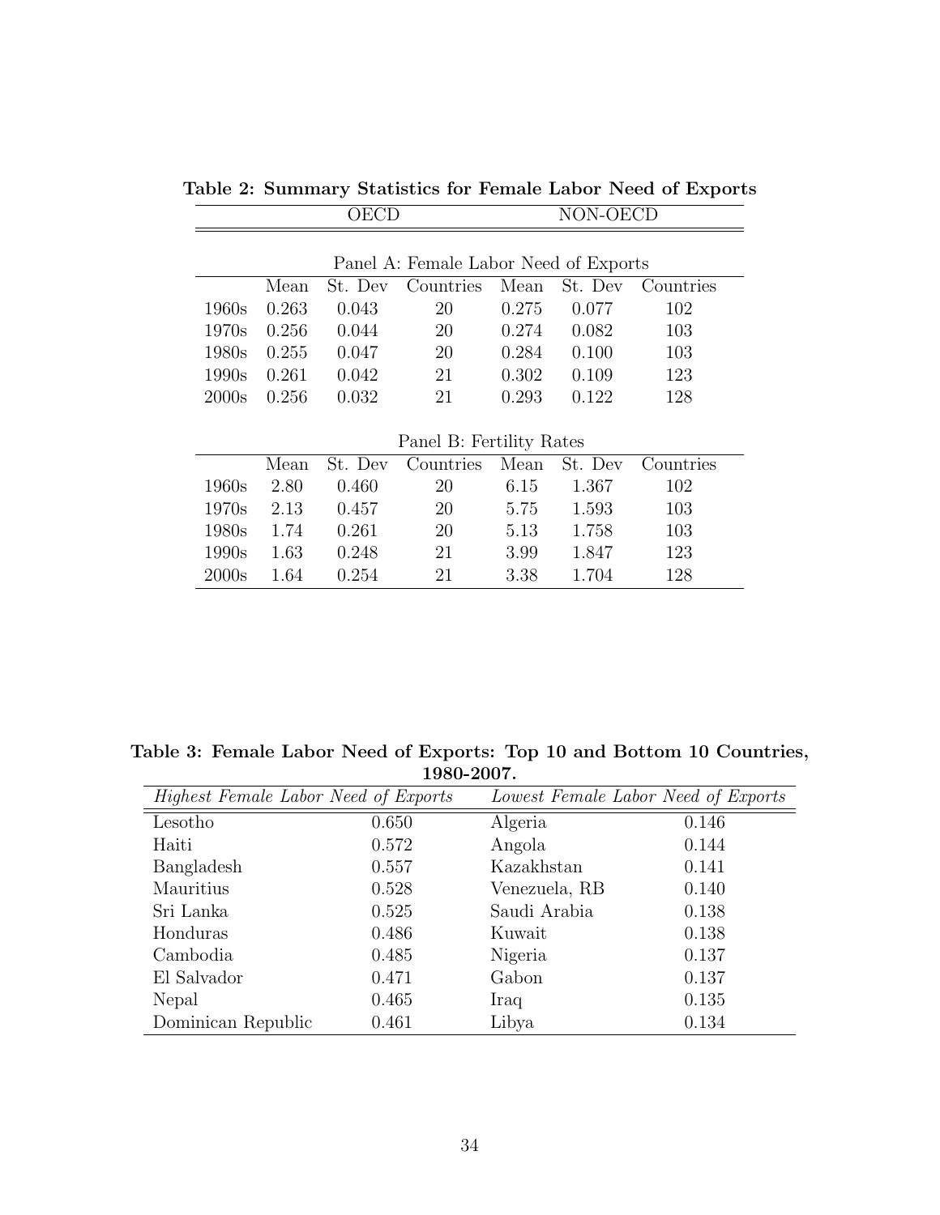**Table 2: Summary Statistics for Female Labor Need of Exports**

| | OECD | | | NON-OECD | | |
|---|---|---|---|---|---|---|
| | Panel A: Female Labor Need of Exports | | | | | |
| | Mean | St. Dev | Countries | Mean | St. Dev | Countries |
| 1960s | 0.263 | 0.043 | 20 | 0.275 | 0.077 | 102 |
| 1970s | 0.256 | 0.044 | 20 | 0.274 | 0.082 | 103 |
| 1980s | 0.255 | 0.047 | 20 | 0.284 | 0.100 | 103 |
| 1990s | 0.261 | 0.042 | 21 | 0.302 | 0.109 | 123 |
| 2000s | 0.256 | 0.032 | 21 | 0.293 | 0.122 | 128 |
| | Panel B: Fertility Rates | | | | | |
| | Mean | St. Dev | Countries | Mean | St. Dev | Countries |
| 1960s | 2.80 | 0.460 | 20 | 6.15 | 1.367 | 102 |
| 1970s | 2.13 | 0.457 | 20 | 5.75 | 1.593 | 103 |
| 1980s | 1.74 | 0.261 | 20 | 5.13 | 1.758 | 103 |
| 1990s | 1.63 | 0.248 | 21 | 3.99 | 1.847 | 123 |
| 2000s | 1.64 | 0.254 | 21 | 3.38 | 1.704 | 128 |

**Table 3: Female Labor Need of Exports: Top 10 and Bottom 10 Countries, 1980-2007.**

| *Highest Female Labor Need of Exports* | | *Lowest Female Labor Need of Exports* | |
|---|---|---|---|
| Lesotho | 0.650 | Algeria | 0.146 |
| Haiti | 0.572 | Angola | 0.144 |
| Bangladesh | 0.557 | Kazakhstan | 0.141 |
| Mauritius | 0.528 | Venezuela, RB | 0.140 |
| Sri Lanka | 0.525 | Saudi Arabia | 0.138 |
| Honduras | 0.486 | Kuwait | 0.138 |
| Cambodia | 0.485 | Nigeria | 0.137 |
| El Salvador | 0.471 | Gabon | 0.137 |
| Nepal | 0.465 | Iraq | 0.135 |
| Dominican Republic | 0.461 | Libya | 0.134 |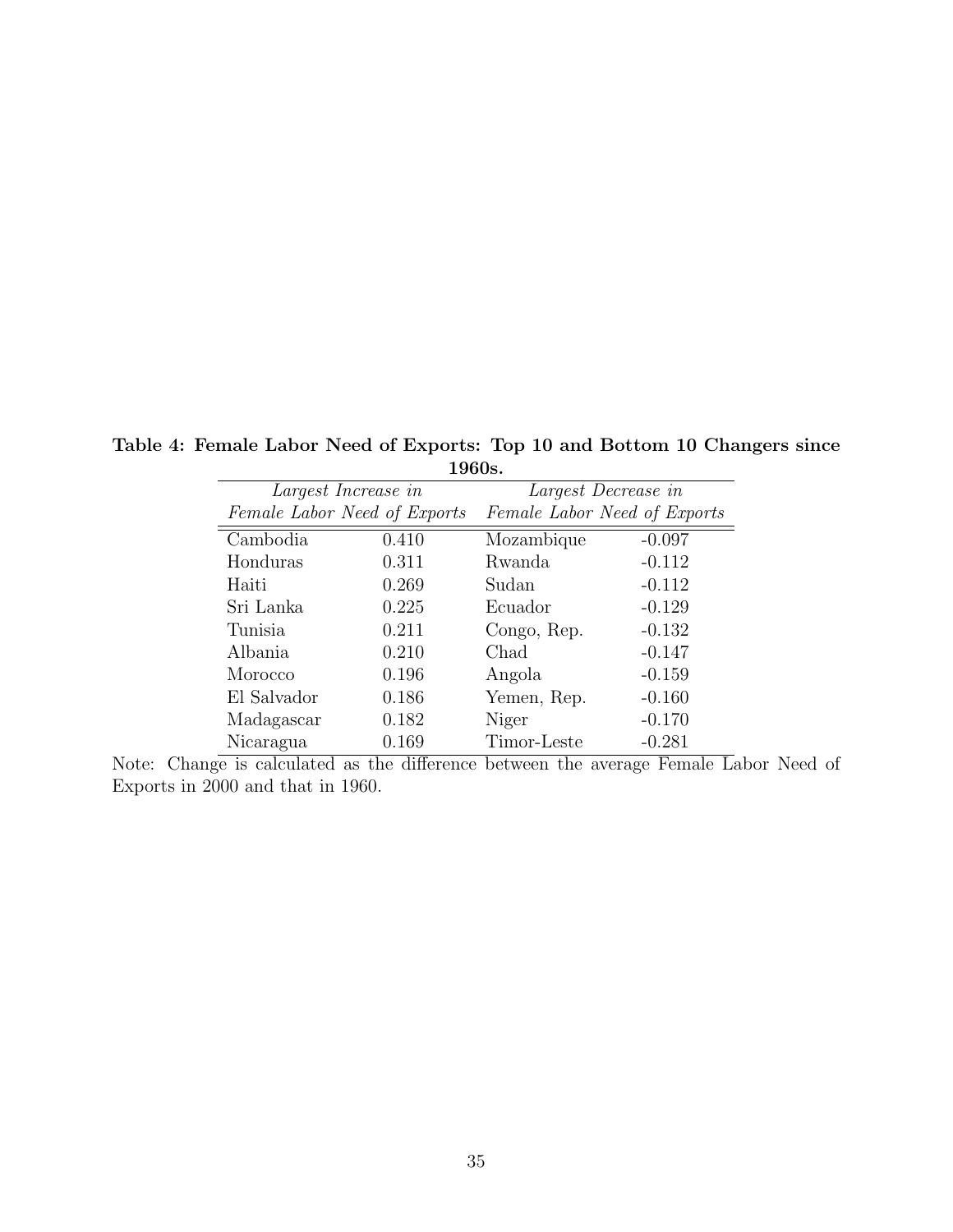**Table 4: Female Labor Need of Exports: Top 10 and Bottom 10 Changers since 1960s.**

| *Largest Increase in* | | *Largest Decrease in* | |
|---|---|---|---|
| *Female Labor Need of Exports* | | *Female Labor Need of Exports* | |
| Cambodia | 0.410 | Mozambique | -0.097 |
| Honduras | 0.311 | Rwanda | -0.112 |
| Haiti | 0.269 | Sudan | -0.112 |
| Sri Lanka | 0.225 | Ecuador | -0.129 |
| Tunisia | 0.211 | Congo, Rep. | -0.132 |
| Albania | 0.210 | Chad | -0.147 |
| Morocco | 0.196 | Angola | -0.159 |
| El Salvador | 0.186 | Yemen, Rep. | -0.160 |
| Madagascar | 0.182 | Niger | -0.170 |
| Nicaragua | 0.169 | Timor-Leste | -0.281 |

Note: Change is calculated as the difference between the average Female Labor Need of Exports in 2000 and that in 1960.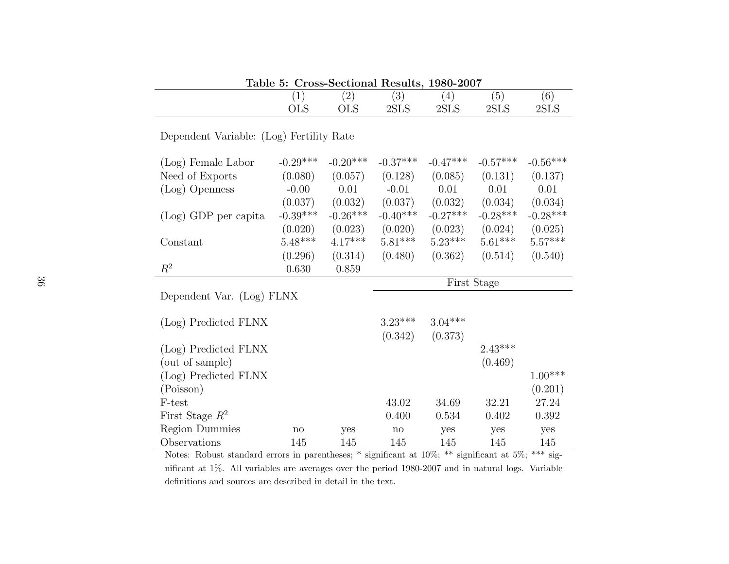**Table 5: Cross-Sectional Results, 1980-2007**

| | (1) | (2) | (3) | (4) | (5) | (6) |
|---|---|---|---|---|---|---|
| | OLS | OLS | 2SLS | 2SLS | 2SLS | 2SLS |
| Dependent Variable: (Log) Fertility Rate | | | | | | |
| (Log) Female Labor | -0.29*** | -0.20*** | -0.37*** | -0.47*** | -0.57*** | -0.56*** |
| Need of Exports | (0.080) | (0.057) | (0.128) | (0.085) | (0.131) | (0.137) |
| (Log) Openness | -0.00 | 0.01 | -0.01 | 0.01 | 0.01 | 0.01 |
| | (0.037) | (0.032) | (0.037) | (0.032) | (0.034) | (0.034) |
| (Log) GDP per capita | -0.39*** | -0.26*** | -0.40*** | -0.27*** | -0.28*** | -0.28*** |
| | (0.020) | (0.023) | (0.020) | (0.023) | (0.024) | (0.025) |
| Constant | 5.48*** | 4.17*** | 5.81*** | 5.23*** | 5.61*** | 5.57*** |
| | (0.296) | (0.314) | (0.480) | (0.362) | (0.514) | (0.540) |
| $R^2$ | 0.630 | 0.859 | | | | |
| | | | First Stage | | | |
| Dependent Var. (Log) FLNX | | | | | | |
| (Log) Predicted FLNX | | | 3.23*** | 3.04*** | | |
| | | | (0.342) | (0.373) | | |
| (Log) Predicted FLNX | | | | | 2.43*** | |
| (out of sample) | | | | | (0.469) | |
| (Log) Predicted FLNX | | | | | | 1.00*** |
| (Poisson) | | | | | | (0.201) |
| F-test | | | 43.02 | 34.69 | 32.21 | 27.24 |
| First Stage $R^2$ | | | 0.400 | 0.534 | 0.402 | 0.392 |
| Region Dummies | no | yes | no | yes | yes | yes |
| Observations | 145 | 145 | 145 | 145 | 145 | 145 |

Notes: Robust standard errors in parentheses; * significant at 10%; ** significant at 5%; *** significant at 1%. All variables are averages over the period 1980-2007 and in natural logs. Variable definitions and sources are described in detail in the text.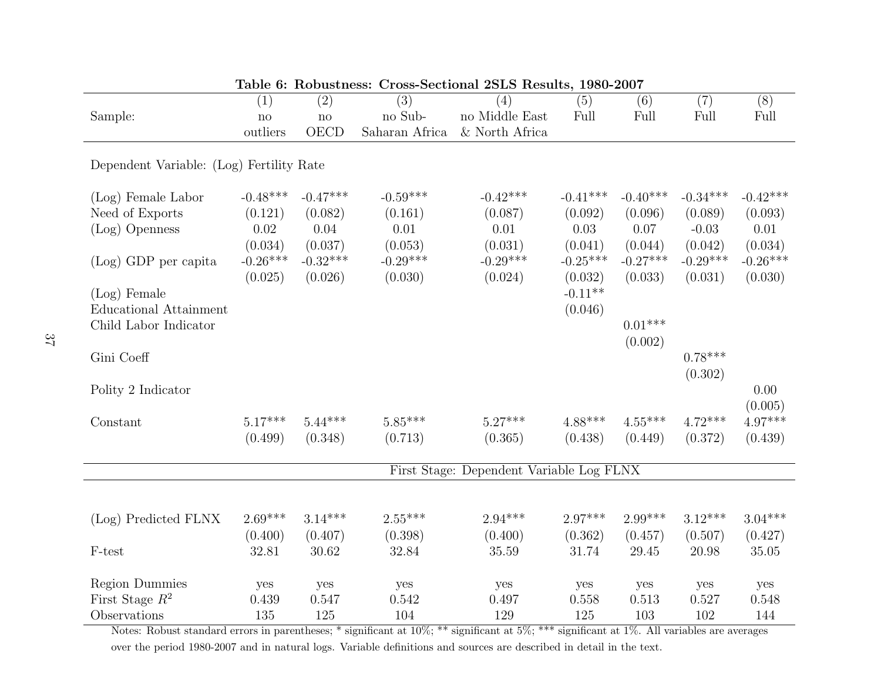**Table 6: Robustness: Cross-Sectional 2SLS Results, 1980-2007**

| | (1) | (2) | (3) | (4) | (5) | (6) | (7) | (8) |
|---|---|---|---|---|---|---|---|---|
| Sample: | no outliers | no OECD | no Sub-Saharan Africa | no Middle East & North Africa | Full | Full | Full | Full |
| Dependent Variable: (Log) Fertility Rate | | | | | | | | |
| (Log) Female Labor Need of Exports | -0.48*** | -0.47*** | -0.59*** | -0.42*** | -0.41*** | -0.40*** | -0.34*** | -0.42*** |
| | (0.121) | (0.082) | (0.161) | (0.087) | (0.092) | (0.096) | (0.089) | (0.093) |
| (Log) Openness | 0.02 | 0.04 | 0.01 | 0.01 | 0.03 | 0.07 | -0.03 | 0.01 |
| | (0.034) | (0.037) | (0.053) | (0.031) | (0.041) | (0.044) | (0.042) | (0.034) |
| (Log) GDP per capita | -0.26*** | -0.32*** | -0.29*** | -0.29*** | -0.25*** | -0.27*** | -0.29*** | -0.26*** |
| | (0.025) | (0.026) | (0.030) | (0.024) | (0.032) | (0.033) | (0.031) | (0.030) |
| (Log) Female Educational Attainment | | | | | -0.11** | | | |
| | | | | | (0.046) | | | |
| Child Labor Indicator | | | | | | 0.01*** | | |
| | | | | | | (0.002) | | |
| Gini Coeff | | | | | | | 0.78*** | |
| | | | | | | | (0.302) | |
| Polity 2 Indicator | | | | | | | | 0.00 |
| | | | | | | | | (0.005) |
| Constant | 5.17*** | 5.44*** | 5.85*** | 5.27*** | 4.88*** | 4.55*** | 4.72*** | 4.97*** |
| | (0.499) | (0.348) | (0.713) | (0.365) | (0.438) | (0.449) | (0.372) | (0.439) |
| First Stage: Dependent Variable Log FLNX | | | | | | | | |
| (Log) Predicted FLNX | 2.69*** | 3.14*** | 2.55*** | 2.94*** | 2.97*** | 2.99*** | 3.12*** | 3.04*** |
| | (0.400) | (0.407) | (0.398) | (0.400) | (0.362) | (0.457) | (0.507) | (0.427) |
| F-test | 32.81 | 30.62 | 32.84 | 35.59 | 31.74 | 29.45 | 20.98 | 35.05 |
| Region Dummies | yes | yes | yes | yes | yes | yes | yes | yes |
| First Stage $R^2$ | 0.439 | 0.547 | 0.542 | 0.497 | 0.558 | 0.513 | 0.527 | 0.548 |
| Observations | 135 | 125 | 104 | 129 | 125 | 103 | 102 | 144 |

Notes: Robust standard errors in parentheses; * significant at 10%; ** significant at 5%; *** significant at 1%. All variables are averages over the period 1980-2007 and in natural logs. Variable definitions and sources are described in detail in the text.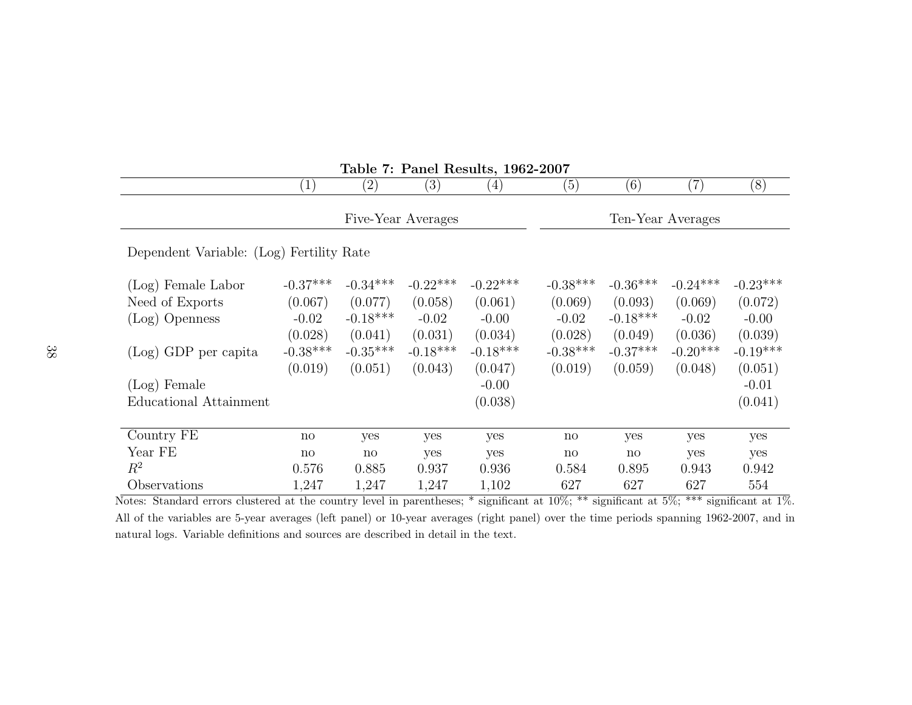**Table 7: Panel Results, 1962-2007**

| | (1) | (2) | (3) | (4) | (5) | (6) | (7) | (8) |
|---|---|---|---|---|---|---|---|---|
| | Five-Year Averages | | | | Ten-Year Averages | | | |
| Dependent Variable: (Log) Fertility Rate | | | | | | | | |
| (Log) Female Labor Need of Exports | -0.37*** | -0.34*** | -0.22*** | -0.22*** | -0.38*** | -0.36*** | -0.24*** | -0.23*** |
| | (0.067) | (0.077) | (0.058) | (0.061) | (0.069) | (0.093) | (0.069) | (0.072) |
| (Log) Openness | -0.02 | -0.18*** | -0.02 | -0.00 | -0.02 | -0.18*** | -0.02 | -0.00 |
| | (0.028) | (0.041) | (0.031) | (0.034) | (0.028) | (0.049) | (0.036) | (0.039) |
| (Log) GDP per capita | -0.38*** | -0.35*** | -0.18*** | -0.18*** | -0.38*** | -0.37*** | -0.20*** | -0.19*** |
| | (0.019) | (0.051) | (0.043) | (0.047) | (0.019) | (0.059) | (0.048) | (0.051) |
| (Log) Female Educational Attainment | | | | -0.00 | | | | -0.01 |
| | | | | (0.038) | | | | (0.041) |
| Country FE | no | yes | yes | yes | no | yes | yes | yes |
| Year FE | no | no | yes | yes | no | no | yes | yes |
| $R^2$ | 0.576 | 0.885 | 0.937 | 0.936 | 0.584 | 0.895 | 0.943 | 0.942 |
| Observations | 1,247 | 1,247 | 1,247 | 1,102 | 627 | 627 | 627 | 554 |

Notes: Standard errors clustered at the country level in parentheses; * significant at 10%; ** significant at 5%; *** significant at 1%. All of the variables are 5-year averages (left panel) or 10-year averages (right panel) over the time periods spanning 1962-2007, and in natural logs. Variable definitions and sources are described in detail in the text.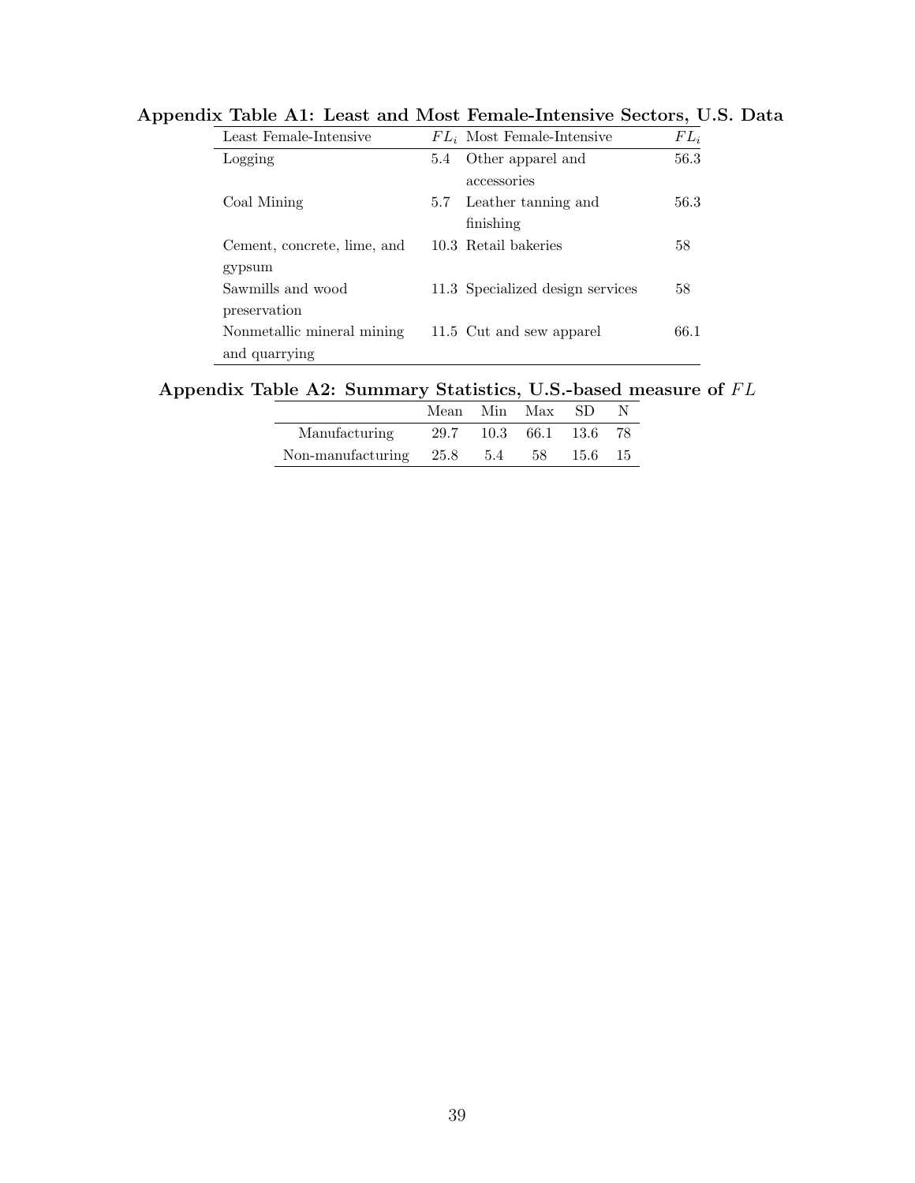**Appendix Table A1: Least and Most Female-Intensive Sectors, U.S. Data**

| Least Female-Intensive | $FL_i$ | Most Female-Intensive | $FL_i$ |
|---|---|---|---|
| Logging | 5.4 | Other apparel and accessories | 56.3 |
| Coal Mining | 5.7 | Leather tanning and finishing | 56.3 |
| Cement, concrete, lime, and gypsum | 10.3 | Retail bakeries | 58 |
| Sawmills and wood preservation | 11.3 | Specialized design services | 58 |
| Nonmetallic mineral mining and quarrying | 11.5 | Cut and sew apparel | 66.1 |

**Appendix Table A2: Summary Statistics, U.S.-based measure of $FL$**

| | Mean | Min | Max | SD | N |
|---|---|---|---|---|---|
| Manufacturing | 29.7 | 10.3 | 66.1 | 13.6 | 78 |
| Non-manufacturing | 25.8 | 5.4 | 58 | 15.6 | 15 |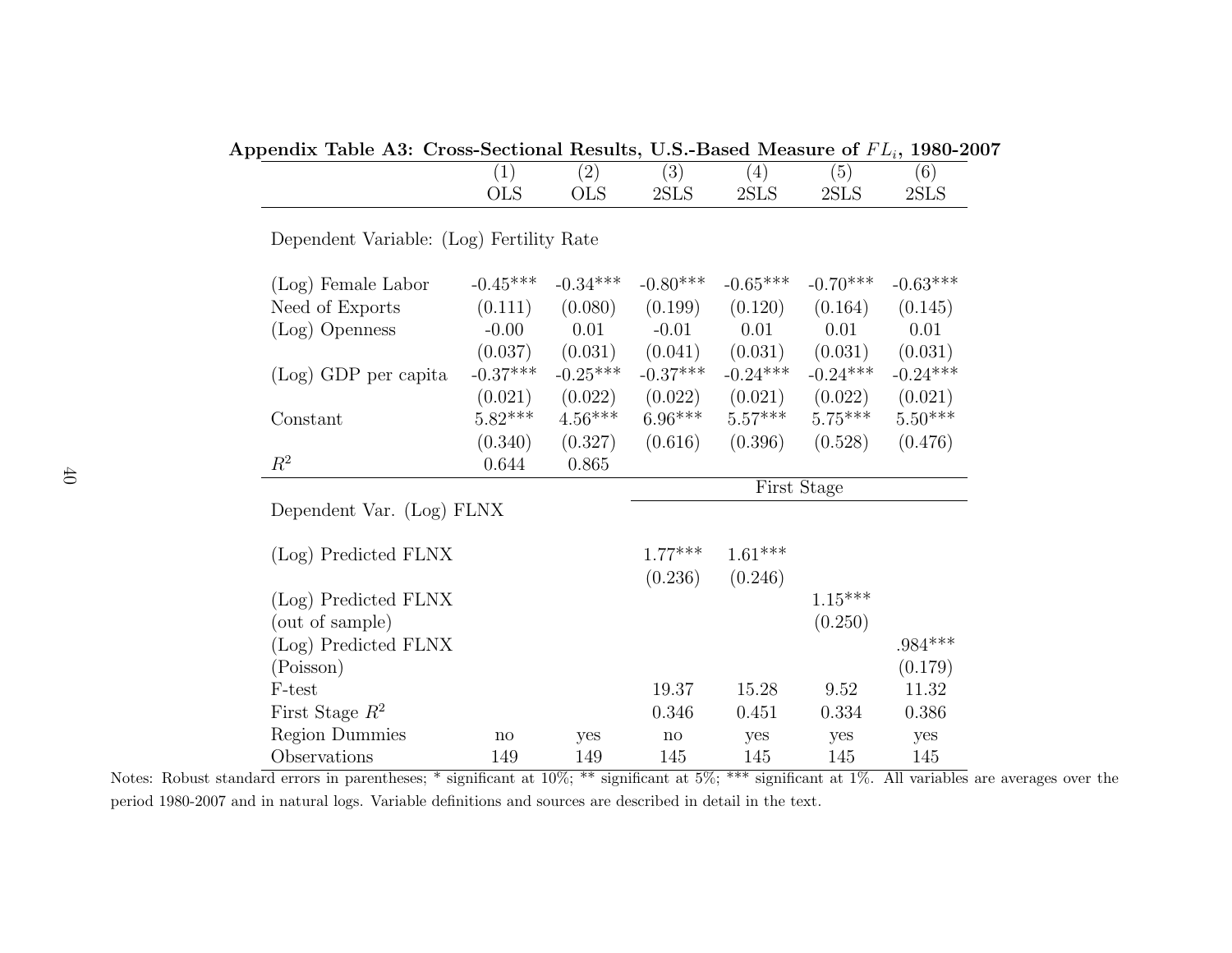**Appendix Table A3: Cross-Sectional Results, U.S.-Based Measure of $FL_i$, 1980-2007**

| | (1) | (2) | (3) | (4) | (5) | (6) |
|---|---|---|---|---|---|---|
| | OLS | OLS | 2SLS | 2SLS | 2SLS | 2SLS |
| Dependent Variable: (Log) Fertility Rate | | | | | | |
| (Log) Female Labor | -0.45*** | -0.34*** | -0.80*** | -0.65*** | -0.70*** | -0.63*** |
| Need of Exports | (0.111) | (0.080) | (0.199) | (0.120) | (0.164) | (0.145) |
| (Log) Openness | -0.00 | 0.01 | -0.01 | 0.01 | 0.01 | 0.01 |
| | (0.037) | (0.031) | (0.041) | (0.031) | (0.031) | (0.031) |
| (Log) GDP per capita | -0.37*** | -0.25*** | -0.37*** | -0.24*** | -0.24*** | -0.24*** |
| | (0.021) | (0.022) | (0.022) | (0.021) | (0.022) | (0.021) |
| Constant | 5.82*** | 4.56*** | 6.96*** | 5.57*** | 5.75*** | 5.50*** |
| | (0.340) | (0.327) | (0.616) | (0.396) | (0.528) | (0.476) |
| $R^2$ | 0.644 | 0.865 | | | | |
| | | | First Stage | | | |
| Dependent Var. (Log) FLNX | | | | | | |
| (Log) Predicted FLNX | | | 1.77*** | 1.61*** | | |
| | | | (0.236) | (0.246) | | |
| (Log) Predicted FLNX | | | | | 1.15*** | |
| (out of sample) | | | | | (0.250) | |
| (Log) Predicted FLNX | | | | | | .984*** |
| (Poisson) | | | | | | (0.179) |
| F-test | | | 19.37 | 15.28 | 9.52 | 11.32 |
| First Stage $R^2$ | | | 0.346 | 0.451 | 0.334 | 0.386 |
| Region Dummies | no | yes | no | yes | yes | yes |
| Observations | 149 | 149 | 145 | 145 | 145 | 145 |

Notes: Robust standard errors in parentheses; * significant at 10%; ** significant at 5%; *** significant at 1%. All variables are averages over the period 1980-2007 and in natural logs. Variable definitions and sources are described in detail in the text.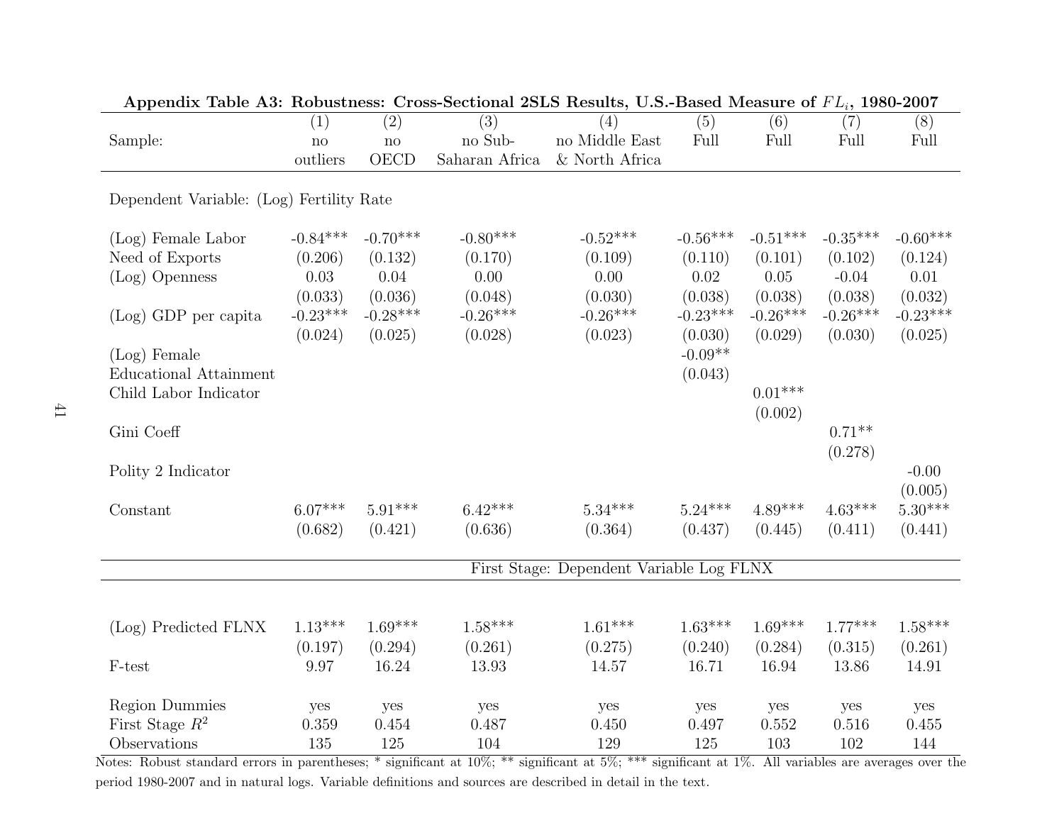**Appendix Table A3: Robustness: Cross-Sectional 2SLS Results, U.S.-Based Measure of $FL_i$, 1980-2007**

| | (1) | (2) | (3) | (4) | (5) | (6) | (7) | (8) |
|---|---|---|---|---|---|---|---|---|
| Sample: | no outliers | no OECD | no Sub-Saharan Africa | no Middle East & North Africa | Full | Full | Full | Full |
| Dependent Variable: (Log) Fertility Rate | | | | | | | | |
| (Log) Female Labor Need of Exports | -0.84*** | -0.70*** | -0.80*** | -0.52*** | -0.56*** | -0.51*** | -0.35*** | -0.60*** |
| | (0.206) | (0.132) | (0.170) | (0.109) | (0.110) | (0.101) | (0.102) | (0.124) |
| (Log) Openness | 0.03 | 0.04 | 0.00 | 0.00 | 0.02 | 0.05 | -0.04 | 0.01 |
| | (0.033) | (0.036) | (0.048) | (0.030) | (0.038) | (0.038) | (0.038) | (0.032) |
| (Log) GDP per capita | -0.23*** | -0.28*** | -0.26*** | -0.26*** | -0.23*** | -0.26*** | -0.26*** | -0.23*** |
| | (0.024) | (0.025) | (0.028) | (0.023) | (0.030) | (0.029) | (0.030) | (0.025) |
| (Log) Female Educational Attainment | | | | | -0.09** | | | |
| | | | | | (0.043) | | | |
| Child Labor Indicator | | | | | | 0.01*** | | |
| | | | | | | (0.002) | | |
| Gini Coeff | | | | | | | 0.71** | |
| | | | | | | | (0.278) | |
| Polity 2 Indicator | | | | | | | | -0.00 |
| | | | | | | | | (0.005) |
| Constant | 6.07*** | 5.91*** | 6.42*** | 5.34*** | 5.24*** | 4.89*** | 4.63*** | 5.30*** |
| | (0.682) | (0.421) | (0.636) | (0.364) | (0.437) | (0.445) | (0.411) | (0.441) |
| First Stage: Dependent Variable Log FLNX | | | | | | | | |
| (Log) Predicted FLNX | 1.13*** | 1.69*** | 1.58*** | 1.61*** | 1.63*** | 1.69*** | 1.77*** | 1.58*** |
| | (0.197) | (0.294) | (0.261) | (0.275) | (0.240) | (0.284) | (0.315) | (0.261) |
| F-test | 9.97 | 16.24 | 13.93 | 14.57 | 16.71 | 16.94 | 13.86 | 14.91 |
| Region Dummies | yes | yes | yes | yes | yes | yes | yes | yes |
| First Stage $R^2$ | 0.359 | 0.454 | 0.487 | 0.450 | 0.497 | 0.552 | 0.516 | 0.455 |
| Observations | 135 | 125 | 104 | 129 | 125 | 103 | 102 | 144 |

Notes: Robust standard errors in parentheses; * significant at 10%; ** significant at 5%; *** significant at 1%. All variables are averages over the period 1980-2007 and in natural logs. Variable definitions and sources are described in detail in the text.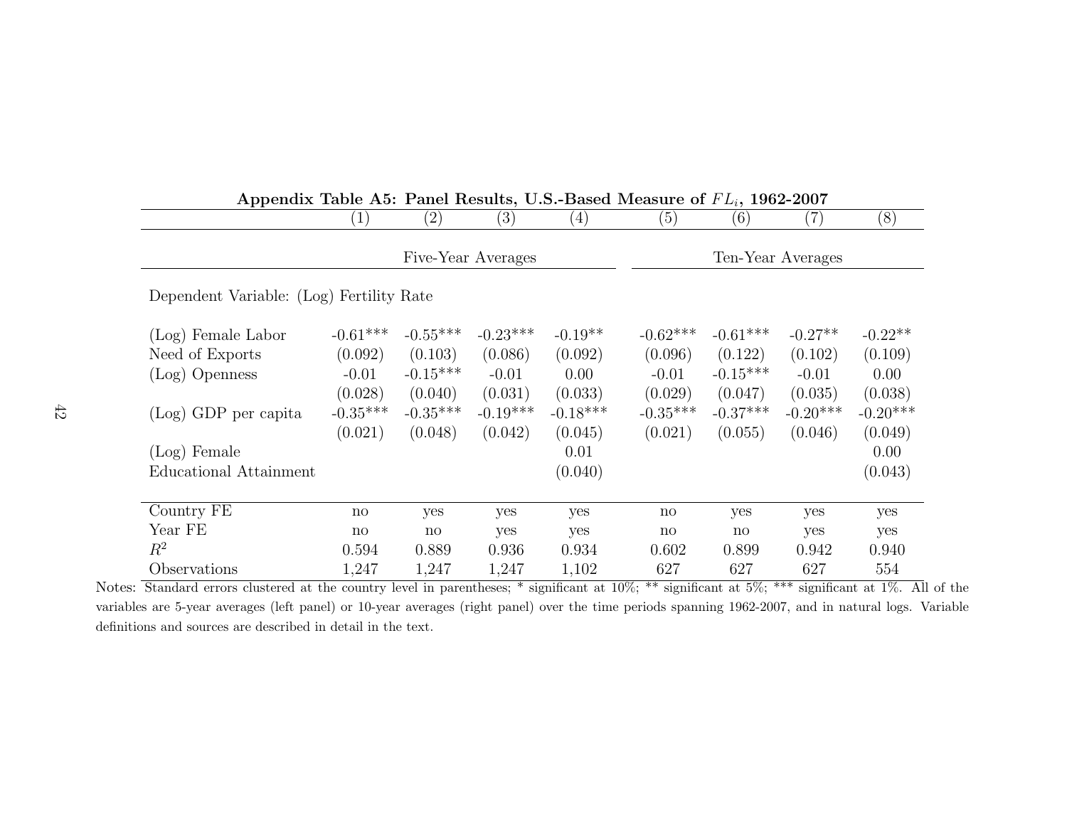**Appendix Table A5: Panel Results, U.S.-Based Measure of $FL_i$, 1962-2007**

| | (1) | (2) | (3) | (4) | (5) | (6) | (7) | (8) |
|---|---|---|---|---|---|---|---|---|
| | Five-Year Averages | | | | Ten-Year Averages | | | |
| Dependent Variable: (Log) Fertility Rate | | | | | | | | |
| (Log) Female Labor | -0.61*** | -0.55*** | -0.23*** | -0.19** | -0.62*** | -0.61*** | -0.27** | -0.22** |
| Need of Exports | (0.092) | (0.103) | (0.086) | (0.092) | (0.096) | (0.122) | (0.102) | (0.109) |
| (Log) Openness | -0.01 | -0.15*** | -0.01 | 0.00 | -0.01 | -0.15*** | -0.01 | 0.00 |
| | (0.028) | (0.040) | (0.031) | (0.033) | (0.029) | (0.047) | (0.035) | (0.038) |
| (Log) GDP per capita | -0.35*** | -0.35*** | -0.19*** | -0.18*** | -0.35*** | -0.37*** | -0.20*** | -0.20*** |
| | (0.021) | (0.048) | (0.042) | (0.045) | (0.021) | (0.055) | (0.046) | (0.049) |
| (Log) Female | | | | 0.01 | | | | 0.00 |
| Educational Attainment | | | | (0.040) | | | | (0.043) |
| Country FE | no | yes | yes | yes | no | yes | yes | yes |
| Year FE | no | no | yes | yes | no | no | yes | yes |
| $R^2$ | 0.594 | 0.889 | 0.936 | 0.934 | 0.602 | 0.899 | 0.942 | 0.940 |
| Observations | 1,247 | 1,247 | 1,247 | 1,102 | 627 | 627 | 627 | 554 |

Notes: Standard errors clustered at the country level in parentheses; * significant at 10%; ** significant at 5%; *** significant at 1%. All of the variables are 5-year averages (left panel) or 10-year averages (right panel) over the time periods spanning 1962-2007, and in natural logs. Variable definitions and sources are described in detail in the text.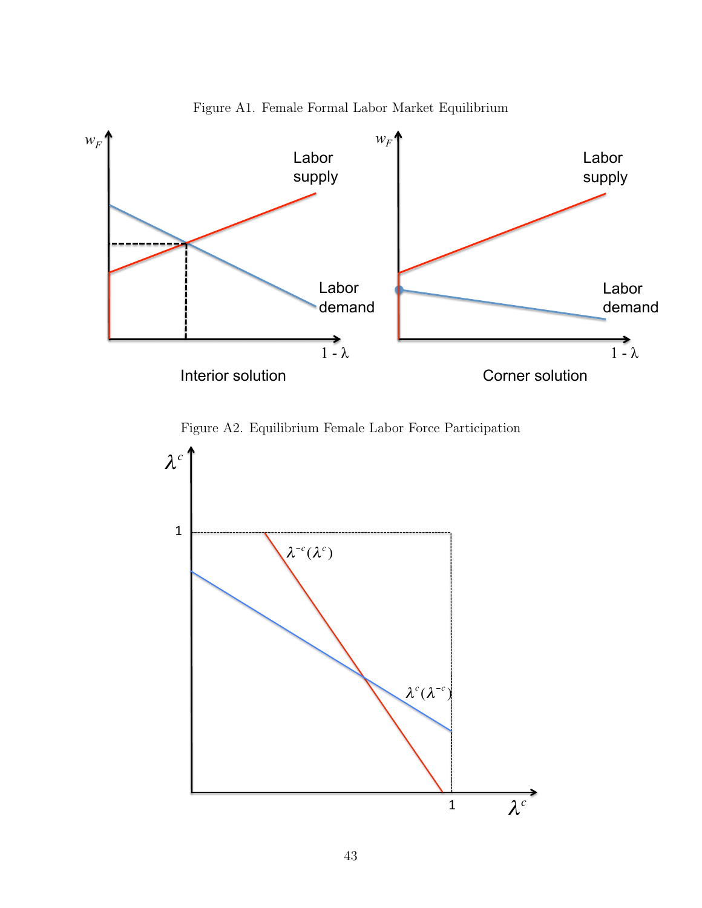Figure A1. Female Formal Labor Market Equilibrium

$w_F$

Labor supply

Labor demand

$1 - \lambda$

Interior solution

$w_F$

Labor supply

Labor demand

$1 - \lambda$

Corner solution

Figure A2. Equilibrium Female Labor Force Participation

$\lambda^c$

1

$\lambda^{-c}(\lambda^c)$

$\lambda^c(\lambda^{-c})$

1

$\lambda^c$